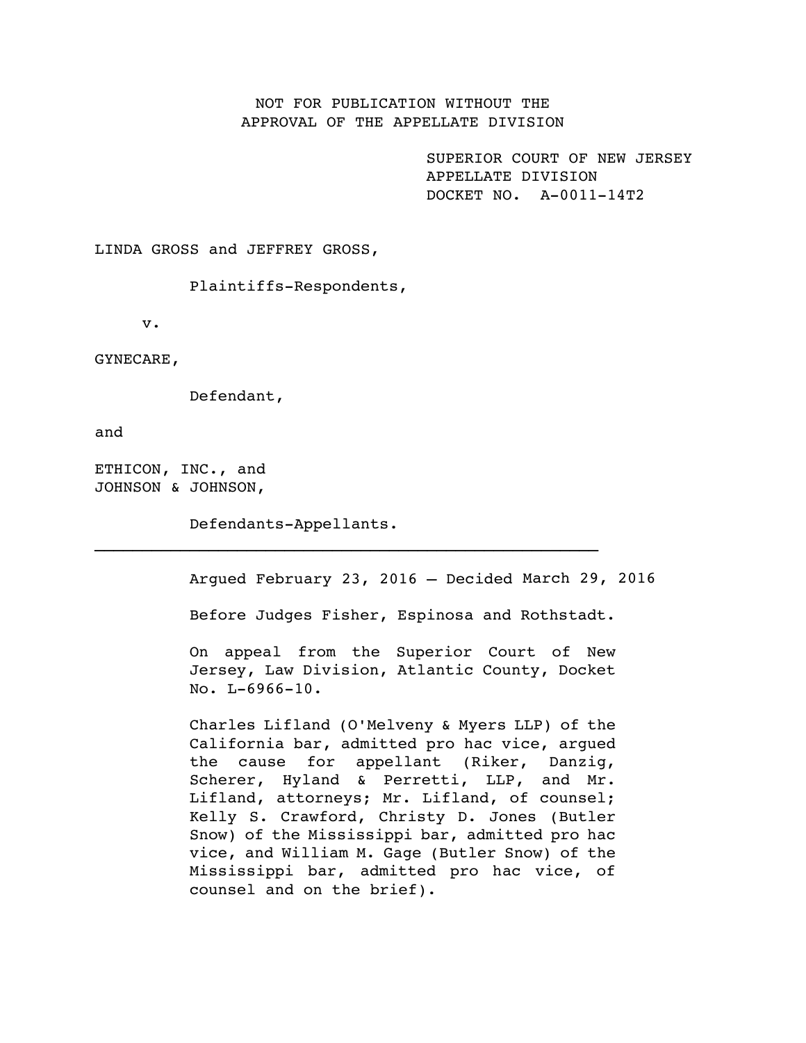NOT FOR PUBLICATION WITHOUT THE
APPROVAL OF THE APPELLATE DIVISION

SUPERIOR COURT OF NEW JERSEY
APPELLATE DIVISION
DOCKET NO. A-0011-14T2

LINDA GROSS and JEFFREY GROSS,

Plaintiffs-Respondents,

v.

GYNECARE,

Defendant,

and

ETHICON, INC., and
JOHNSON & JOHNSON,

Defendants-Appellants.

---

Argued February 23, 2016 – Decided March 29, 2016

Before Judges Fisher, Espinosa and Rothstadt.

On appeal from the Superior Court of New Jersey, Law Division, Atlantic County, Docket No. L-6966-10.

Charles Lifland (O'Melveny & Myers LLP) of the California bar, admitted pro hac vice, argued the cause for appellant (Riker, Danzig, Scherer, Hyland & Perretti, LLP, and Mr. Lifland, attorneys; Mr. Lifland, of counsel; Kelly S. Crawford, Christy D. Jones (Butler Snow) of the Mississippi bar, admitted pro hac vice, and William M. Gage (Butler Snow) of the Mississippi bar, admitted pro hac vice, of counsel and on the brief).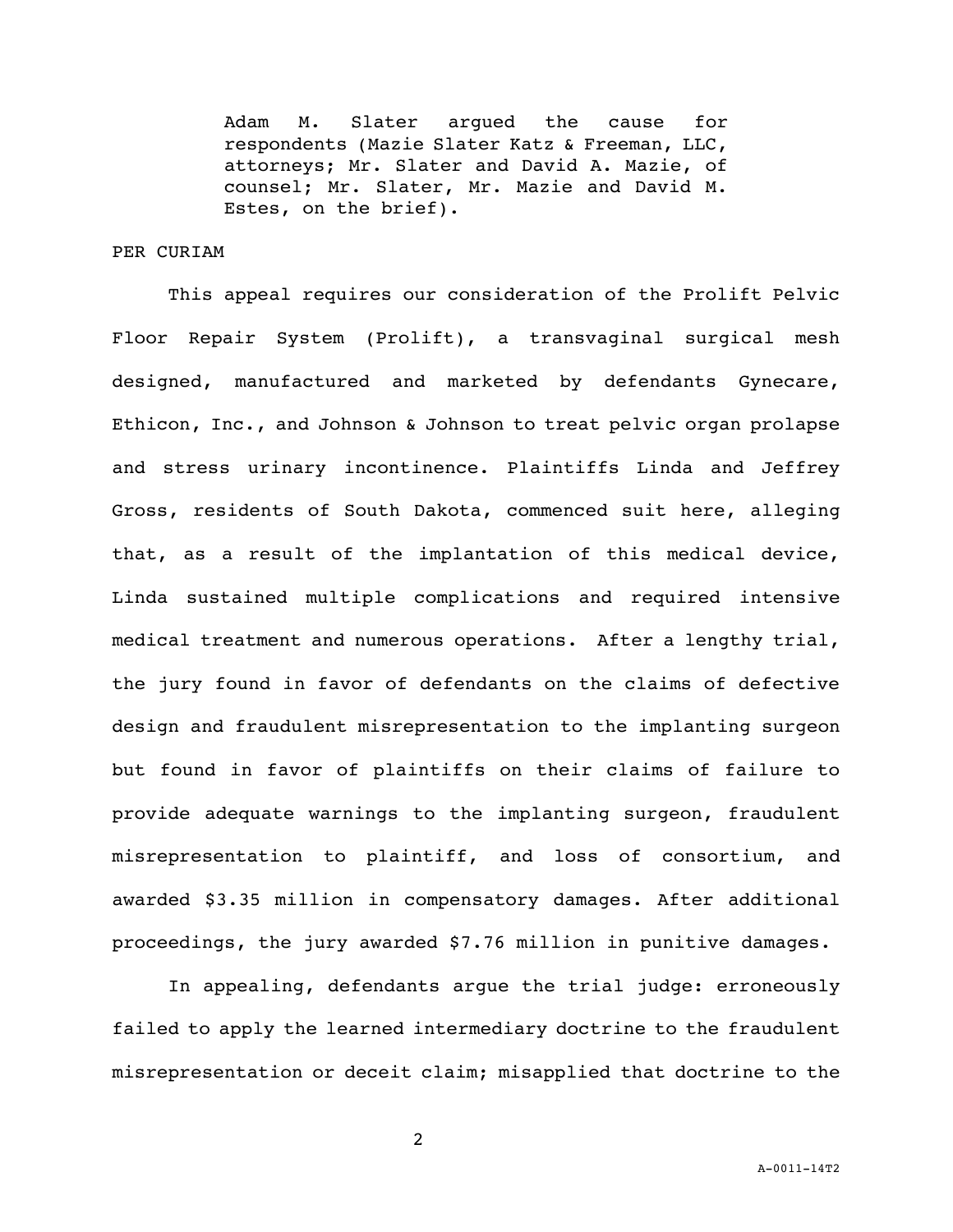Adam M. Slater argued the cause for respondents (Mazie Slater Katz & Freeman, LLC, attorneys; Mr. Slater and David A. Mazie, of counsel; Mr. Slater, Mr. Mazie and David M. Estes, on the brief).

PER CURIAM

This appeal requires our consideration of the Prolift Pelvic Floor Repair System (Prolift), a transvaginal surgical mesh designed, manufactured and marketed by defendants Gynecare, Ethicon, Inc., and Johnson & Johnson to treat pelvic organ prolapse and stress urinary incontinence. Plaintiffs Linda and Jeffrey Gross, residents of South Dakota, commenced suit here, alleging that, as a result of the implantation of this medical device, Linda sustained multiple complications and required intensive medical treatment and numerous operations. After a lengthy trial, the jury found in favor of defendants on the claims of defective design and fraudulent misrepresentation to the implanting surgeon but found in favor of plaintiffs on their claims of failure to provide adequate warnings to the implanting surgeon, fraudulent misrepresentation to plaintiff, and loss of consortium, and awarded $3.35 million in compensatory damages. After additional proceedings, the jury awarded $7.76 million in punitive damages.

In appealing, defendants argue the trial judge: erroneously failed to apply the learned intermediary doctrine to the fraudulent misrepresentation or deceit claim; misapplied that doctrine to the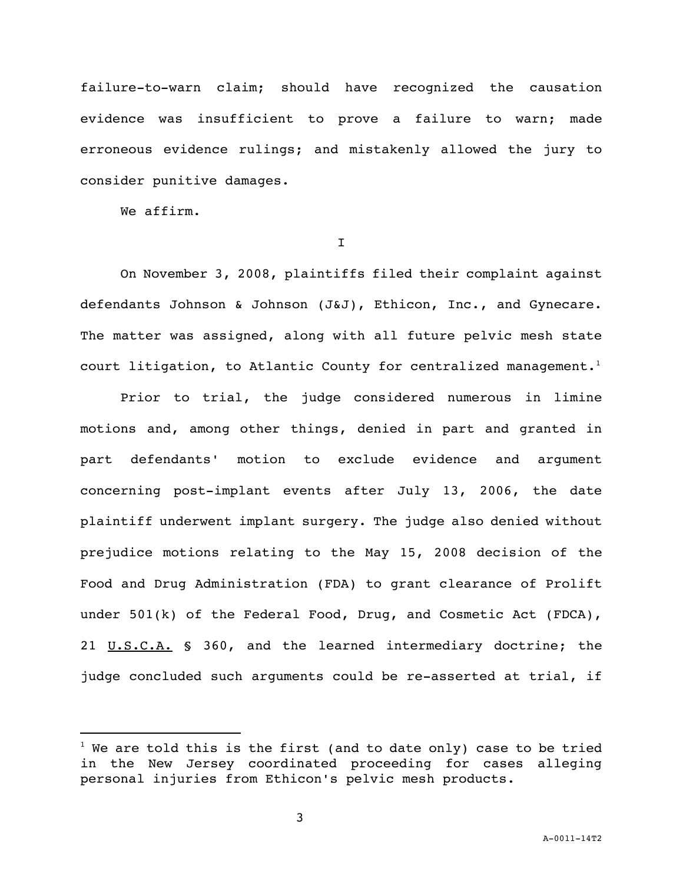failure-to-warn claim; should have recognized the causation evidence was insufficient to prove a failure to warn; made erroneous evidence rulings; and mistakenly allowed the jury to consider punitive damages.

We affirm.

I

On November 3, 2008, plaintiffs filed their complaint against defendants Johnson & Johnson (J&J), Ethicon, Inc., and Gynecare. The matter was assigned, along with all future pelvic mesh state court litigation, to Atlantic County for centralized management.[1]

Prior to trial, the judge considered numerous in limine motions and, among other things, denied in part and granted in part defendants' motion to exclude evidence and argument concerning post-implant events after July 13, 2006, the date plaintiff underwent implant surgery. The judge also denied without prejudice motions relating to the May 15, 2008 decision of the Food and Drug Administration (FDA) to grant clearance of Prolift under 501(k) of the Federal Food, Drug, and Cosmetic Act (FDCA), 21 U.S.C.A. § 360, and the learned intermediary doctrine; the judge concluded such arguments could be re-asserted at trial, if

[1] We are told this is the first (and to date only) case to be tried in the New Jersey coordinated proceeding for cases alleging personal injuries from Ethicon's pelvic mesh products.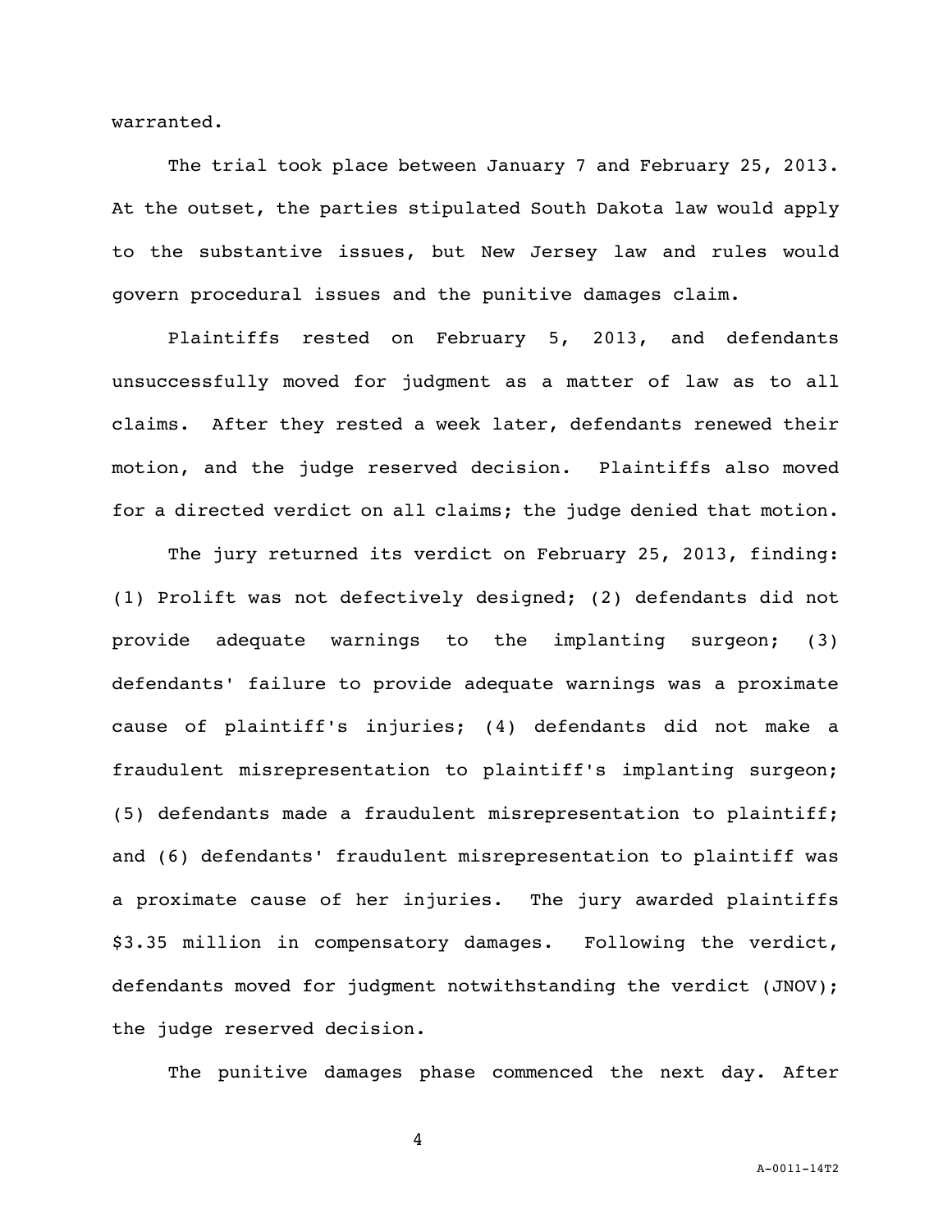warranted.

The trial took place between January 7 and February 25, 2013. At the outset, the parties stipulated South Dakota law would apply to the substantive issues, but New Jersey law and rules would govern procedural issues and the punitive damages claim.

Plaintiffs rested on February 5, 2013, and defendants unsuccessfully moved for judgment as a matter of law as to all claims. After they rested a week later, defendants renewed their motion, and the judge reserved decision. Plaintiffs also moved for a directed verdict on all claims; the judge denied that motion.

The jury returned its verdict on February 25, 2013, finding: (1) Prolift was not defectively designed; (2) defendants did not provide adequate warnings to the implanting surgeon; (3) defendants' failure to provide adequate warnings was a proximate cause of plaintiff's injuries; (4) defendants did not make a fraudulent misrepresentation to plaintiff's implanting surgeon; (5) defendants made a fraudulent misrepresentation to plaintiff; and (6) defendants' fraudulent misrepresentation to plaintiff was a proximate cause of her injuries. The jury awarded plaintiffs \$3.35 million in compensatory damages. Following the verdict, defendants moved for judgment notwithstanding the verdict (JNOV); the judge reserved decision.

The punitive damages phase commenced the next day. After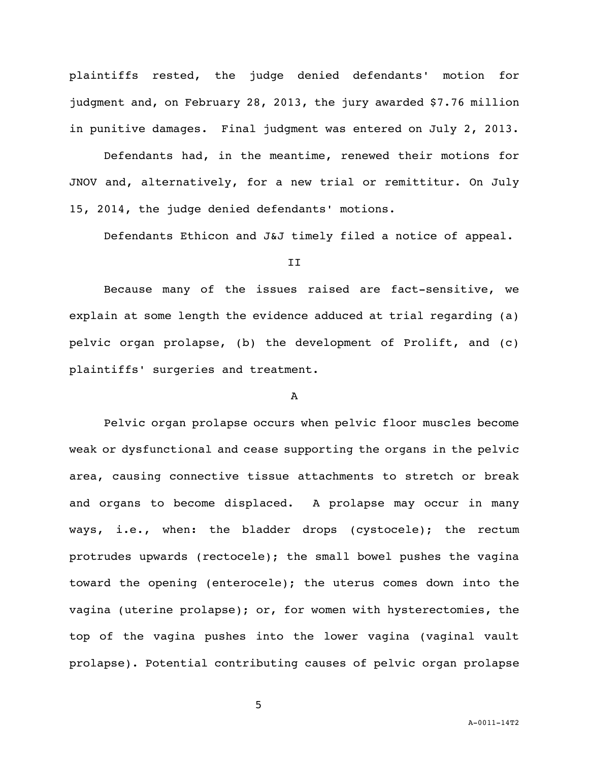plaintiffs rested, the judge denied defendants' motion for judgment and, on February 28, 2013, the jury awarded $7.76 million in punitive damages. Final judgment was entered on July 2, 2013.

Defendants had, in the meantime, renewed their motions for JNOV and, alternatively, for a new trial or remittitur. On July 15, 2014, the judge denied defendants' motions.

Defendants Ethicon and J&J timely filed a notice of appeal.

## II

Because many of the issues raised are fact-sensitive, we explain at some length the evidence adduced at trial regarding (a) pelvic organ prolapse, (b) the development of Prolift, and (c) plaintiffs' surgeries and treatment.

### A

Pelvic organ prolapse occurs when pelvic floor muscles become weak or dysfunctional and cease supporting the organs in the pelvic area, causing connective tissue attachments to stretch or break and organs to become displaced. A prolapse may occur in many ways, i.e., when: the bladder drops (cystocele); the rectum protrudes upwards (rectocele); the small bowel pushes the vagina toward the opening (enterocele); the uterus comes down into the vagina (uterine prolapse); or, for women with hysterectomies, the top of the vagina pushes into the lower vagina (vaginal vault prolapse). Potential contributing causes of pelvic organ prolapse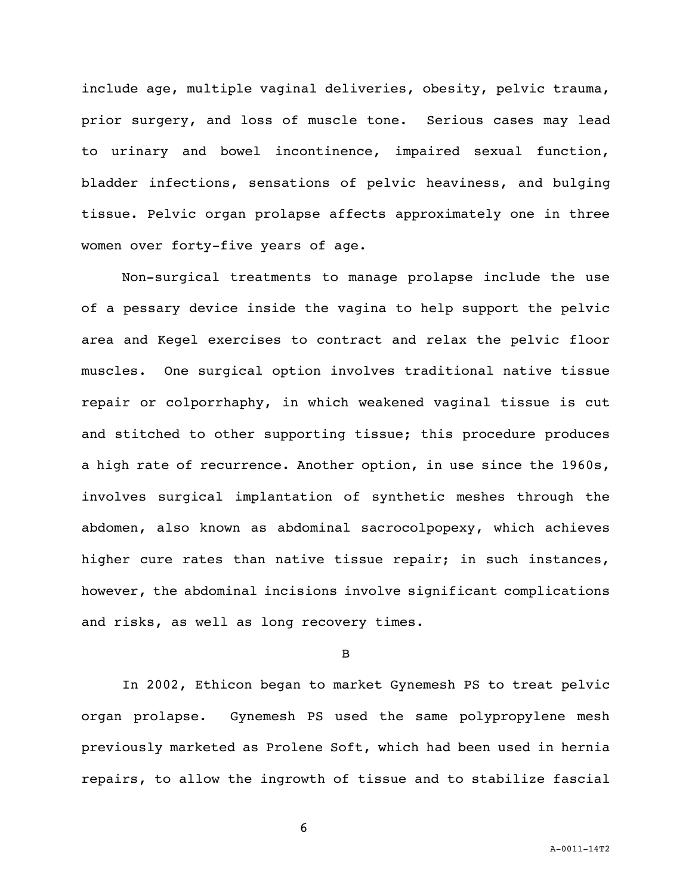include age, multiple vaginal deliveries, obesity, pelvic trauma, prior surgery, and loss of muscle tone. Serious cases may lead to urinary and bowel incontinence, impaired sexual function, bladder infections, sensations of pelvic heaviness, and bulging tissue. Pelvic organ prolapse affects approximately one in three women over forty-five years of age.

Non-surgical treatments to manage prolapse include the use of a pessary device inside the vagina to help support the pelvic area and Kegel exercises to contract and relax the pelvic floor muscles. One surgical option involves traditional native tissue repair or colporrhaphy, in which weakened vaginal tissue is cut and stitched to other supporting tissue; this procedure produces a high rate of recurrence. Another option, in use since the 1960s, involves surgical implantation of synthetic meshes through the abdomen, also known as abdominal sacrocolpopexy, which achieves higher cure rates than native tissue repair; in such instances, however, the abdominal incisions involve significant complications and risks, as well as long recovery times.

B

In 2002, Ethicon began to market Gynemesh PS to treat pelvic organ prolapse. Gynemesh PS used the same polypropylene mesh previously marketed as Prolene Soft, which had been used in hernia repairs, to allow the ingrowth of tissue and to stabilize fascial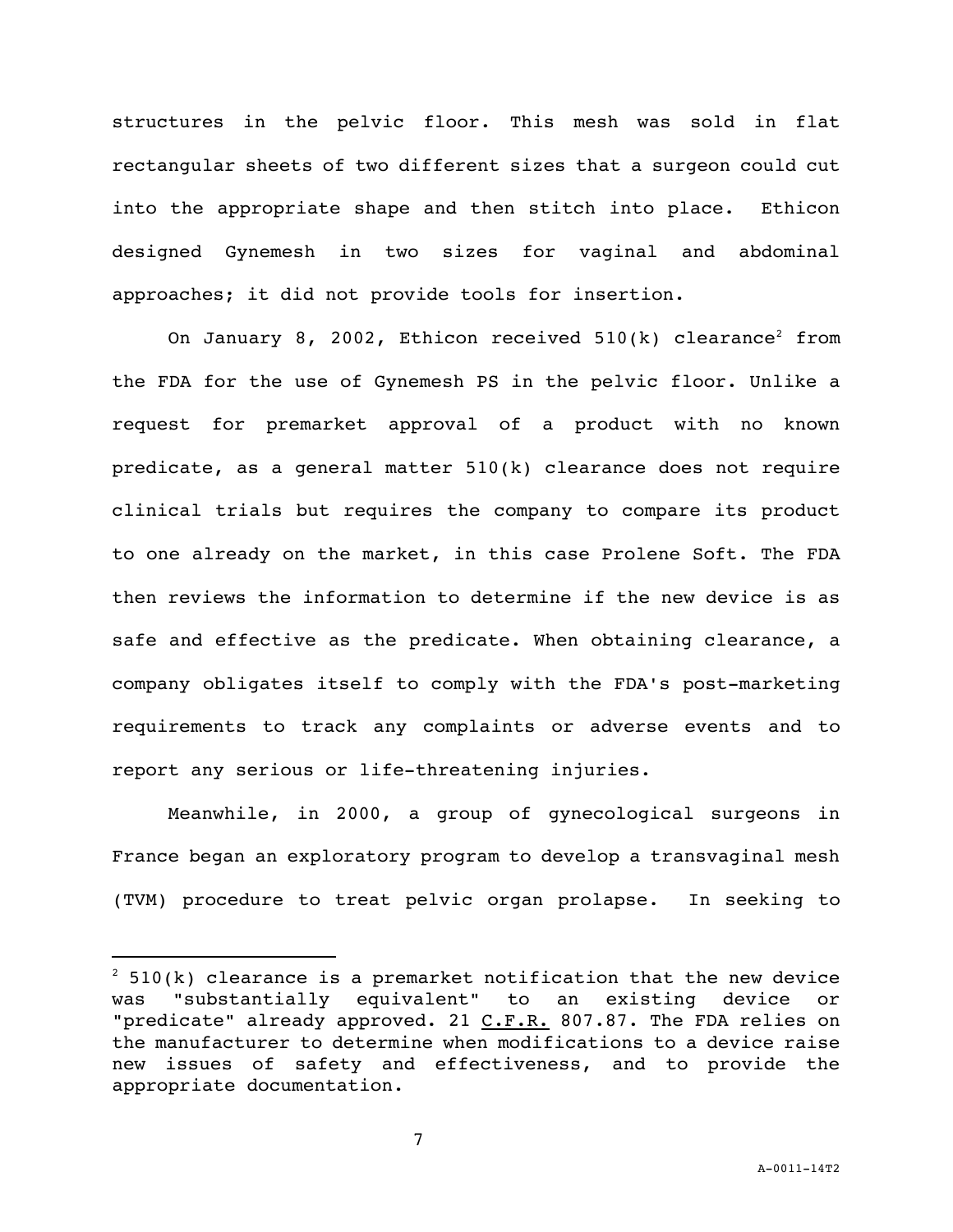structures in the pelvic floor. This mesh was sold in flat rectangular sheets of two different sizes that a surgeon could cut into the appropriate shape and then stitch into place. Ethicon designed Gynemesh in two sizes for vaginal and abdominal approaches; it did not provide tools for insertion.

On January 8, 2002, Ethicon received 510(k) clearance[2] from the FDA for the use of Gynemesh PS in the pelvic floor. Unlike a request for premarket approval of a product with no known predicate, as a general matter 510(k) clearance does not require clinical trials but requires the company to compare its product to one already on the market, in this case Prolene Soft. The FDA then reviews the information to determine if the new device is as safe and effective as the predicate. When obtaining clearance, a company obligates itself to comply with the FDA's post-marketing requirements to track any complaints or adverse events and to report any serious or life-threatening injuries.

Meanwhile, in 2000, a group of gynecological surgeons in France began an exploratory program to develop a transvaginal mesh (TVM) procedure to treat pelvic organ prolapse. In seeking to

---

[2] 510(k) clearance is a premarket notification that the new device was "substantially equivalent" to an existing device or "predicate" already approved. 21 C.F.R. 807.87. The FDA relies on the manufacturer to determine when modifications to a device raise new issues of safety and effectiveness, and to provide the appropriate documentation.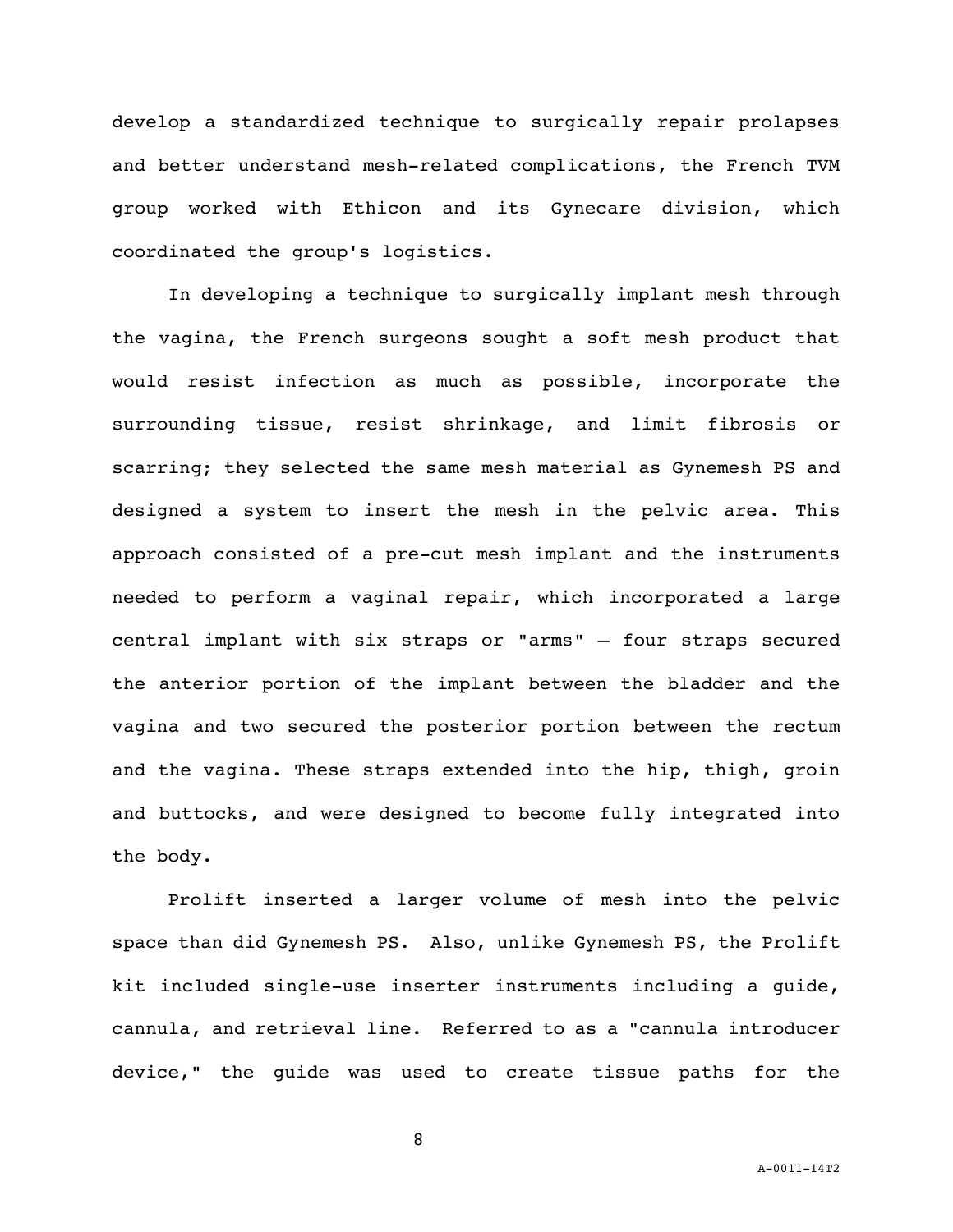develop a standardized technique to surgically repair prolapses and better understand mesh-related complications, the French TVM group worked with Ethicon and its Gynecare division, which coordinated the group's logistics.

In developing a technique to surgically implant mesh through the vagina, the French surgeons sought a soft mesh product that would resist infection as much as possible, incorporate the surrounding tissue, resist shrinkage, and limit fibrosis or scarring; they selected the same mesh material as Gynemesh PS and designed a system to insert the mesh in the pelvic area. This approach consisted of a pre-cut mesh implant and the instruments needed to perform a vaginal repair, which incorporated a large central implant with six straps or "arms" – four straps secured the anterior portion of the implant between the bladder and the vagina and two secured the posterior portion between the rectum and the vagina. These straps extended into the hip, thigh, groin and buttocks, and were designed to become fully integrated into the body.

Prolift inserted a larger volume of mesh into the pelvic space than did Gynemesh PS. Also, unlike Gynemesh PS, the Prolift kit included single-use inserter instruments including a guide, cannula, and retrieval line. Referred to as a "cannula introducer device," the guide was used to create tissue paths for the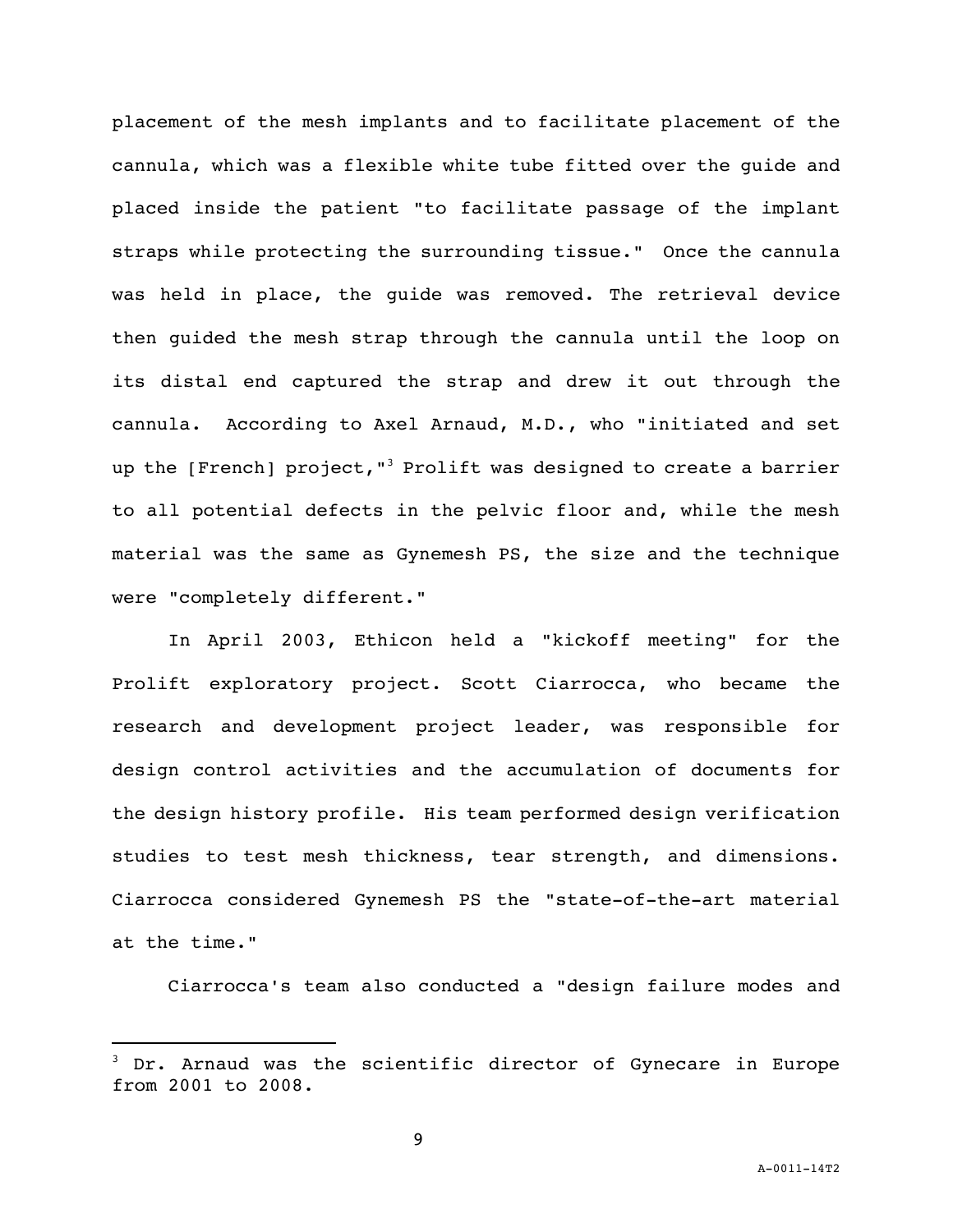placement of the mesh implants and to facilitate placement of the cannula, which was a flexible white tube fitted over the guide and placed inside the patient "to facilitate passage of the implant straps while protecting the surrounding tissue." Once the cannula was held in place, the guide was removed. The retrieval device then guided the mesh strap through the cannula until the loop on its distal end captured the strap and drew it out through the cannula. According to Axel Arnaud, M.D., who "initiated and set up the [French] project,"[3] Prolift was designed to create a barrier to all potential defects in the pelvic floor and, while the mesh material was the same as Gynemesh PS, the size and the technique were "completely different."

In April 2003, Ethicon held a "kickoff meeting" for the Prolift exploratory project. Scott Ciarrocca, who became the research and development project leader, was responsible for design control activities and the accumulation of documents for the design history profile. His team performed design verification studies to test mesh thickness, tear strength, and dimensions. Ciarrocca considered Gynemesh PS the "state-of-the-art material at the time."

Ciarrocca's team also conducted a "design failure modes and

---

[3] Dr. Arnaud was the scientific director of Gynecare in Europe from 2001 to 2008.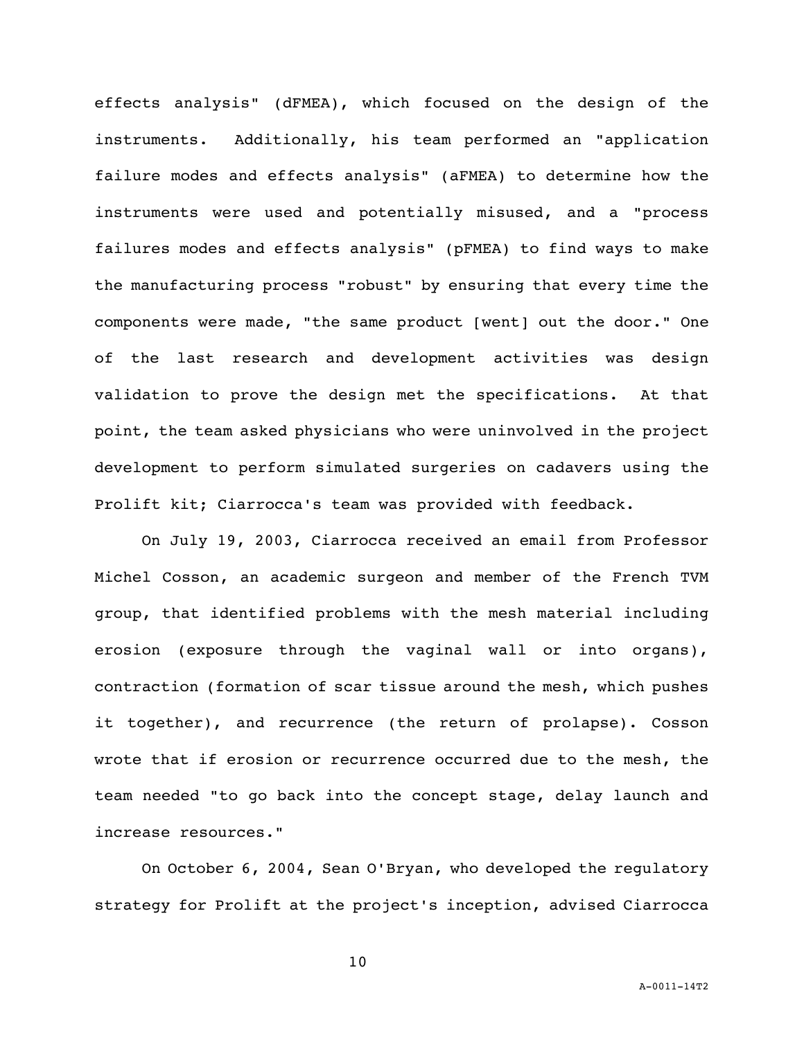effects analysis" (dFMEA), which focused on the design of the instruments. Additionally, his team performed an "application failure modes and effects analysis" (aFMEA) to determine how the instruments were used and potentially misused, and a "process failures modes and effects analysis" (pFMEA) to find ways to make the manufacturing process "robust" by ensuring that every time the components were made, "the same product [went] out the door." One of the last research and development activities was design validation to prove the design met the specifications. At that point, the team asked physicians who were uninvolved in the project development to perform simulated surgeries on cadavers using the Prolift kit; Ciarrocca's team was provided with feedback.

On July 19, 2003, Ciarrocca received an email from Professor Michel Cosson, an academic surgeon and member of the French TVM group, that identified problems with the mesh material including erosion (exposure through the vaginal wall or into organs), contraction (formation of scar tissue around the mesh, which pushes it together), and recurrence (the return of prolapse). Cosson wrote that if erosion or recurrence occurred due to the mesh, the team needed "to go back into the concept stage, delay launch and increase resources."

On October 6, 2004, Sean O'Bryan, who developed the regulatory strategy for Prolift at the project's inception, advised Ciarrocca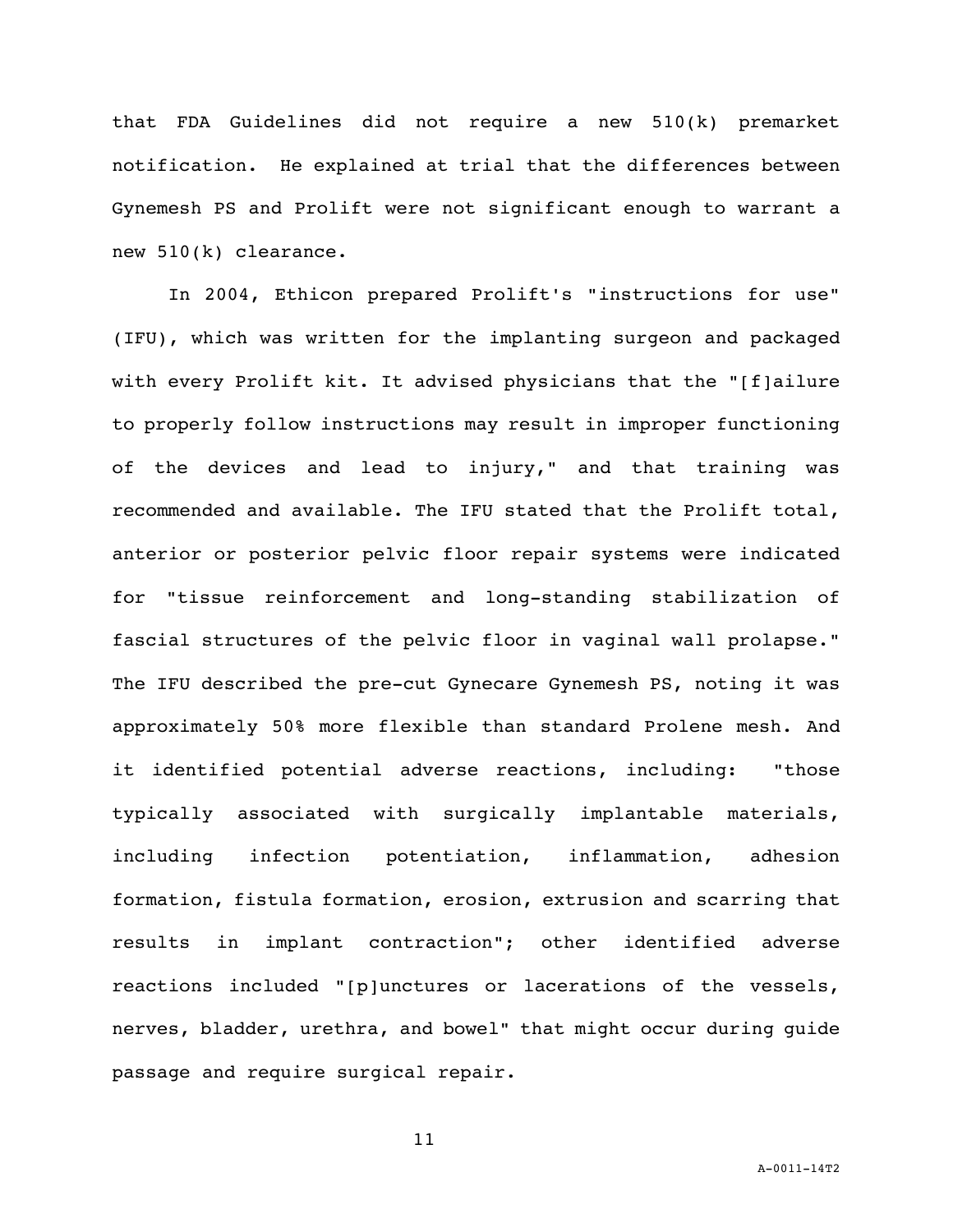that FDA Guidelines did not require a new 510(k) premarket notification. He explained at trial that the differences between Gynemesh PS and Prolift were not significant enough to warrant a new 510(k) clearance.

In 2004, Ethicon prepared Prolift's "instructions for use" (IFU), which was written for the implanting surgeon and packaged with every Prolift kit. It advised physicians that the "[f]ailure to properly follow instructions may result in improper functioning of the devices and lead to injury," and that training was recommended and available. The IFU stated that the Prolift total, anterior or posterior pelvic floor repair systems were indicated for "tissue reinforcement and long-standing stabilization of fascial structures of the pelvic floor in vaginal wall prolapse." The IFU described the pre-cut Gynecare Gynemesh PS, noting it was approximately 50% more flexible than standard Prolene mesh. And it identified potential adverse reactions, including: "those typically associated with surgically implantable materials, including infection potentiation, inflammation, adhesion formation, fistula formation, erosion, extrusion and scarring that results in implant contraction"; other identified adverse reactions included "[p]unctures or lacerations of the vessels, nerves, bladder, urethra, and bowel" that might occur during guide passage and require surgical repair.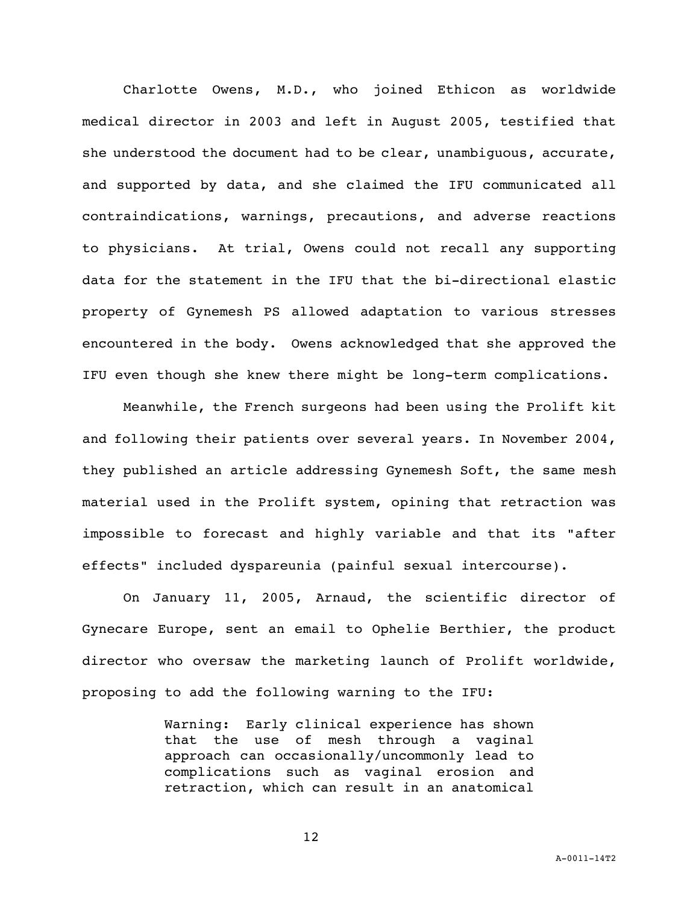Charlotte Owens, M.D., who joined Ethicon as worldwide medical director in 2003 and left in August 2005, testified that she understood the document had to be clear, unambiguous, accurate, and supported by data, and she claimed the IFU communicated all contraindications, warnings, precautions, and adverse reactions to physicians. At trial, Owens could not recall any supporting data for the statement in the IFU that the bi-directional elastic property of Gynemesh PS allowed adaptation to various stresses encountered in the body. Owens acknowledged that she approved the IFU even though she knew there might be long-term complications.

Meanwhile, the French surgeons had been using the Prolift kit and following their patients over several years. In November 2004, they published an article addressing Gynemesh Soft, the same mesh material used in the Prolift system, opining that retraction was impossible to forecast and highly variable and that its "after effects" included dyspareunia (painful sexual intercourse).

On January 11, 2005, Arnaud, the scientific director of Gynecare Europe, sent an email to Ophelie Berthier, the product director who oversaw the marketing launch of Prolift worldwide, proposing to add the following warning to the IFU:

> Warning: Early clinical experience has shown that the use of mesh through a vaginal approach can occasionally/uncommonly lead to complications such as vaginal erosion and retraction, which can result in an anatomical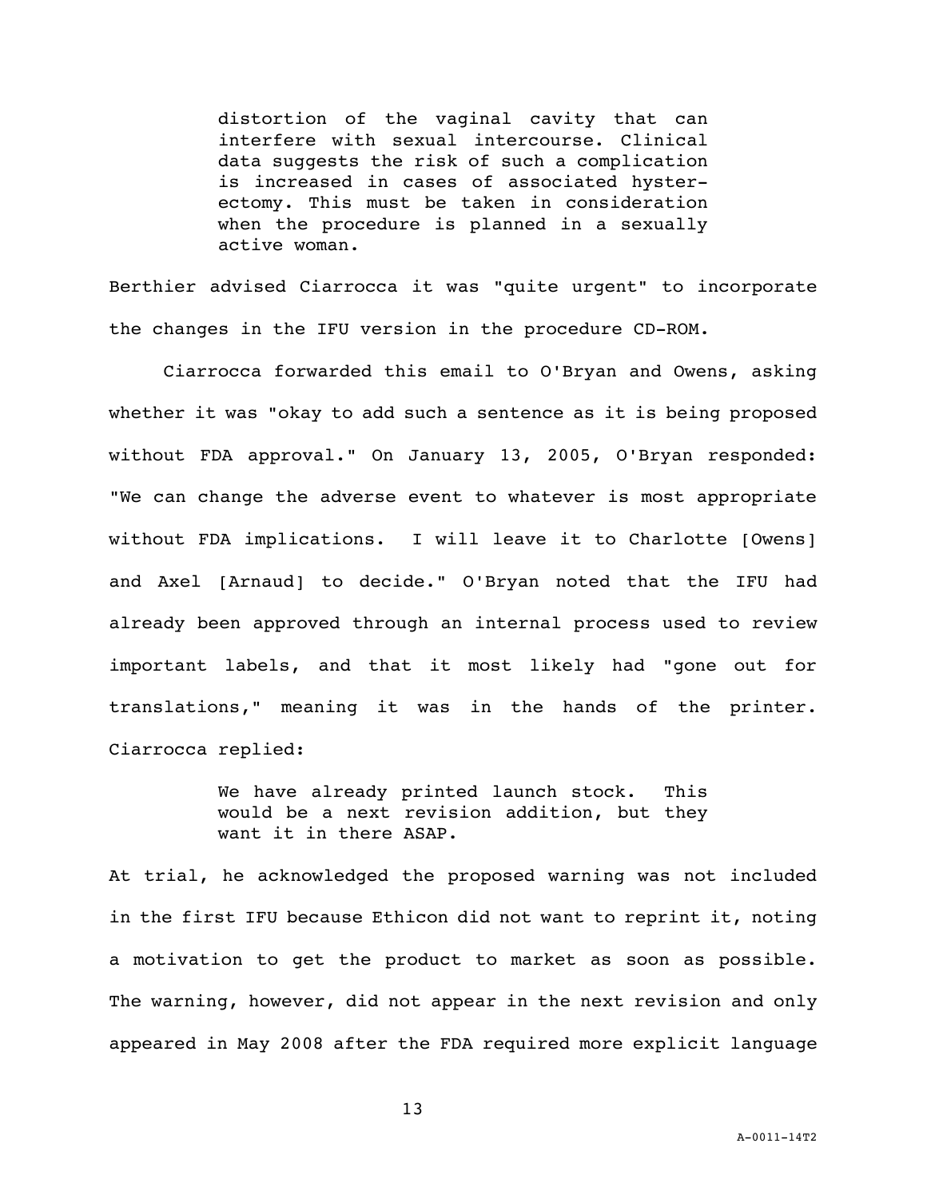> distortion of the vaginal cavity that can interfere with sexual intercourse. Clinical data suggests the risk of such a complication is increased in cases of associated hysterectomy. This must be taken in consideration when the procedure is planned in a sexually active woman.

Berthier advised Ciarrocca it was "quite urgent" to incorporate the changes in the IFU version in the procedure CD-ROM.

Ciarrocca forwarded this email to O'Bryan and Owens, asking whether it was "okay to add such a sentence as it is being proposed without FDA approval." On January 13, 2005, O'Bryan responded: "We can change the adverse event to whatever is most appropriate without FDA implications. I will leave it to Charlotte [Owens] and Axel [Arnaud] to decide." O'Bryan noted that the IFU had already been approved through an internal process used to review important labels, and that it most likely had "gone out for translations," meaning it was in the hands of the printer. Ciarrocca replied:

> We have already printed launch stock. This would be a next revision addition, but they want it in there ASAP.

At trial, he acknowledged the proposed warning was not included in the first IFU because Ethicon did not want to reprint it, noting a motivation to get the product to market as soon as possible. The warning, however, did not appear in the next revision and only appeared in May 2008 after the FDA required more explicit language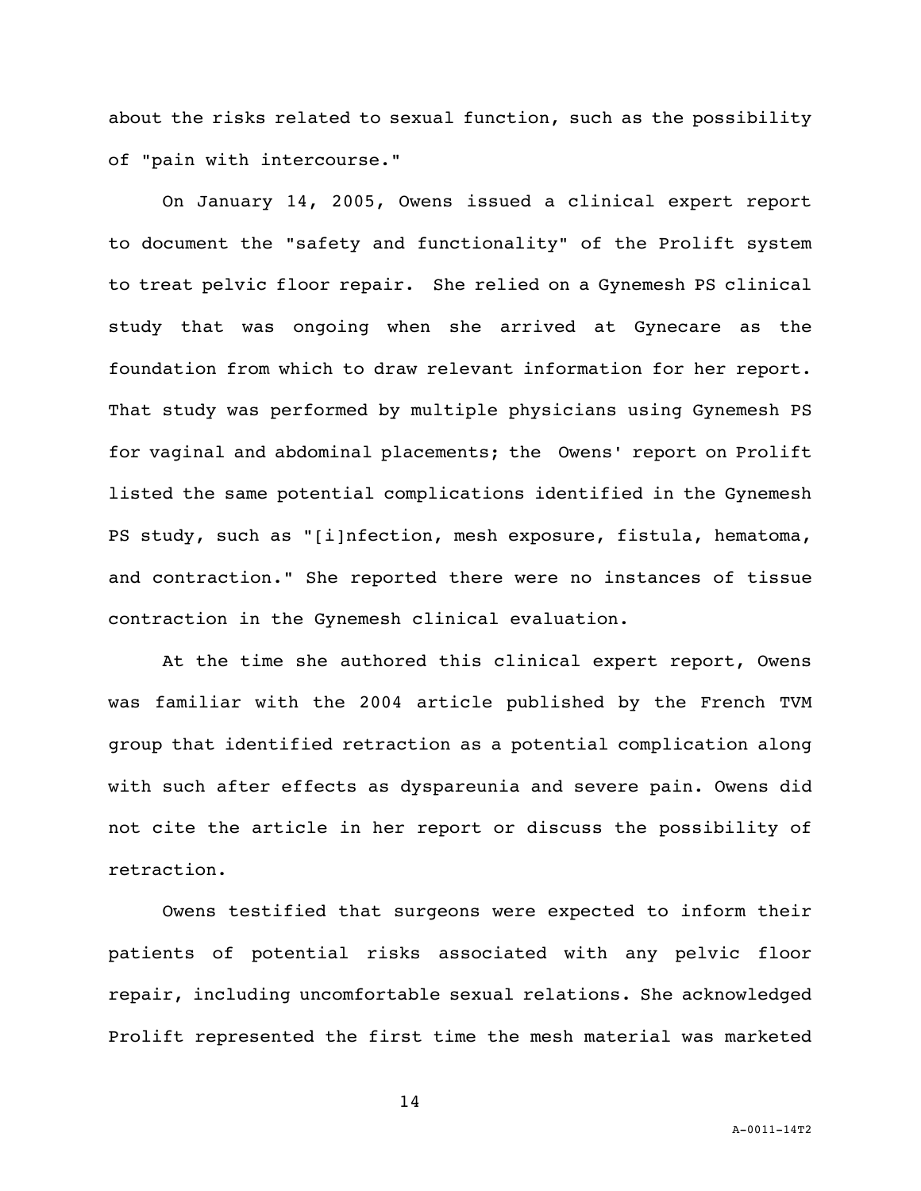about the risks related to sexual function, such as the possibility of "pain with intercourse."

On January 14, 2005, Owens issued a clinical expert report to document the "safety and functionality" of the Prolift system to treat pelvic floor repair. She relied on a Gynemesh PS clinical study that was ongoing when she arrived at Gynecare as the foundation from which to draw relevant information for her report. That study was performed by multiple physicians using Gynemesh PS for vaginal and abdominal placements; the Owens' report on Prolift listed the same potential complications identified in the Gynemesh PS study, such as "[i]nfection, mesh exposure, fistula, hematoma, and contraction." She reported there were no instances of tissue contraction in the Gynemesh clinical evaluation.

At the time she authored this clinical expert report, Owens was familiar with the 2004 article published by the French TVM group that identified retraction as a potential complication along with such after effects as dyspareunia and severe pain. Owens did not cite the article in her report or discuss the possibility of retraction.

Owens testified that surgeons were expected to inform their patients of potential risks associated with any pelvic floor repair, including uncomfortable sexual relations. She acknowledged Prolift represented the first time the mesh material was marketed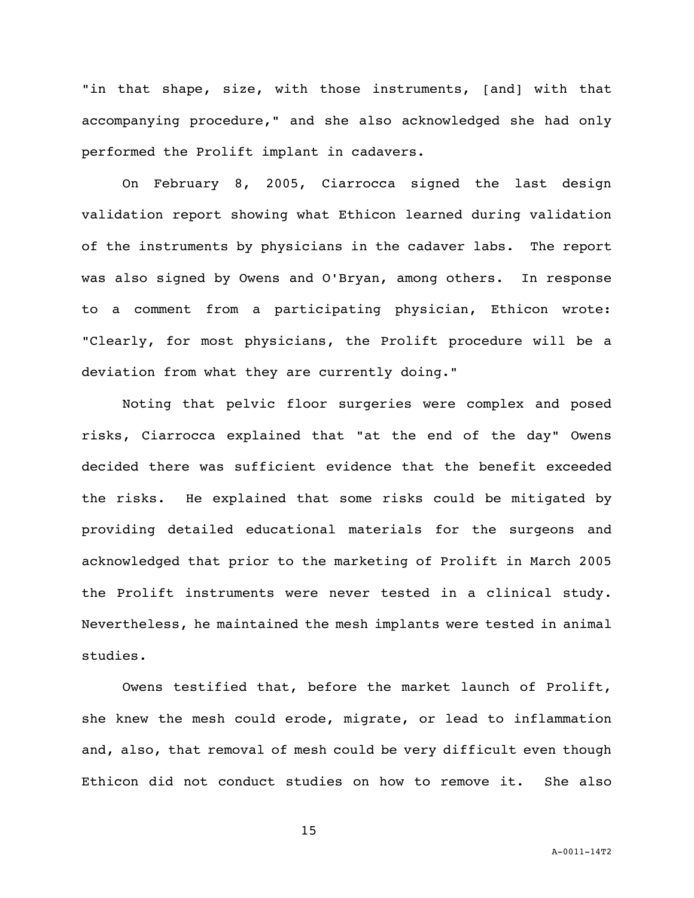"in that shape, size, with those instruments, [and] with that accompanying procedure," and she also acknowledged she had only performed the Prolift implant in cadavers.

On February 8, 2005, Ciarrocca signed the last design validation report showing what Ethicon learned during validation of the instruments by physicians in the cadaver labs. The report was also signed by Owens and O'Bryan, among others. In response to a comment from a participating physician, Ethicon wrote: "Clearly, for most physicians, the Prolift procedure will be a deviation from what they are currently doing."

Noting that pelvic floor surgeries were complex and posed risks, Ciarrocca explained that "at the end of the day" Owens decided there was sufficient evidence that the benefit exceeded the risks. He explained that some risks could be mitigated by providing detailed educational materials for the surgeons and acknowledged that prior to the marketing of Prolift in March 2005 the Prolift instruments were never tested in a clinical study. Nevertheless, he maintained the mesh implants were tested in animal studies.

Owens testified that, before the market launch of Prolift, she knew the mesh could erode, migrate, or lead to inflammation and, also, that removal of mesh could be very difficult even though Ethicon did not conduct studies on how to remove it. She also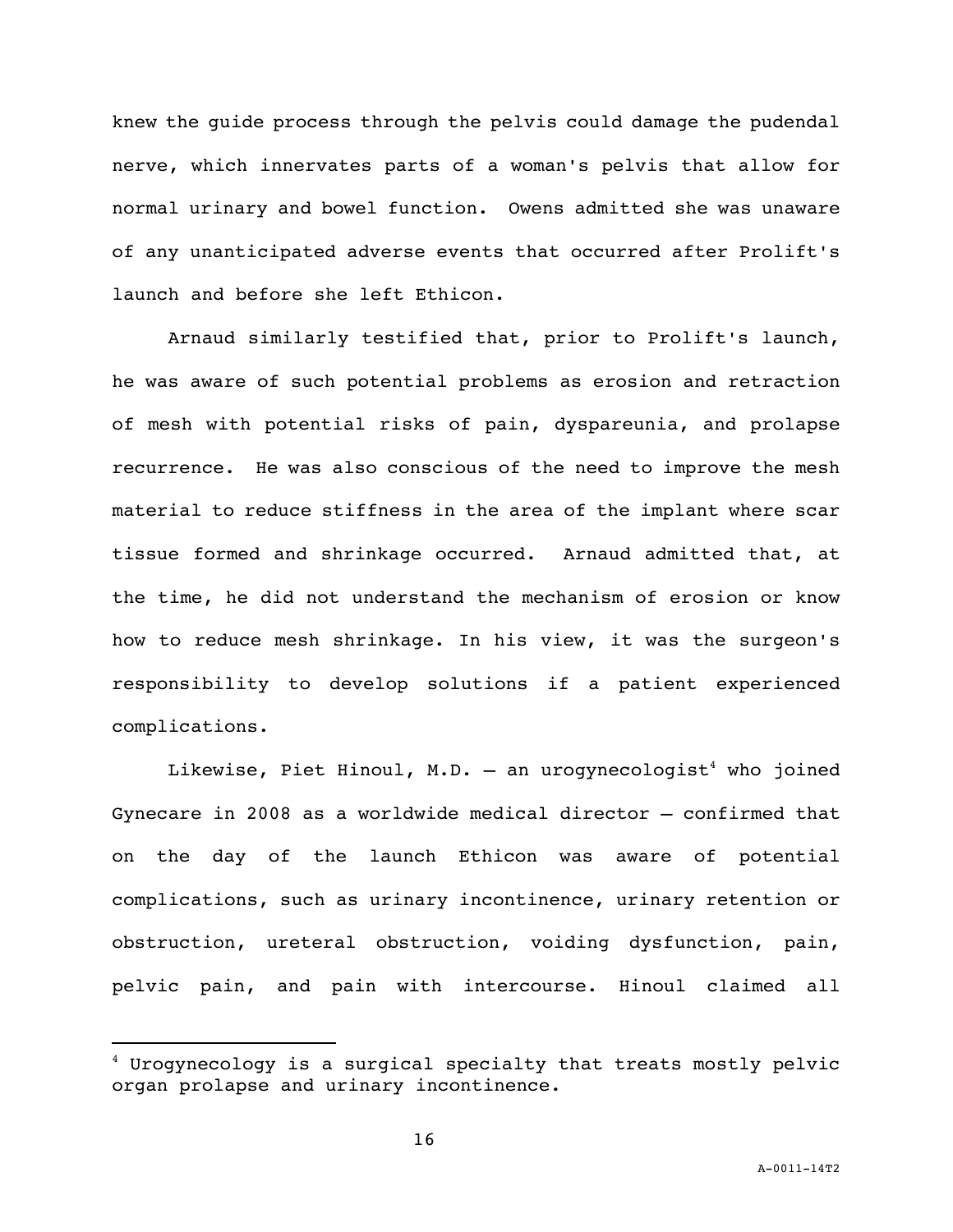knew the guide process through the pelvis could damage the pudendal nerve, which innervates parts of a woman's pelvis that allow for normal urinary and bowel function. Owens admitted she was unaware of any unanticipated adverse events that occurred after Prolift's launch and before she left Ethicon.

Arnaud similarly testified that, prior to Prolift's launch, he was aware of such potential problems as erosion and retraction of mesh with potential risks of pain, dyspareunia, and prolapse recurrence. He was also conscious of the need to improve the mesh material to reduce stiffness in the area of the implant where scar tissue formed and shrinkage occurred. Arnaud admitted that, at the time, he did not understand the mechanism of erosion or know how to reduce mesh shrinkage. In his view, it was the surgeon's responsibility to develop solutions if a patient experienced complications.

Likewise, Piet Hinoul, M.D. — an urogynecologist[4] who joined Gynecare in 2008 as a worldwide medical director — confirmed that on the day of the launch Ethicon was aware of potential complications, such as urinary incontinence, urinary retention or obstruction, ureteral obstruction, voiding dysfunction, pain, pelvic pain, and pain with intercourse. Hinoul claimed all

[4] Urogynecology is a surgical specialty that treats mostly pelvic organ prolapse and urinary incontinence.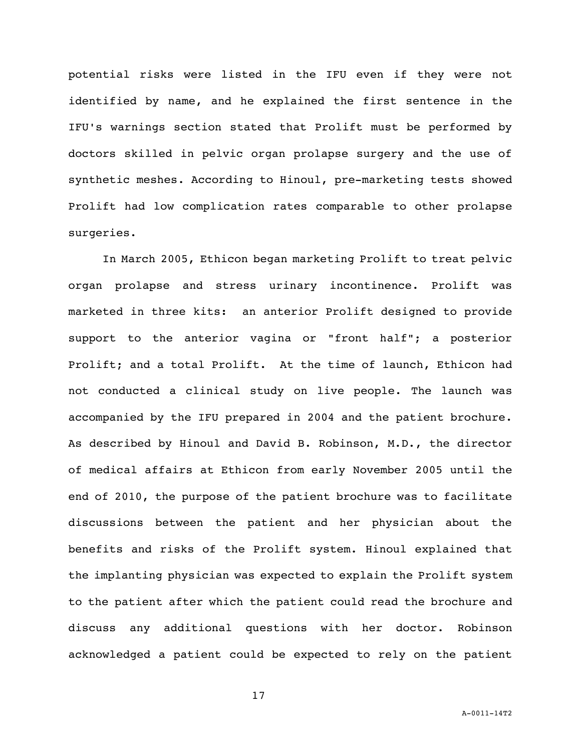potential risks were listed in the IFU even if they were not identified by name, and he explained the first sentence in the IFU's warnings section stated that Prolift must be performed by doctors skilled in pelvic organ prolapse surgery and the use of synthetic meshes. According to Hinoul, pre-marketing tests showed Prolift had low complication rates comparable to other prolapse surgeries.

In March 2005, Ethicon began marketing Prolift to treat pelvic organ prolapse and stress urinary incontinence. Prolift was marketed in three kits: an anterior Prolift designed to provide support to the anterior vagina or "front half"; a posterior Prolift; and a total Prolift. At the time of launch, Ethicon had not conducted a clinical study on live people. The launch was accompanied by the IFU prepared in 2004 and the patient brochure. As described by Hinoul and David B. Robinson, M.D., the director of medical affairs at Ethicon from early November 2005 until the end of 2010, the purpose of the patient brochure was to facilitate discussions between the patient and her physician about the benefits and risks of the Prolift system. Hinoul explained that the implanting physician was expected to explain the Prolift system to the patient after which the patient could read the brochure and discuss any additional questions with her doctor. Robinson acknowledged a patient could be expected to rely on the patient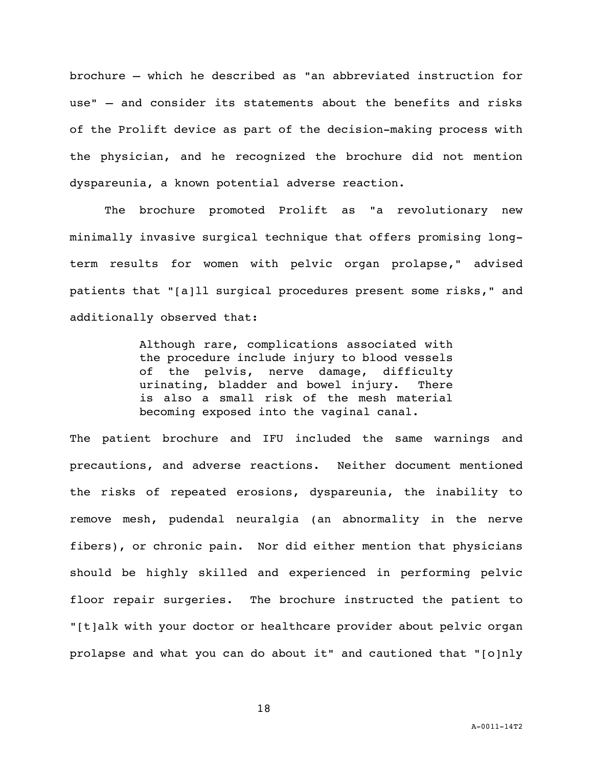brochure – which he described as "an abbreviated instruction for use" – and consider its statements about the benefits and risks of the Prolift device as part of the decision-making process with the physician, and he recognized the brochure did not mention dyspareunia, a known potential adverse reaction.

The brochure promoted Prolift as "a revolutionary new minimally invasive surgical technique that offers promising long-term results for women with pelvic organ prolapse," advised patients that "[a]ll surgical procedures present some risks," and additionally observed that:

> Although rare, complications associated with the procedure include injury to blood vessels of the pelvis, nerve damage, difficulty urinating, bladder and bowel injury. There is also a small risk of the mesh material becoming exposed into the vaginal canal.

The patient brochure and IFU included the same warnings and precautions, and adverse reactions. Neither document mentioned the risks of repeated erosions, dyspareunia, the inability to remove mesh, pudendal neuralgia (an abnormality in the nerve fibers), or chronic pain. Nor did either mention that physicians should be highly skilled and experienced in performing pelvic floor repair surgeries. The brochure instructed the patient to "[t]alk with your doctor or healthcare provider about pelvic organ prolapse and what you can do about it" and cautioned that "[o]nly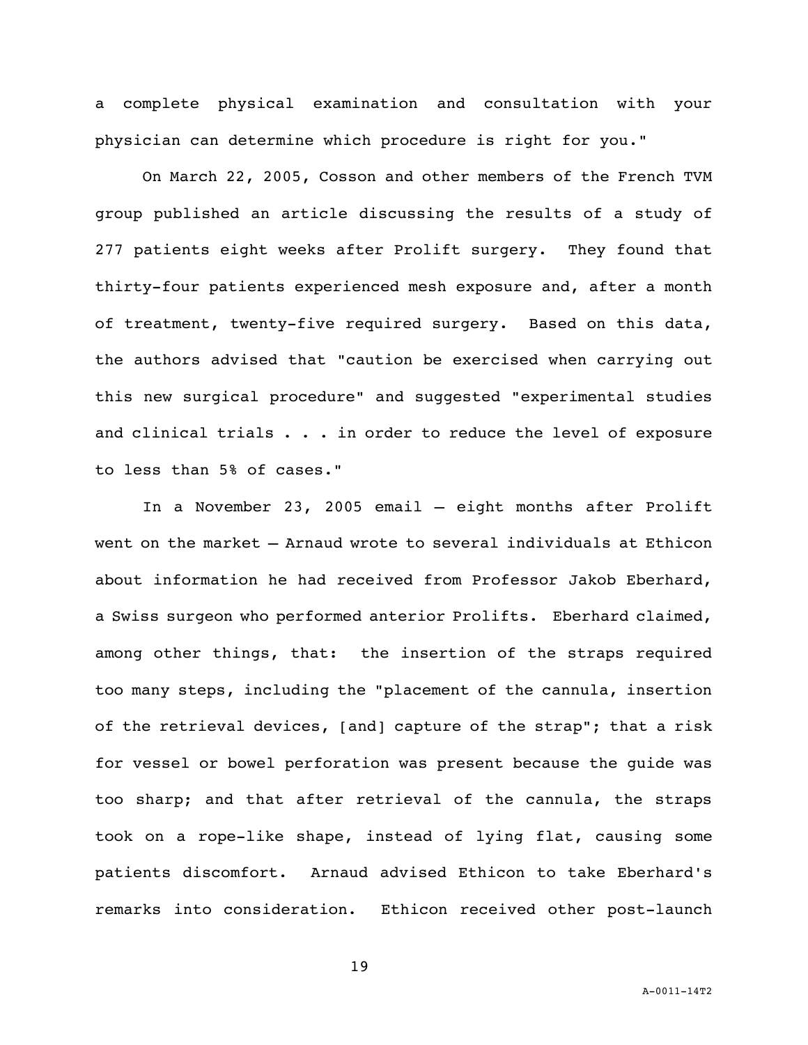a complete physical examination and consultation with your physician can determine which procedure is right for you."

On March 22, 2005, Cosson and other members of the French TVM group published an article discussing the results of a study of 277 patients eight weeks after Prolift surgery. They found that thirty-four patients experienced mesh exposure and, after a month of treatment, twenty-five required surgery. Based on this data, the authors advised that "caution be exercised when carrying out this new surgical procedure" and suggested "experimental studies and clinical trials . . . in order to reduce the level of exposure to less than 5% of cases."

In a November 23, 2005 email – eight months after Prolift went on the market – Arnaud wrote to several individuals at Ethicon about information he had received from Professor Jakob Eberhard, a Swiss surgeon who performed anterior Prolifts. Eberhard claimed, among other things, that: the insertion of the straps required too many steps, including the "placement of the cannula, insertion of the retrieval devices, [and] capture of the strap"; that a risk for vessel or bowel perforation was present because the guide was too sharp; and that after retrieval of the cannula, the straps took on a rope-like shape, instead of lying flat, causing some patients discomfort. Arnaud advised Ethicon to take Eberhard's remarks into consideration. Ethicon received other post-launch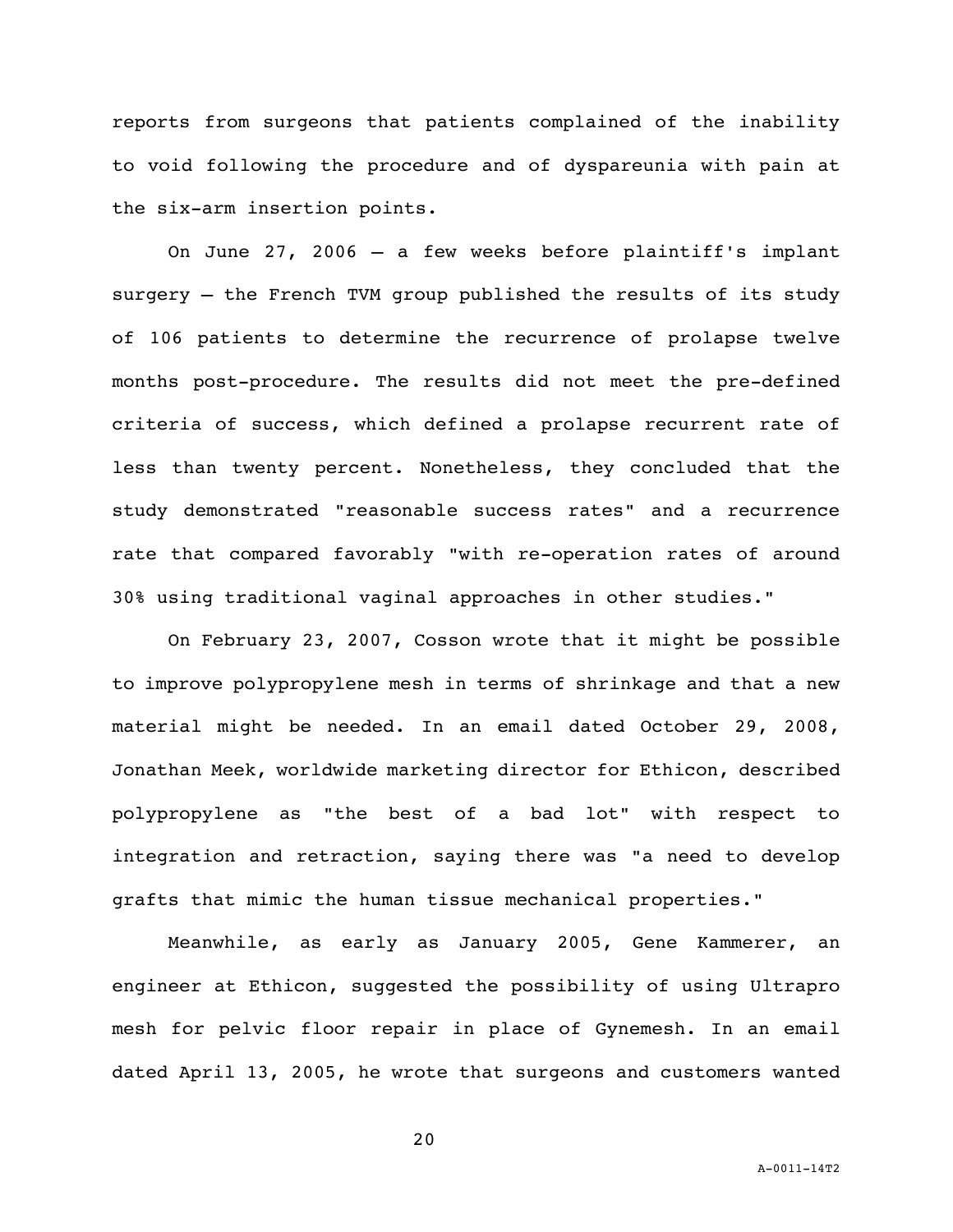reports from surgeons that patients complained of the inability to void following the procedure and of dyspareunia with pain at the six-arm insertion points.

On June 27, 2006 – a few weeks before plaintiff's implant surgery – the French TVM group published the results of its study of 106 patients to determine the recurrence of prolapse twelve months post-procedure. The results did not meet the pre-defined criteria of success, which defined a prolapse recurrent rate of less than twenty percent. Nonetheless, they concluded that the study demonstrated "reasonable success rates" and a recurrence rate that compared favorably "with re-operation rates of around 30% using traditional vaginal approaches in other studies."

On February 23, 2007, Cosson wrote that it might be possible to improve polypropylene mesh in terms of shrinkage and that a new material might be needed. In an email dated October 29, 2008, Jonathan Meek, worldwide marketing director for Ethicon, described polypropylene as "the best of a bad lot" with respect to integration and retraction, saying there was "a need to develop grafts that mimic the human tissue mechanical properties."

Meanwhile, as early as January 2005, Gene Kammerer, an engineer at Ethicon, suggested the possibility of using Ultrapro mesh for pelvic floor repair in place of Gynemesh. In an email dated April 13, 2005, he wrote that surgeons and customers wanted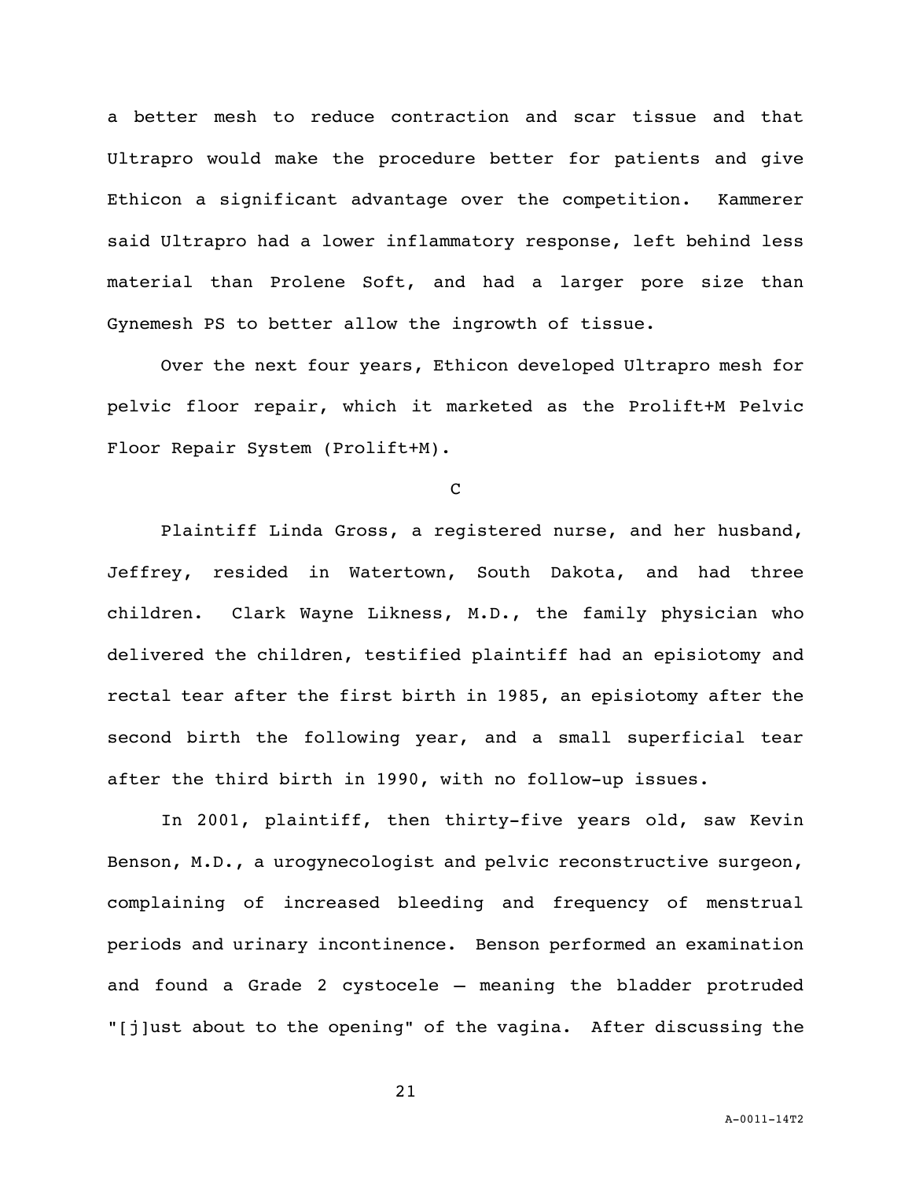a better mesh to reduce contraction and scar tissue and that Ultrapro would make the procedure better for patients and give Ethicon a significant advantage over the competition. Kammerer said Ultrapro had a lower inflammatory response, left behind less material than Prolene Soft, and had a larger pore size than Gynemesh PS to better allow the ingrowth of tissue.

Over the next four years, Ethicon developed Ultrapro mesh for pelvic floor repair, which it marketed as the Prolift+M Pelvic Floor Repair System (Prolift+M).

C

Plaintiff Linda Gross, a registered nurse, and her husband, Jeffrey, resided in Watertown, South Dakota, and had three children. Clark Wayne Likness, M.D., the family physician who delivered the children, testified plaintiff had an episiotomy and rectal tear after the first birth in 1985, an episiotomy after the second birth the following year, and a small superficial tear after the third birth in 1990, with no follow-up issues.

In 2001, plaintiff, then thirty-five years old, saw Kevin Benson, M.D., a urogynecologist and pelvic reconstructive surgeon, complaining of increased bleeding and frequency of menstrual periods and urinary incontinence. Benson performed an examination and found a Grade 2 cystocele – meaning the bladder protruded "[j]ust about to the opening" of the vagina. After discussing the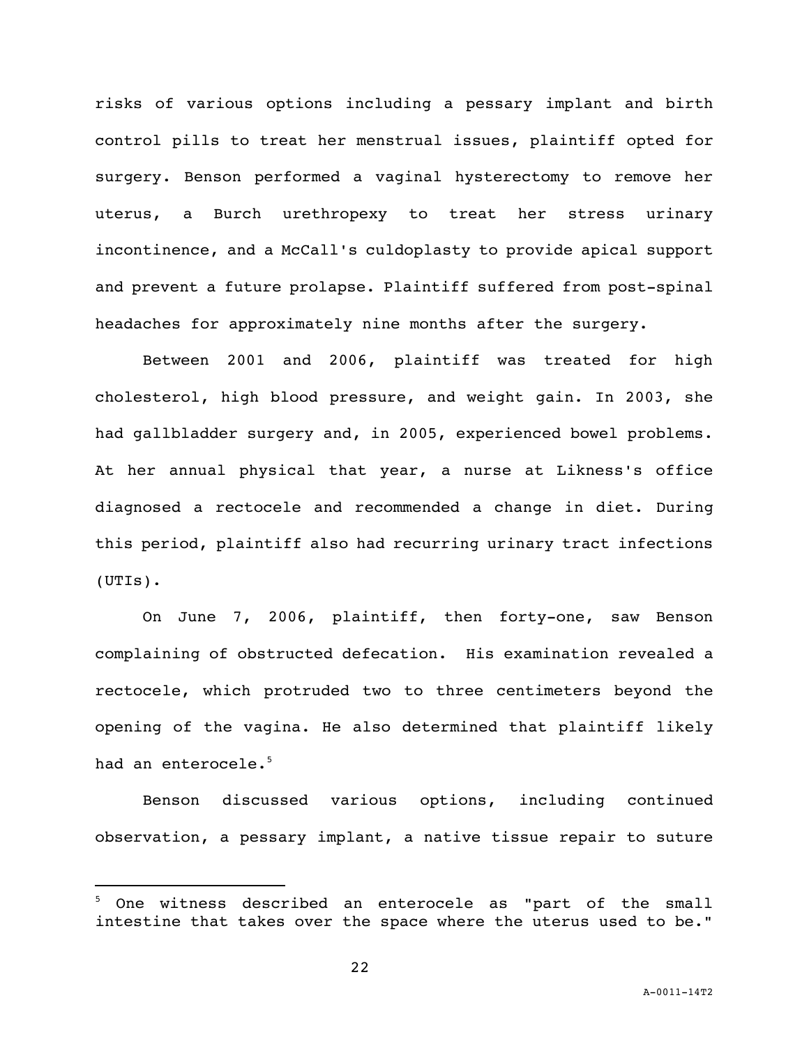risks of various options including a pessary implant and birth control pills to treat her menstrual issues, plaintiff opted for surgery. Benson performed a vaginal hysterectomy to remove her uterus, a Burch urethropexy to treat her stress urinary incontinence, and a McCall's culdoplasty to provide apical support and prevent a future prolapse. Plaintiff suffered from post-spinal headaches for approximately nine months after the surgery.

Between 2001 and 2006, plaintiff was treated for high cholesterol, high blood pressure, and weight gain. In 2003, she had gallbladder surgery and, in 2005, experienced bowel problems. At her annual physical that year, a nurse at Likness's office diagnosed a rectocele and recommended a change in diet. During this period, plaintiff also had recurring urinary tract infections (UTIs).

On June 7, 2006, plaintiff, then forty-one, saw Benson complaining of obstructed defecation. His examination revealed a rectocele, which protruded two to three centimeters beyond the opening of the vagina. He also determined that plaintiff likely had an enterocele.[5]

Benson discussed various options, including continued observation, a pessary implant, a native tissue repair to suture

---

[5] One witness described an enterocele as "part of the small intestine that takes over the space where the uterus used to be."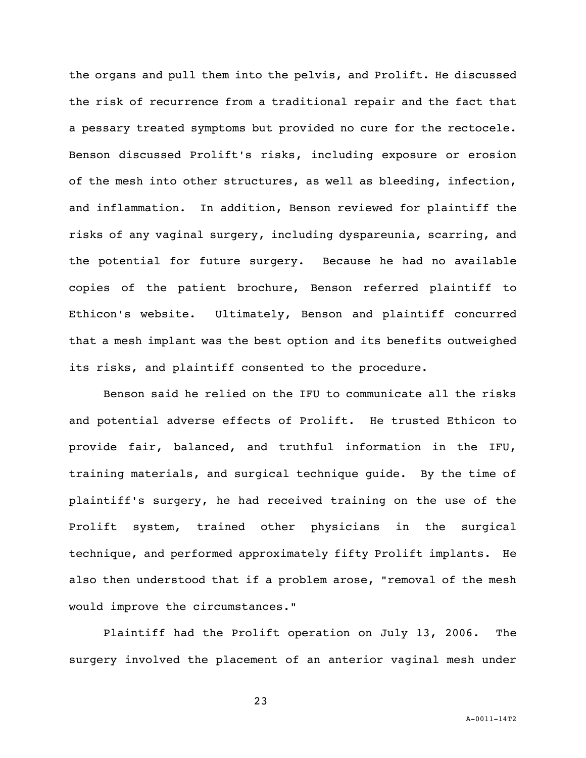the organs and pull them into the pelvis, and Prolift. He discussed the risk of recurrence from a traditional repair and the fact that a pessary treated symptoms but provided no cure for the rectocele. Benson discussed Prolift's risks, including exposure or erosion of the mesh into other structures, as well as bleeding, infection, and inflammation. In addition, Benson reviewed for plaintiff the risks of any vaginal surgery, including dyspareunia, scarring, and the potential for future surgery. Because he had no available copies of the patient brochure, Benson referred plaintiff to Ethicon's website. Ultimately, Benson and plaintiff concurred that a mesh implant was the best option and its benefits outweighed its risks, and plaintiff consented to the procedure.

Benson said he relied on the IFU to communicate all the risks and potential adverse effects of Prolift. He trusted Ethicon to provide fair, balanced, and truthful information in the IFU, training materials, and surgical technique guide. By the time of plaintiff's surgery, he had received training on the use of the Prolift system, trained other physicians in the surgical technique, and performed approximately fifty Prolift implants. He also then understood that if a problem arose, "removal of the mesh would improve the circumstances."

Plaintiff had the Prolift operation on July 13, 2006. The surgery involved the placement of an anterior vaginal mesh under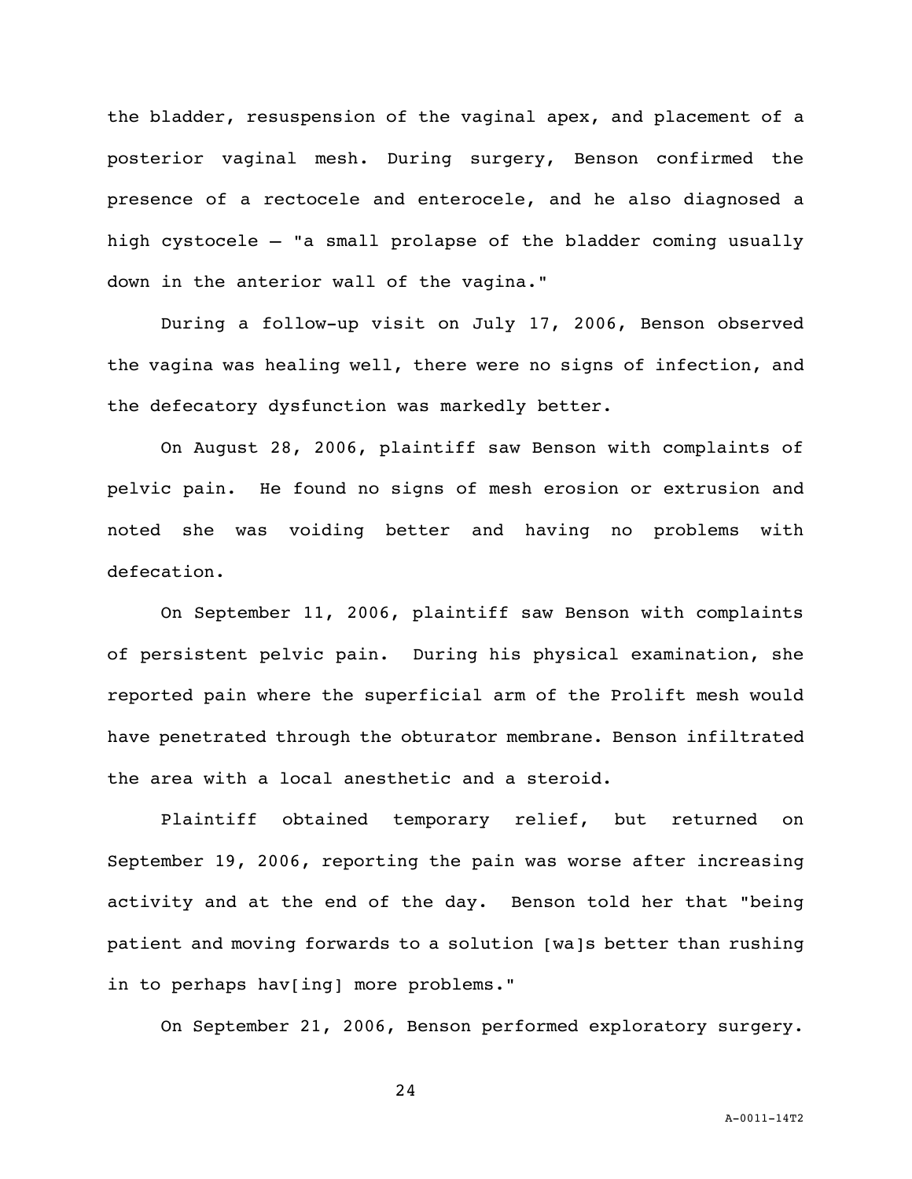the bladder, resuspension of the vaginal apex, and placement of a posterior vaginal mesh. During surgery, Benson confirmed the presence of a rectocele and enterocele, and he also diagnosed a high cystocele – "a small prolapse of the bladder coming usually down in the anterior wall of the vagina."

During a follow-up visit on July 17, 2006, Benson observed the vagina was healing well, there were no signs of infection, and the defecatory dysfunction was markedly better.

On August 28, 2006, plaintiff saw Benson with complaints of pelvic pain. He found no signs of mesh erosion or extrusion and noted she was voiding better and having no problems with defecation.

On September 11, 2006, plaintiff saw Benson with complaints of persistent pelvic pain. During his physical examination, she reported pain where the superficial arm of the Prolift mesh would have penetrated through the obturator membrane. Benson infiltrated the area with a local anesthetic and a steroid.

Plaintiff obtained temporary relief, but returned on September 19, 2006, reporting the pain was worse after increasing activity and at the end of the day. Benson told her that "being patient and moving forwards to a solution [wa]s better than rushing in to perhaps hav[ing] more problems."

On September 21, 2006, Benson performed exploratory surgery.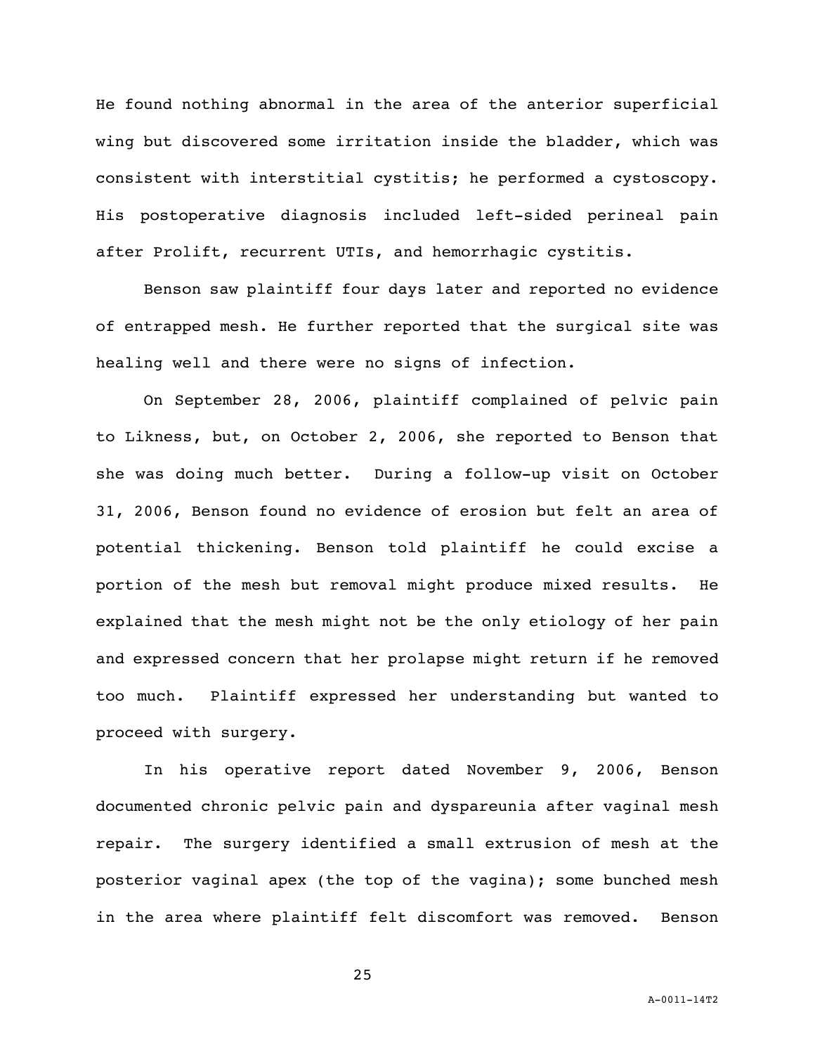He found nothing abnormal in the area of the anterior superficial wing but discovered some irritation inside the bladder, which was consistent with interstitial cystitis; he performed a cystoscopy. His postoperative diagnosis included left-sided perineal pain after Prolift, recurrent UTIs, and hemorrhagic cystitis.

Benson saw plaintiff four days later and reported no evidence of entrapped mesh. He further reported that the surgical site was healing well and there were no signs of infection.

On September 28, 2006, plaintiff complained of pelvic pain to Likness, but, on October 2, 2006, she reported to Benson that she was doing much better. During a follow-up visit on October 31, 2006, Benson found no evidence of erosion but felt an area of potential thickening. Benson told plaintiff he could excise a portion of the mesh but removal might produce mixed results. He explained that the mesh might not be the only etiology of her pain and expressed concern that her prolapse might return if he removed too much. Plaintiff expressed her understanding but wanted to proceed with surgery.

In his operative report dated November 9, 2006, Benson documented chronic pelvic pain and dyspareunia after vaginal mesh repair. The surgery identified a small extrusion of mesh at the posterior vaginal apex (the top of the vagina); some bunched mesh in the area where plaintiff felt discomfort was removed. Benson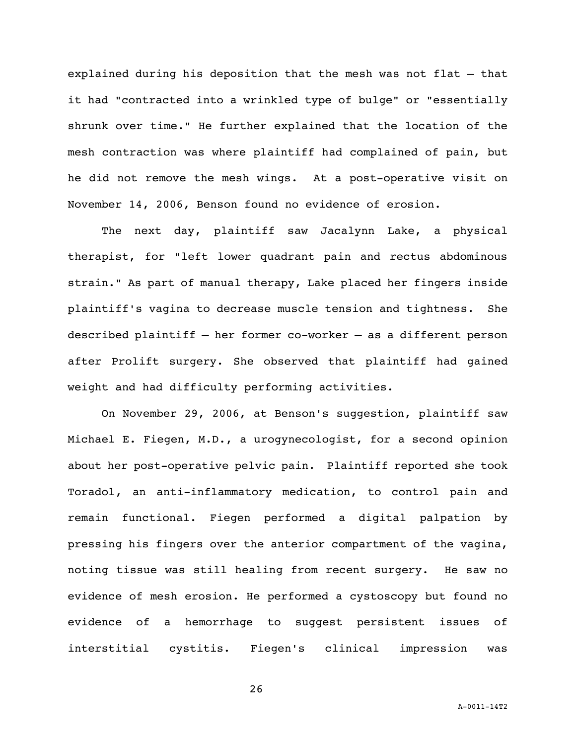explained during his deposition that the mesh was not flat – that it had "contracted into a wrinkled type of bulge" or "essentially shrunk over time." He further explained that the location of the mesh contraction was where plaintiff had complained of pain, but he did not remove the mesh wings. At a post-operative visit on November 14, 2006, Benson found no evidence of erosion.

The next day, plaintiff saw Jacalynn Lake, a physical therapist, for "left lower quadrant pain and rectus abdominous strain." As part of manual therapy, Lake placed her fingers inside plaintiff's vagina to decrease muscle tension and tightness. She described plaintiff – her former co-worker – as a different person after Prolift surgery. She observed that plaintiff had gained weight and had difficulty performing activities.

On November 29, 2006, at Benson's suggestion, plaintiff saw Michael E. Fiegen, M.D., a urogynecologist, for a second opinion about her post-operative pelvic pain. Plaintiff reported she took Toradol, an anti-inflammatory medication, to control pain and remain functional. Fiegen performed a digital palpation by pressing his fingers over the anterior compartment of the vagina, noting tissue was still healing from recent surgery. He saw no evidence of mesh erosion. He performed a cystoscopy but found no evidence of a hemorrhage to suggest persistent issues of interstitial cystitis. Fiegen's clinical impression was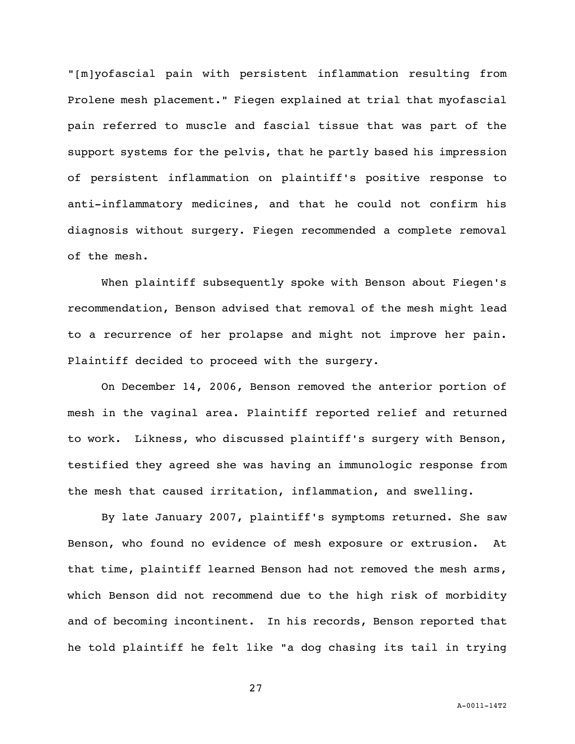"[m]yofascial pain with persistent inflammation resulting from Prolene mesh placement." Fiegen explained at trial that myofascial pain referred to muscle and fascial tissue that was part of the support systems for the pelvis, that he partly based his impression of persistent inflammation on plaintiff's positive response to anti-inflammatory medicines, and that he could not confirm his diagnosis without surgery. Fiegen recommended a complete removal of the mesh.

When plaintiff subsequently spoke with Benson about Fiegen's recommendation, Benson advised that removal of the mesh might lead to a recurrence of her prolapse and might not improve her pain. Plaintiff decided to proceed with the surgery.

On December 14, 2006, Benson removed the anterior portion of mesh in the vaginal area. Plaintiff reported relief and returned to work. Likness, who discussed plaintiff's surgery with Benson, testified they agreed she was having an immunologic response from the mesh that caused irritation, inflammation, and swelling.

By late January 2007, plaintiff's symptoms returned. She saw Benson, who found no evidence of mesh exposure or extrusion. At that time, plaintiff learned Benson had not removed the mesh arms, which Benson did not recommend due to the high risk of morbidity and of becoming incontinent. In his records, Benson reported that he told plaintiff he felt like "a dog chasing its tail in trying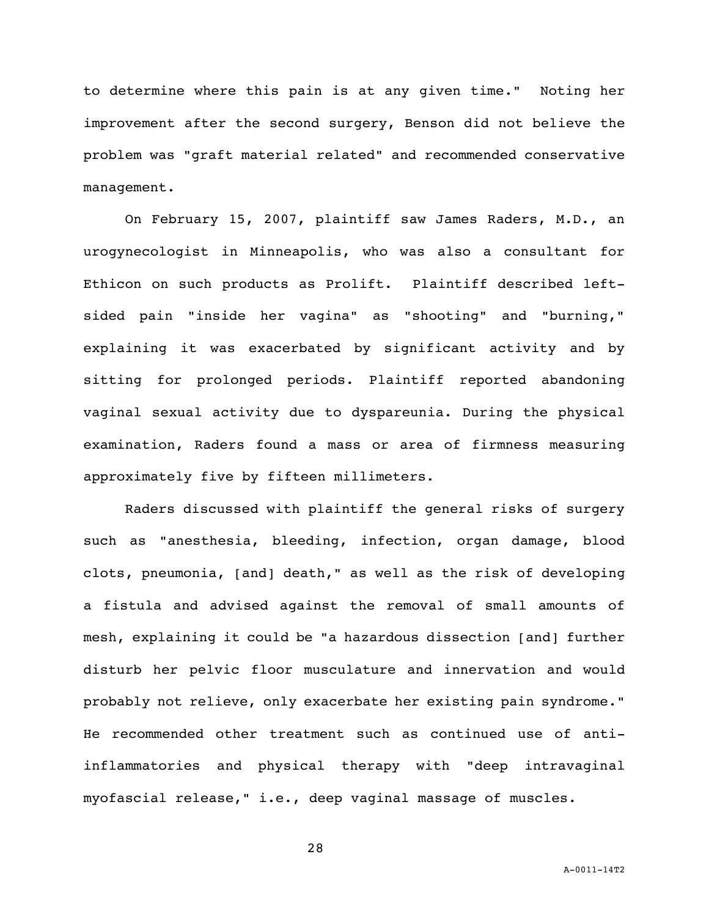to determine where this pain is at any given time." Noting her improvement after the second surgery, Benson did not believe the problem was "graft material related" and recommended conservative management.

On February 15, 2007, plaintiff saw James Raders, M.D., an urogynecologist in Minneapolis, who was also a consultant for Ethicon on such products as Prolift. Plaintiff described left-sided pain "inside her vagina" as "shooting" and "burning," explaining it was exacerbated by significant activity and by sitting for prolonged periods. Plaintiff reported abandoning vaginal sexual activity due to dyspareunia. During the physical examination, Raders found a mass or area of firmness measuring approximately five by fifteen millimeters.

Raders discussed with plaintiff the general risks of surgery such as "anesthesia, bleeding, infection, organ damage, blood clots, pneumonia, [and] death," as well as the risk of developing a fistula and advised against the removal of small amounts of mesh, explaining it could be "a hazardous dissection [and] further disturb her pelvic floor musculature and innervation and would probably not relieve, only exacerbate her existing pain syndrome." He recommended other treatment such as continued use of anti-inflammatories and physical therapy with "deep intravaginal myofascial release," i.e., deep vaginal massage of muscles.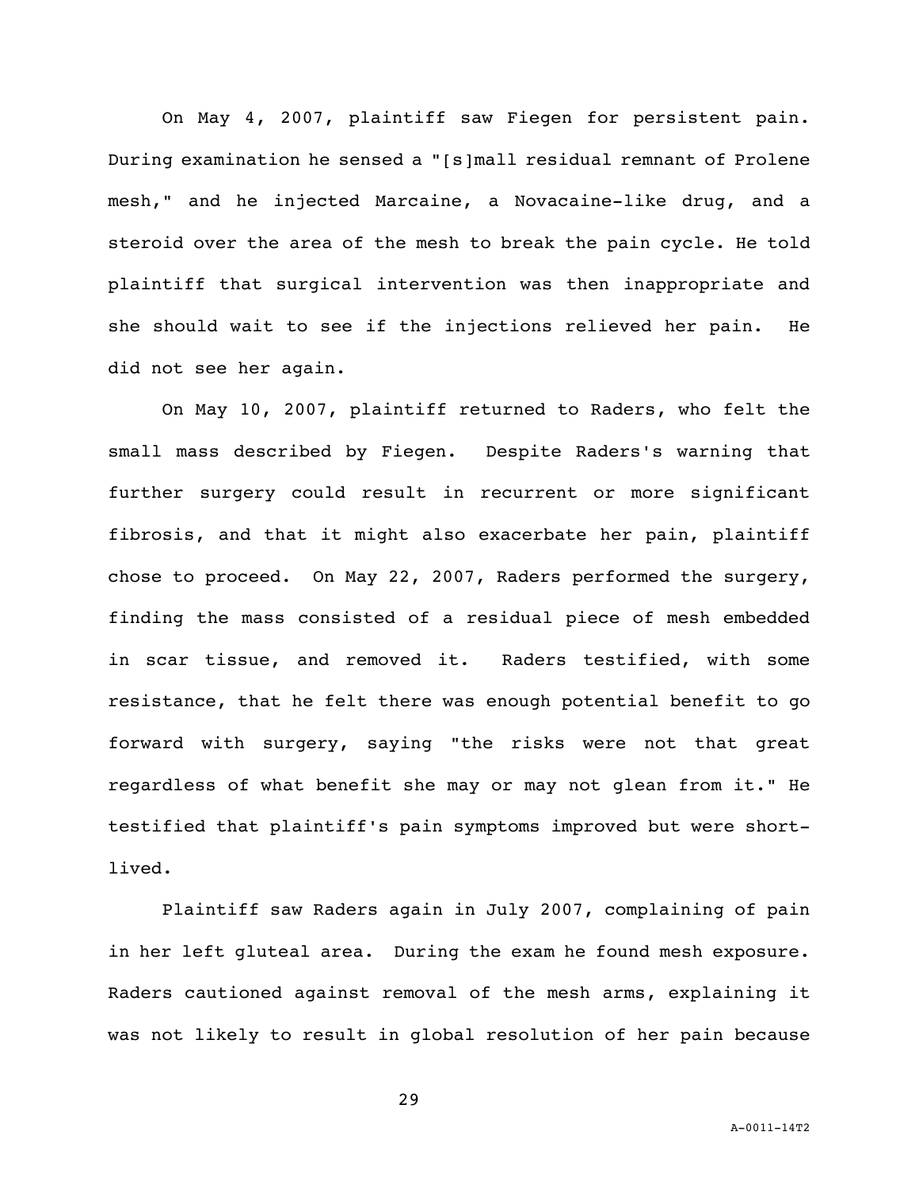On May 4, 2007, plaintiff saw Fiegen for persistent pain. During examination he sensed a "[s]mall residual remnant of Prolene mesh," and he injected Marcaine, a Novacaine-like drug, and a steroid over the area of the mesh to break the pain cycle. He told plaintiff that surgical intervention was then inappropriate and she should wait to see if the injections relieved her pain. He did not see her again.

On May 10, 2007, plaintiff returned to Raders, who felt the small mass described by Fiegen. Despite Raders's warning that further surgery could result in recurrent or more significant fibrosis, and that it might also exacerbate her pain, plaintiff chose to proceed. On May 22, 2007, Raders performed the surgery, finding the mass consisted of a residual piece of mesh embedded in scar tissue, and removed it. Raders testified, with some resistance, that he felt there was enough potential benefit to go forward with surgery, saying "the risks were not that great regardless of what benefit she may or may not glean from it." He testified that plaintiff's pain symptoms improved but were short-lived.

Plaintiff saw Raders again in July 2007, complaining of pain in her left gluteal area. During the exam he found mesh exposure. Raders cautioned against removal of the mesh arms, explaining it was not likely to result in global resolution of her pain because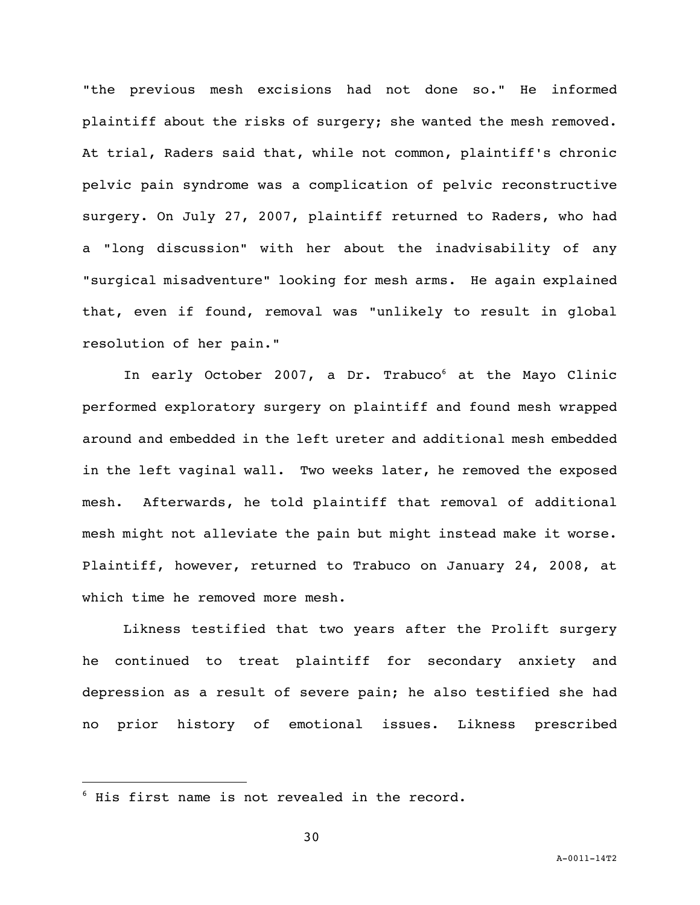"the previous mesh excisions had not done so." He informed plaintiff about the risks of surgery; she wanted the mesh removed. At trial, Raders said that, while not common, plaintiff's chronic pelvic pain syndrome was a complication of pelvic reconstructive surgery. On July 27, 2007, plaintiff returned to Raders, who had a "long discussion" with her about the inadvisability of any "surgical misadventure" looking for mesh arms. He again explained that, even if found, removal was "unlikely to result in global resolution of her pain."

In early October 2007, a Dr. Trabuco[6] at the Mayo Clinic performed exploratory surgery on plaintiff and found mesh wrapped around and embedded in the left ureter and additional mesh embedded in the left vaginal wall. Two weeks later, he removed the exposed mesh. Afterwards, he told plaintiff that removal of additional mesh might not alleviate the pain but might instead make it worse. Plaintiff, however, returned to Trabuco on January 24, 2008, at which time he removed more mesh.

Likness testified that two years after the Prolift surgery he continued to treat plaintiff for secondary anxiety and depression as a result of severe pain; he also testified she had no prior history of emotional issues. Likness prescribed

---

[6] His first name is not revealed in the record.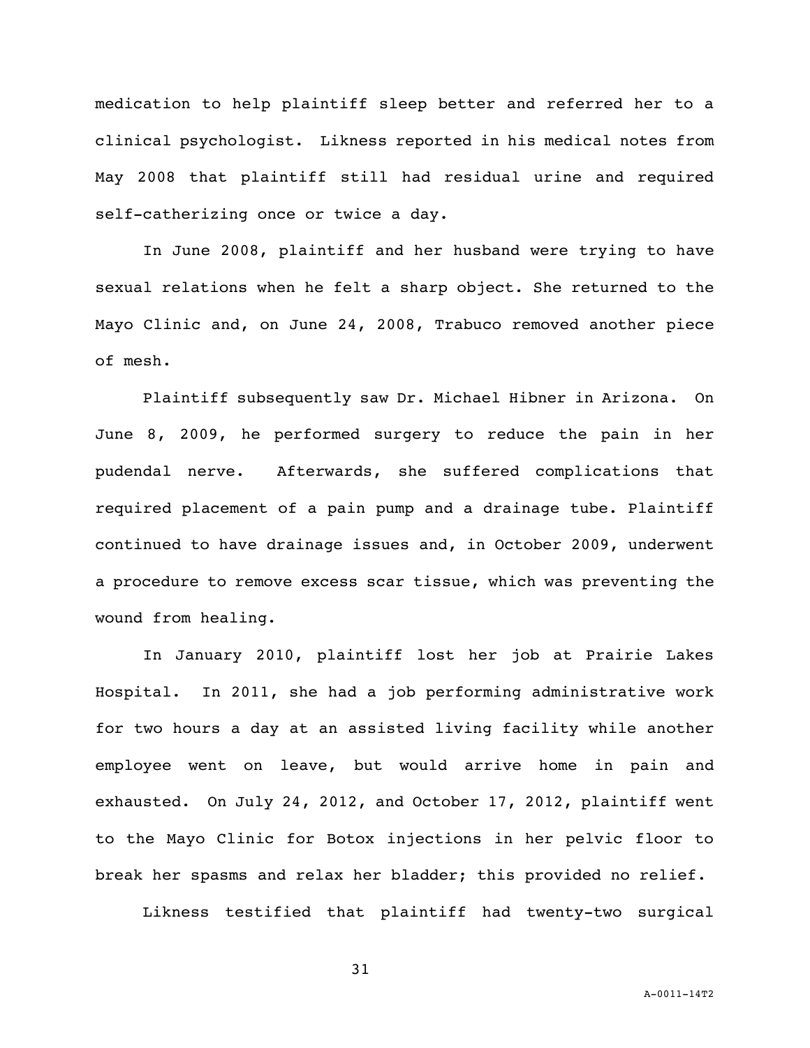medication to help plaintiff sleep better and referred her to a clinical psychologist. Likness reported in his medical notes from May 2008 that plaintiff still had residual urine and required self-catherizing once or twice a day.

In June 2008, plaintiff and her husband were trying to have sexual relations when he felt a sharp object. She returned to the Mayo Clinic and, on June 24, 2008, Trabuco removed another piece of mesh.

Plaintiff subsequently saw Dr. Michael Hibner in Arizona. On June 8, 2009, he performed surgery to reduce the pain in her pudendal nerve. Afterwards, she suffered complications that required placement of a pain pump and a drainage tube. Plaintiff continued to have drainage issues and, in October 2009, underwent a procedure to remove excess scar tissue, which was preventing the wound from healing.

In January 2010, plaintiff lost her job at Prairie Lakes Hospital. In 2011, she had a job performing administrative work for two hours a day at an assisted living facility while another employee went on leave, but would arrive home in pain and exhausted. On July 24, 2012, and October 17, 2012, plaintiff went to the Mayo Clinic for Botox injections in her pelvic floor to break her spasms and relax her bladder; this provided no relief.

Likness testified that plaintiff had twenty-two surgical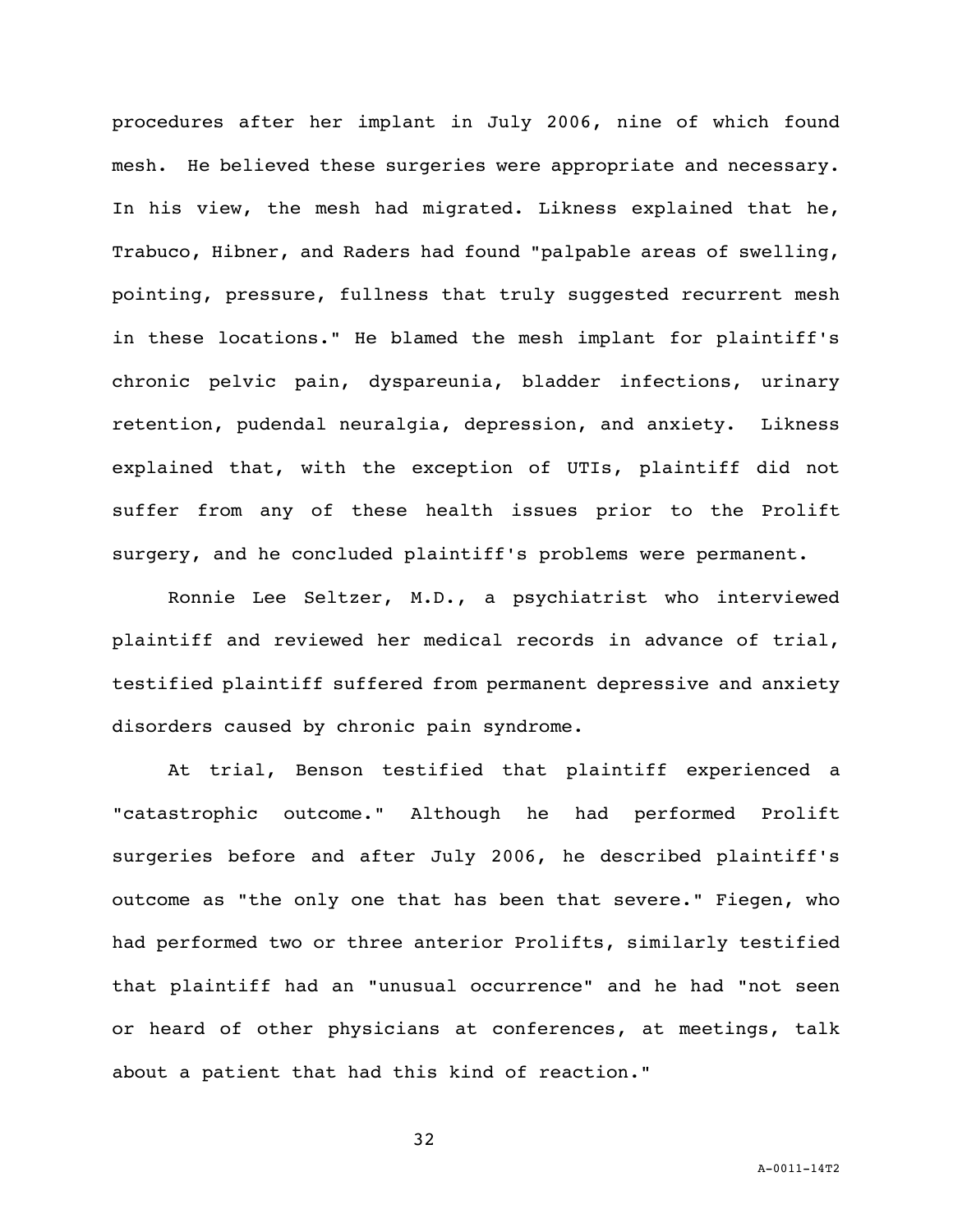procedures after her implant in July 2006, nine of which found mesh. He believed these surgeries were appropriate and necessary. In his view, the mesh had migrated. Likness explained that he, Trabuco, Hibner, and Raders had found "palpable areas of swelling, pointing, pressure, fullness that truly suggested recurrent mesh in these locations." He blamed the mesh implant for plaintiff's chronic pelvic pain, dyspareunia, bladder infections, urinary retention, pudendal neuralgia, depression, and anxiety. Likness explained that, with the exception of UTIs, plaintiff did not suffer from any of these health issues prior to the Prolift surgery, and he concluded plaintiff's problems were permanent.

Ronnie Lee Seltzer, M.D., a psychiatrist who interviewed plaintiff and reviewed her medical records in advance of trial, testified plaintiff suffered from permanent depressive and anxiety disorders caused by chronic pain syndrome.

At trial, Benson testified that plaintiff experienced a "catastrophic outcome." Although he had performed Prolift surgeries before and after July 2006, he described plaintiff's outcome as "the only one that has been that severe." Fiegen, who had performed two or three anterior Prolifts, similarly testified that plaintiff had an "unusual occurrence" and he had "not seen or heard of other physicians at conferences, at meetings, talk about a patient that had this kind of reaction."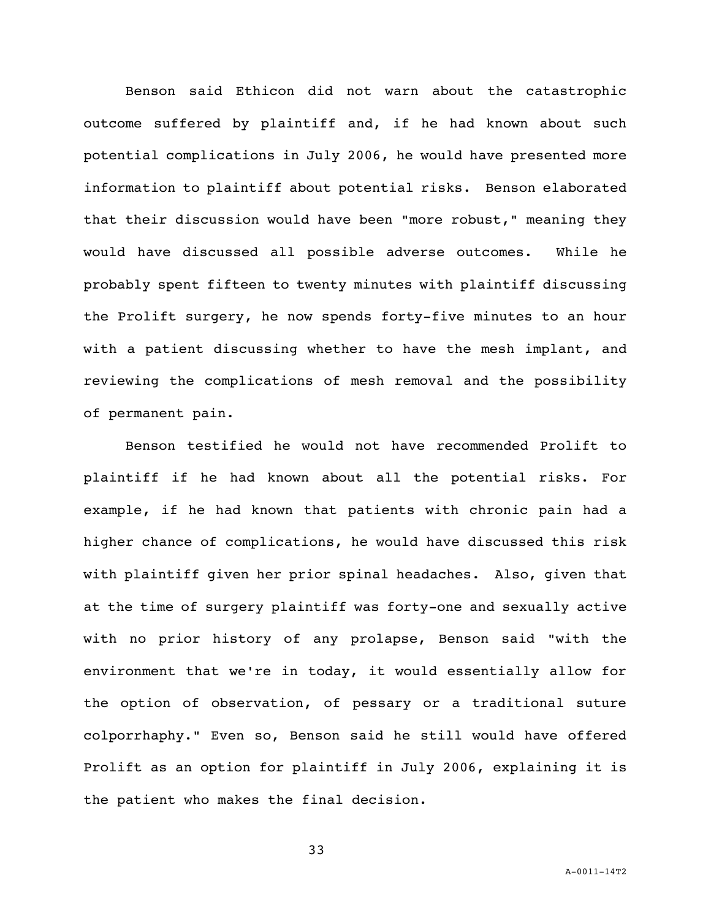Benson said Ethicon did not warn about the catastrophic outcome suffered by plaintiff and, if he had known about such potential complications in July 2006, he would have presented more information to plaintiff about potential risks. Benson elaborated that their discussion would have been "more robust," meaning they would have discussed all possible adverse outcomes. While he probably spent fifteen to twenty minutes with plaintiff discussing the Prolift surgery, he now spends forty-five minutes to an hour with a patient discussing whether to have the mesh implant, and reviewing the complications of mesh removal and the possibility of permanent pain.

Benson testified he would not have recommended Prolift to plaintiff if he had known about all the potential risks. For example, if he had known that patients with chronic pain had a higher chance of complications, he would have discussed this risk with plaintiff given her prior spinal headaches. Also, given that at the time of surgery plaintiff was forty-one and sexually active with no prior history of any prolapse, Benson said "with the environment that we're in today, it would essentially allow for the option of observation, of pessary or a traditional suture colporrhaphy." Even so, Benson said he still would have offered Prolift as an option for plaintiff in July 2006, explaining it is the patient who makes the final decision.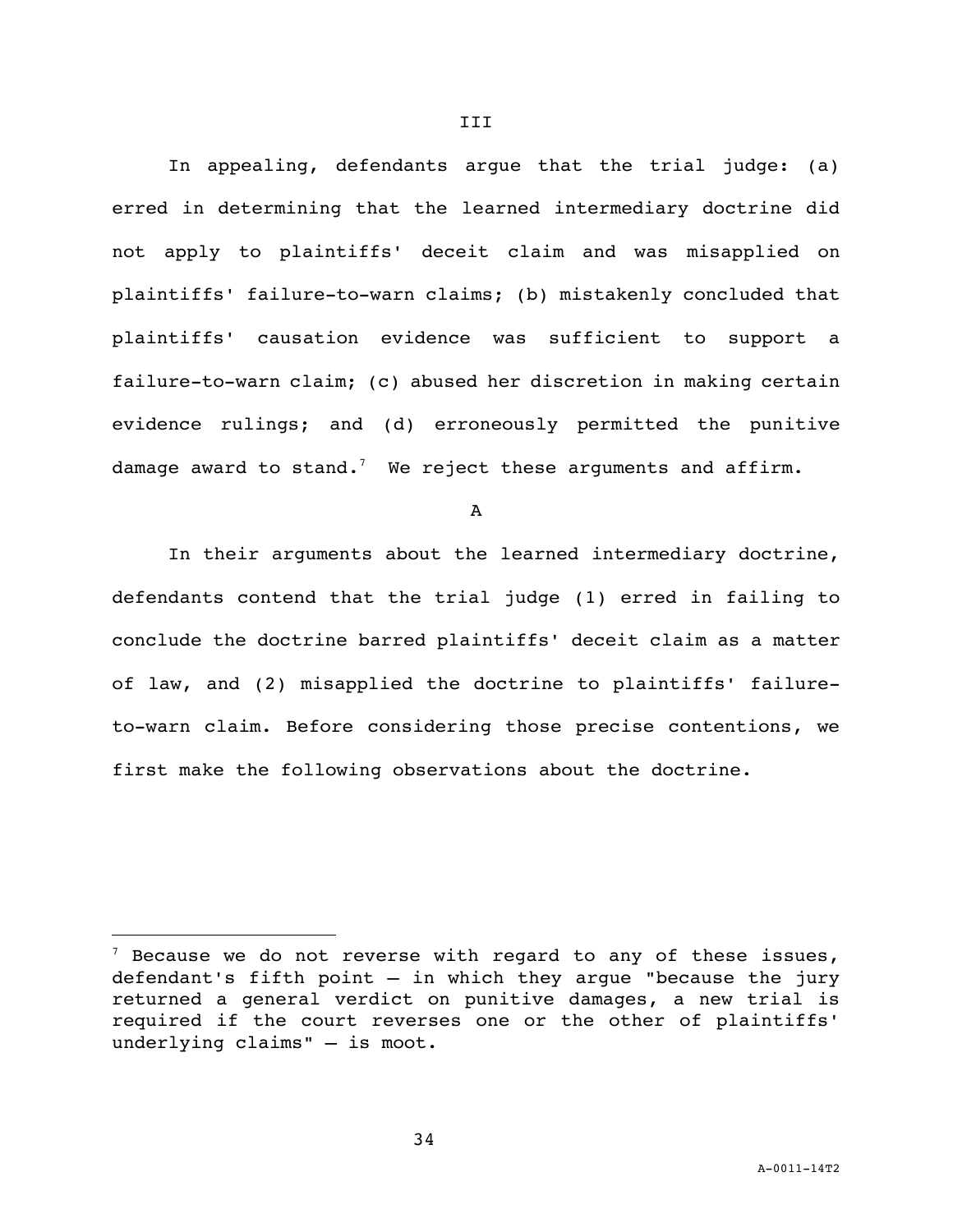# III

In appealing, defendants argue that the trial judge: (a) erred in determining that the learned intermediary doctrine did not apply to plaintiffs' deceit claim and was misapplied on plaintiffs' failure-to-warn claims; (b) mistakenly concluded that plaintiffs' causation evidence was sufficient to support a failure-to-warn claim; (c) abused her discretion in making certain evidence rulings; and (d) erroneously permitted the punitive damage award to stand.[7] We reject these arguments and affirm.

## A

In their arguments about the learned intermediary doctrine, defendants contend that the trial judge (1) erred in failing to conclude the doctrine barred plaintiffs' deceit claim as a matter of law, and (2) misapplied the doctrine to plaintiffs' failure-to-warn claim. Before considering those precise contentions, we first make the following observations about the doctrine.

---

[7] Because we do not reverse with regard to any of these issues, defendant's fifth point – in which they argue "because the jury returned a general verdict on punitive damages, a new trial is required if the court reverses one or the other of plaintiffs' underlying claims" – is moot.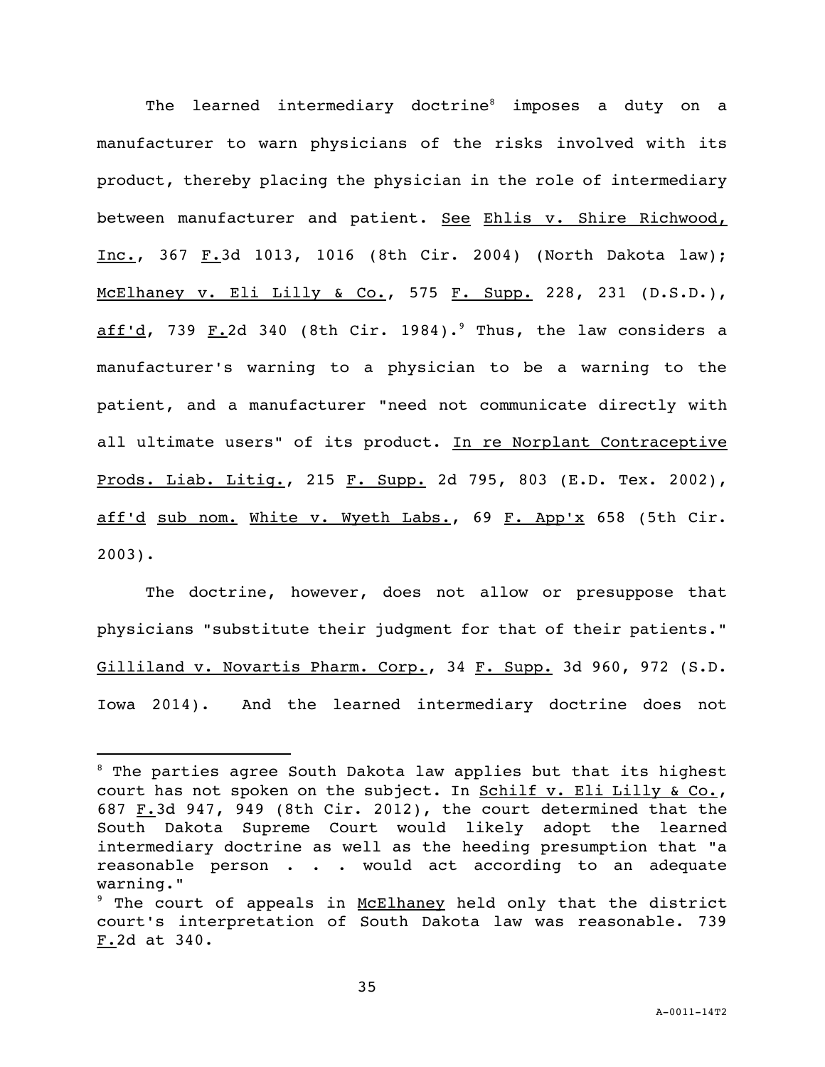The learned intermediary doctrine[8] imposes a duty on a manufacturer to warn physicians of the risks involved with its product, thereby placing the physician in the role of intermediary between manufacturer and patient. See Ehlis v. Shire Richwood, Inc., 367 F.3d 1013, 1016 (8th Cir. 2004) (North Dakota law); McElhaney v. Eli Lilly & Co., 575 F. Supp. 228, 231 (D.S.D.), aff'd, 739 F.2d 340 (8th Cir. 1984).[9] Thus, the law considers a manufacturer's warning to a physician to be a warning to the patient, and a manufacturer "need not communicate directly with all ultimate users" of its product. In re Norplant Contraceptive Prods. Liab. Litig., 215 F. Supp. 2d 795, 803 (E.D. Tex. 2002), aff'd sub nom. White v. Wyeth Labs., 69 F. App'x 658 (5th Cir. 2003).

The doctrine, however, does not allow or presuppose that physicians "substitute their judgment for that of their patients." Gilliland v. Novartis Pharm. Corp., 34 F. Supp. 3d 960, 972 (S.D. Iowa 2014). And the learned intermediary doctrine does not

---

[8] The parties agree South Dakota law applies but that its highest court has not spoken on the subject. In Schilf v. Eli Lilly & Co., 687 F.3d 947, 949 (8th Cir. 2012), the court determined that the South Dakota Supreme Court would likely adopt the learned intermediary doctrine as well as the heeding presumption that "a reasonable person . . . would act according to an adequate warning."

[9] The court of appeals in McElhaney held only that the district court's interpretation of South Dakota law was reasonable. 739 F.2d at 340.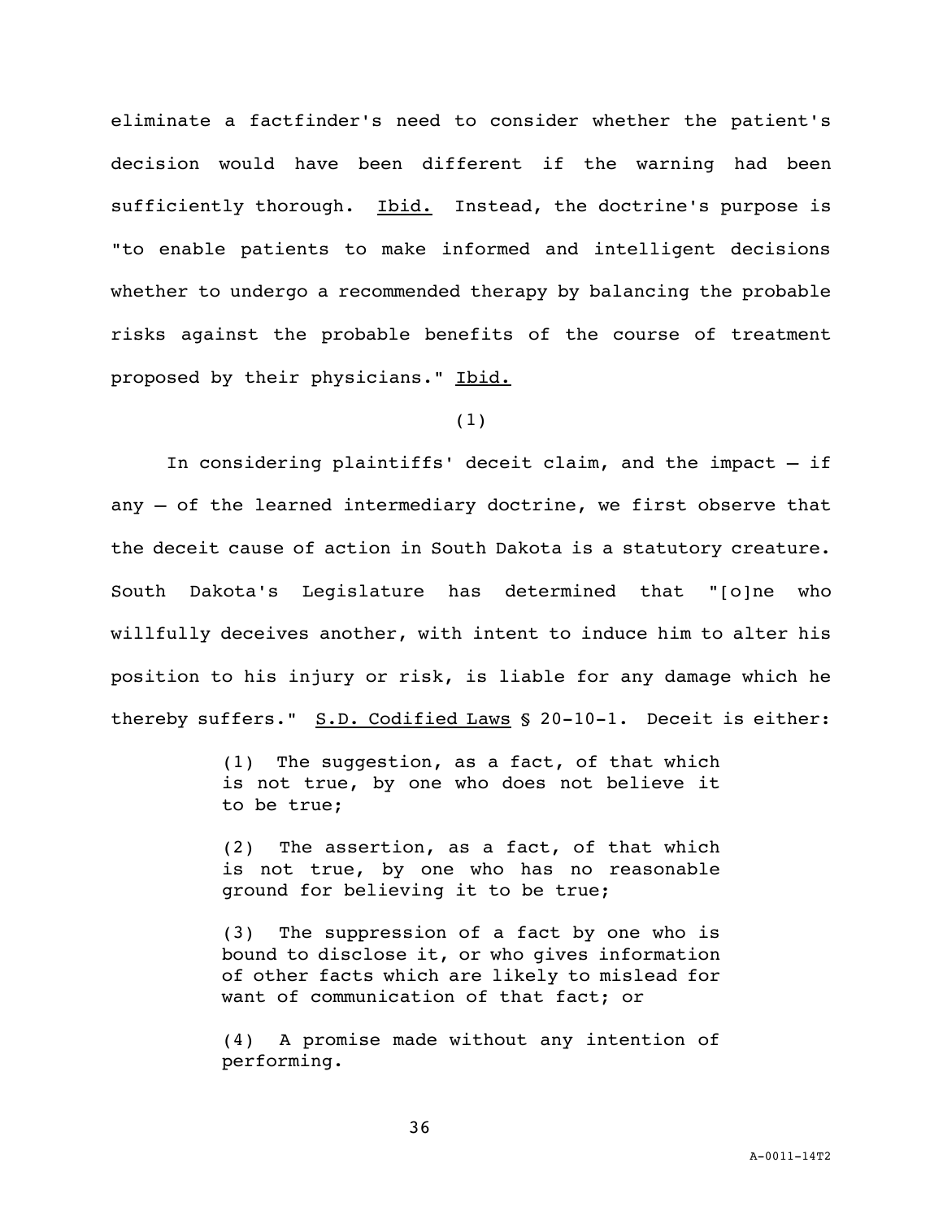eliminate a factfinder's need to consider whether the patient's decision would have been different if the warning had been sufficiently thorough. Ibid. Instead, the doctrine's purpose is "to enable patients to make informed and intelligent decisions whether to undergo a recommended therapy by balancing the probable risks against the probable benefits of the course of treatment proposed by their physicians." Ibid.

(1)

In considering plaintiffs' deceit claim, and the impact – if any – of the learned intermediary doctrine, we first observe that the deceit cause of action in South Dakota is a statutory creature. South Dakota's Legislature has determined that "[o]ne who willfully deceives another, with intent to induce him to alter his position to his injury or risk, is liable for any damage which he thereby suffers." S.D. Codified Laws § 20-10-1. Deceit is either:

> (1) The suggestion, as a fact, of that which is not true, by one who does not believe it to be true;
>
> (2) The assertion, as a fact, of that which is not true, by one who has no reasonable ground for believing it to be true;
>
> (3) The suppression of a fact by one who is bound to disclose it, or who gives information of other facts which are likely to mislead for want of communication of that fact; or
>
> (4) A promise made without any intention of performing.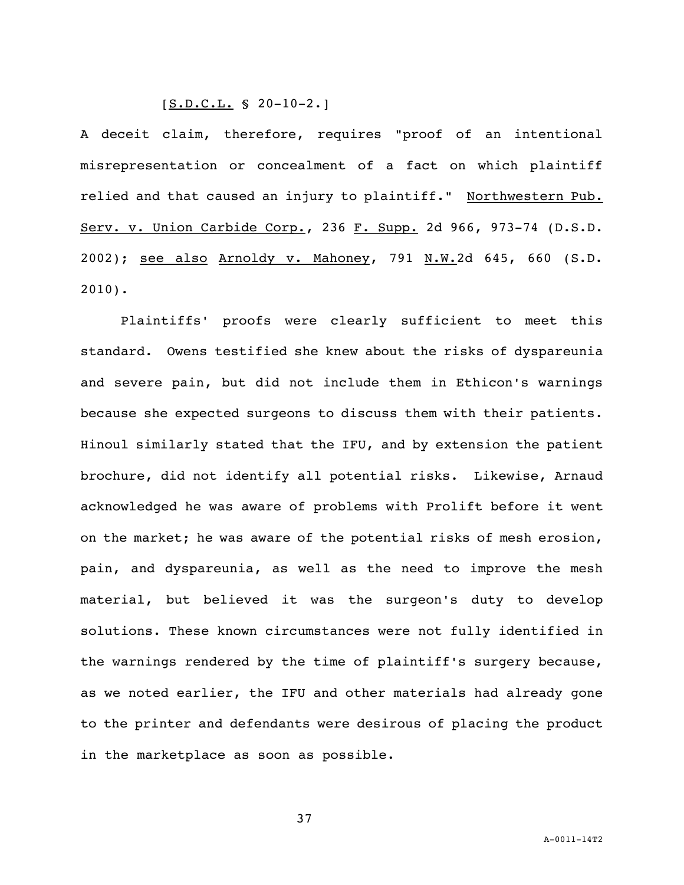[S.D.C.L. § 20-10-2.]

A deceit claim, therefore, requires "proof of an intentional misrepresentation or concealment of a fact on which plaintiff relied and that caused an injury to plaintiff." Northwestern Pub. Serv. v. Union Carbide Corp., 236 F. Supp. 2d 966, 973-74 (D.S.D. 2002); see also Arnoldy v. Mahoney, 791 N.W.2d 645, 660 (S.D. 2010).

Plaintiffs' proofs were clearly sufficient to meet this standard. Owens testified she knew about the risks of dyspareunia and severe pain, but did not include them in Ethicon's warnings because she expected surgeons to discuss them with their patients. Hinoul similarly stated that the IFU, and by extension the patient brochure, did not identify all potential risks. Likewise, Arnaud acknowledged he was aware of problems with Prolift before it went on the market; he was aware of the potential risks of mesh erosion, pain, and dyspareunia, as well as the need to improve the mesh material, but believed it was the surgeon's duty to develop solutions. These known circumstances were not fully identified in the warnings rendered by the time of plaintiff's surgery because, as we noted earlier, the IFU and other materials had already gone to the printer and defendants were desirous of placing the product in the marketplace as soon as possible.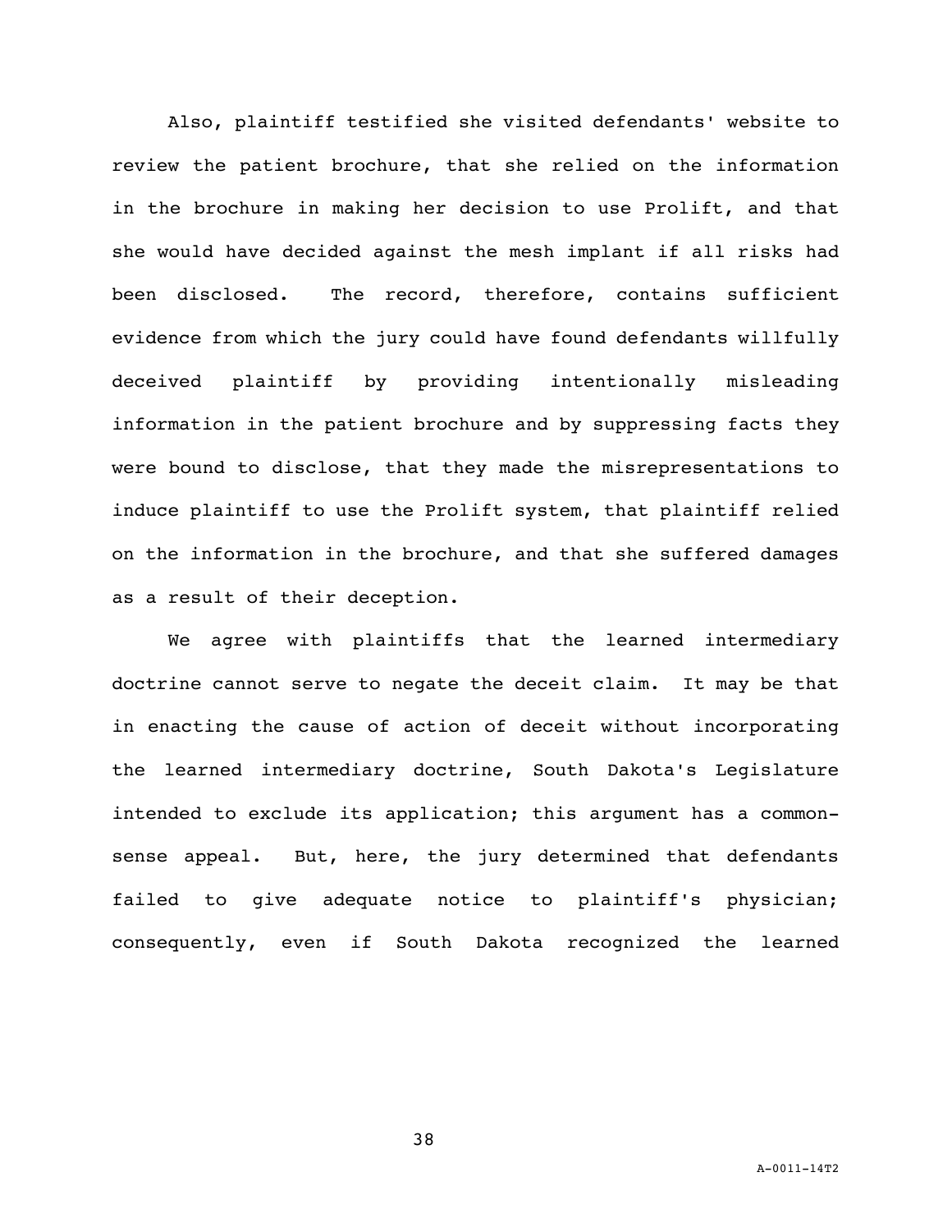Also, plaintiff testified she visited defendants' website to review the patient brochure, that she relied on the information in the brochure in making her decision to use Prolift, and that she would have decided against the mesh implant if all risks had been disclosed. The record, therefore, contains sufficient evidence from which the jury could have found defendants willfully deceived plaintiff by providing intentionally misleading information in the patient brochure and by suppressing facts they were bound to disclose, that they made the misrepresentations to induce plaintiff to use the Prolift system, that plaintiff relied on the information in the brochure, and that she suffered damages as a result of their deception.

We agree with plaintiffs that the learned intermediary doctrine cannot serve to negate the deceit claim. It may be that in enacting the cause of action of deceit without incorporating the learned intermediary doctrine, South Dakota's Legislature intended to exclude its application; this argument has a common-sense appeal. But, here, the jury determined that defendants failed to give adequate notice to plaintiff's physician; consequently, even if South Dakota recognized the learned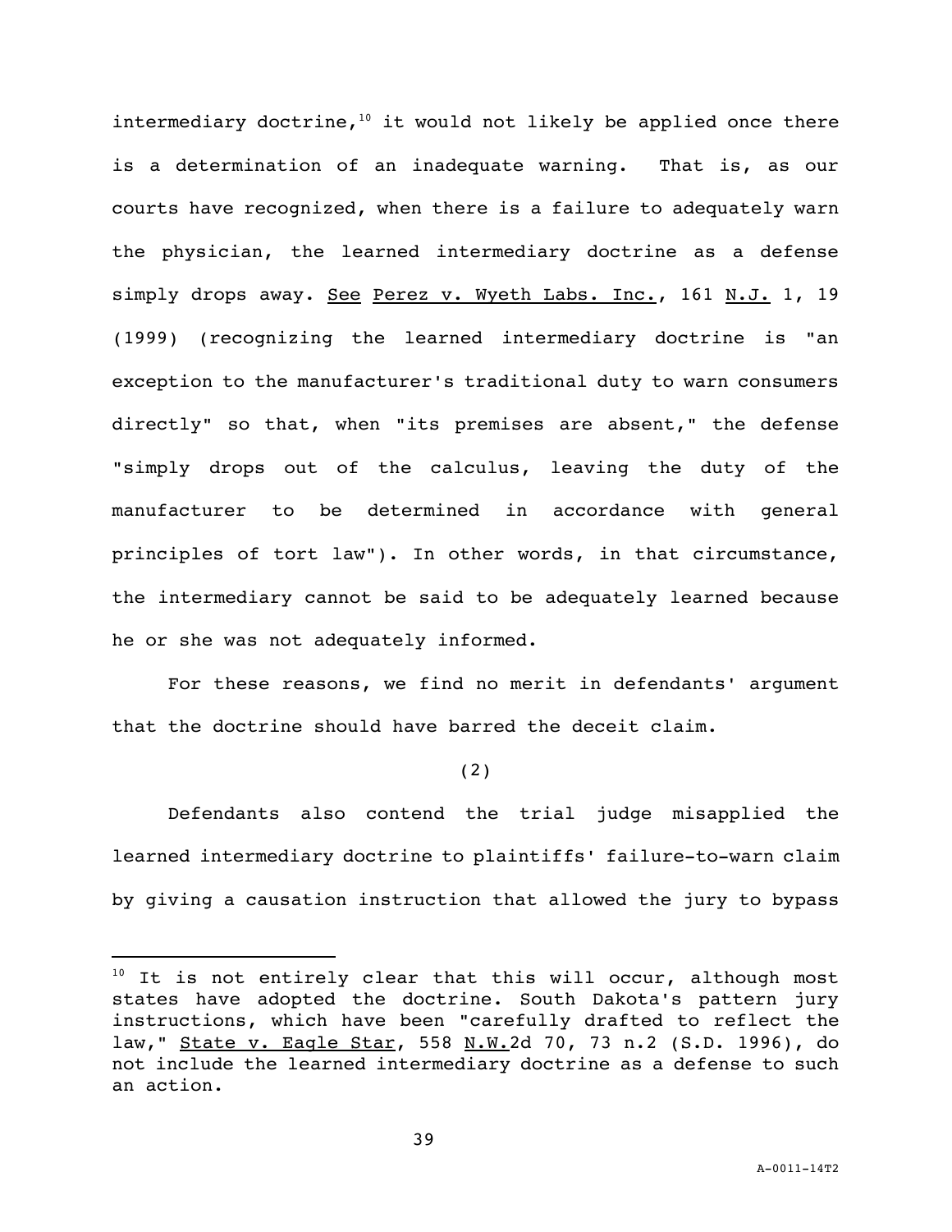intermediary doctrine,[10] it would not likely be applied once there is a determination of an inadequate warning. That is, as our courts have recognized, when there is a failure to adequately warn the physician, the learned intermediary doctrine as a defense simply drops away. See Perez v. Wyeth Labs. Inc., 161 N.J. 1, 19 (1999) (recognizing the learned intermediary doctrine is "an exception to the manufacturer's traditional duty to warn consumers directly" so that, when "its premises are absent," the defense "simply drops out of the calculus, leaving the duty of the manufacturer to be determined in accordance with general principles of tort law"). In other words, in that circumstance, the intermediary cannot be said to be adequately learned because he or she was not adequately informed.

For these reasons, we find no merit in defendants' argument that the doctrine should have barred the deceit claim.

(2)

Defendants also contend the trial judge misapplied the learned intermediary doctrine to plaintiffs' failure-to-warn claim by giving a causation instruction that allowed the jury to bypass

---

[10] It is not entirely clear that this will occur, although most states have adopted the doctrine. South Dakota's pattern jury instructions, which have been "carefully drafted to reflect the law," State v. Eagle Star, 558 N.W.2d 70, 73 n.2 (S.D. 1996), do not include the learned intermediary doctrine as a defense to such an action.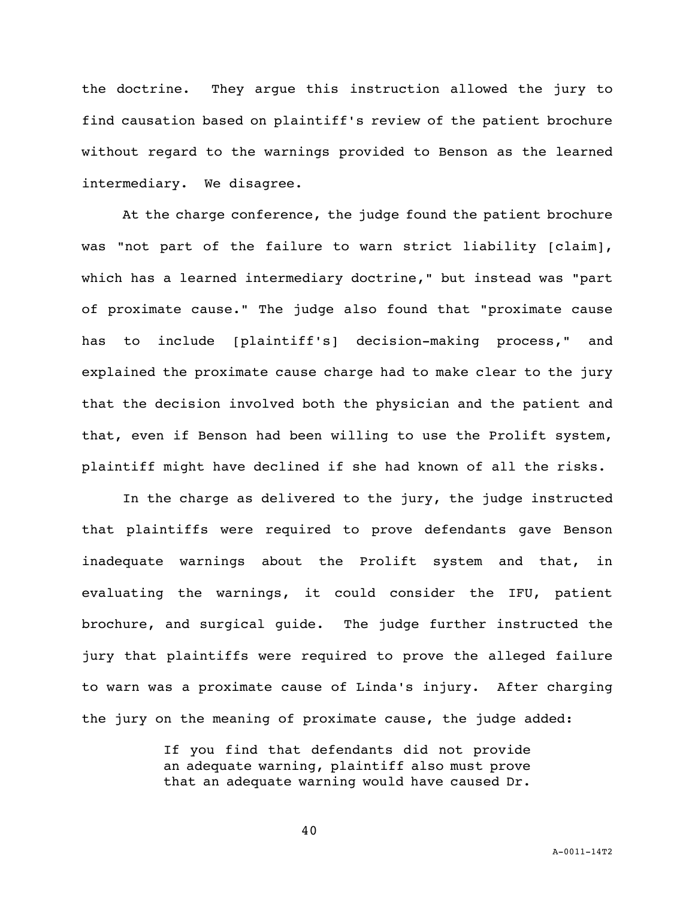the doctrine. They argue this instruction allowed the jury to find causation based on plaintiff's review of the patient brochure without regard to the warnings provided to Benson as the learned intermediary. We disagree.

At the charge conference, the judge found the patient brochure was "not part of the failure to warn strict liability [claim], which has a learned intermediary doctrine," but instead was "part of proximate cause." The judge also found that "proximate cause has to include [plaintiff's] decision-making process," and explained the proximate cause charge had to make clear to the jury that the decision involved both the physician and the patient and that, even if Benson had been willing to use the Prolift system, plaintiff might have declined if she had known of all the risks.

In the charge as delivered to the jury, the judge instructed that plaintiffs were required to prove defendants gave Benson inadequate warnings about the Prolift system and that, in evaluating the warnings, it could consider the IFU, patient brochure, and surgical guide. The judge further instructed the jury that plaintiffs were required to prove the alleged failure to warn was a proximate cause of Linda's injury. After charging the jury on the meaning of proximate cause, the judge added:

> If you find that defendants did not provide an adequate warning, plaintiff also must prove that an adequate warning would have caused Dr.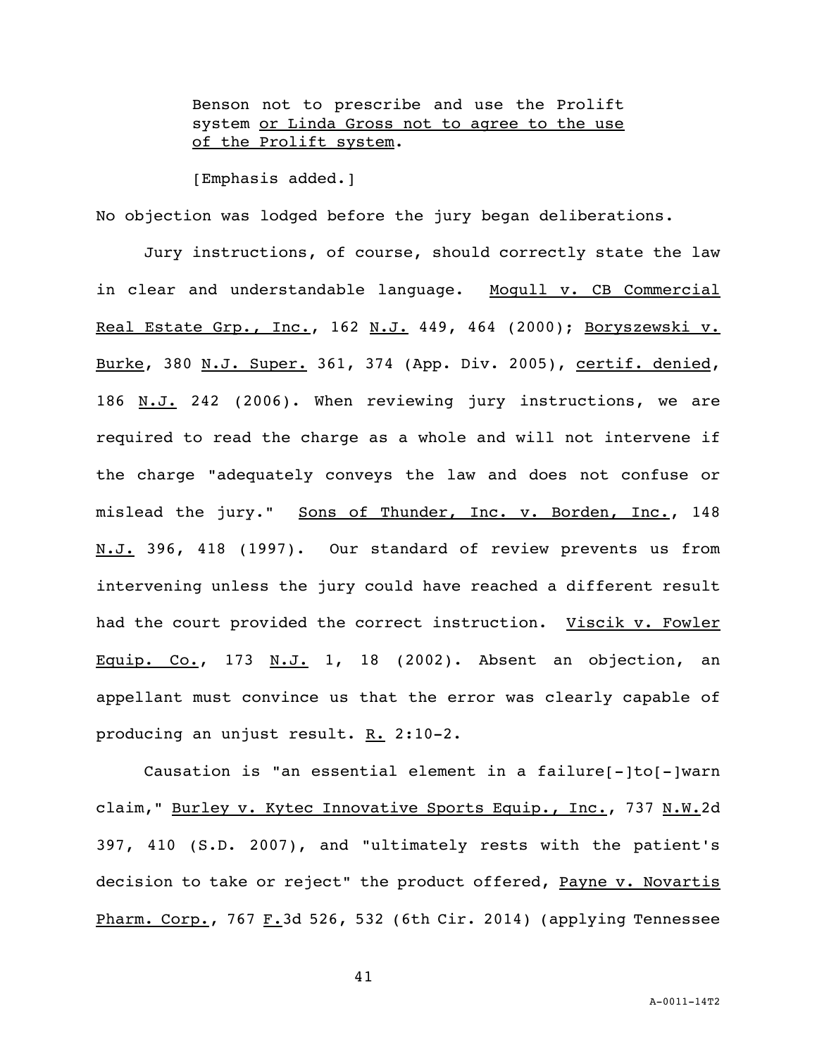> Benson not to prescribe and use the Prolift system <u>or Linda Gross not to agree to the use of the Prolift system</u>.
>
> [Emphasis added.]

No objection was lodged before the jury began deliberations.

Jury instructions, of course, should correctly state the law in clear and understandable language. Mogull v. CB Commercial Real Estate Grp., Inc., 162 N.J. 449, 464 (2000); Boryszewski v. Burke, 380 N.J. Super. 361, 374 (App. Div. 2005), certif. denied, 186 N.J. 242 (2006). When reviewing jury instructions, we are required to read the charge as a whole and will not intervene if the charge "adequately conveys the law and does not confuse or mislead the jury." Sons of Thunder, Inc. v. Borden, Inc., 148 N.J. 396, 418 (1997). Our standard of review prevents us from intervening unless the jury could have reached a different result had the court provided the correct instruction. Viscik v. Fowler Equip. Co., 173 N.J. 1, 18 (2002). Absent an objection, an appellant must convince us that the error was clearly capable of producing an unjust result. R. 2:10-2.

Causation is "an essential element in a failure[-]to[-]warn claim," Burley v. Kytec Innovative Sports Equip., Inc., 737 N.W.2d 397, 410 (S.D. 2007), and "ultimately rests with the patient's decision to take or reject" the product offered, Payne v. Novartis Pharm. Corp., 767 F.3d 526, 532 (6th Cir. 2014) (applying Tennessee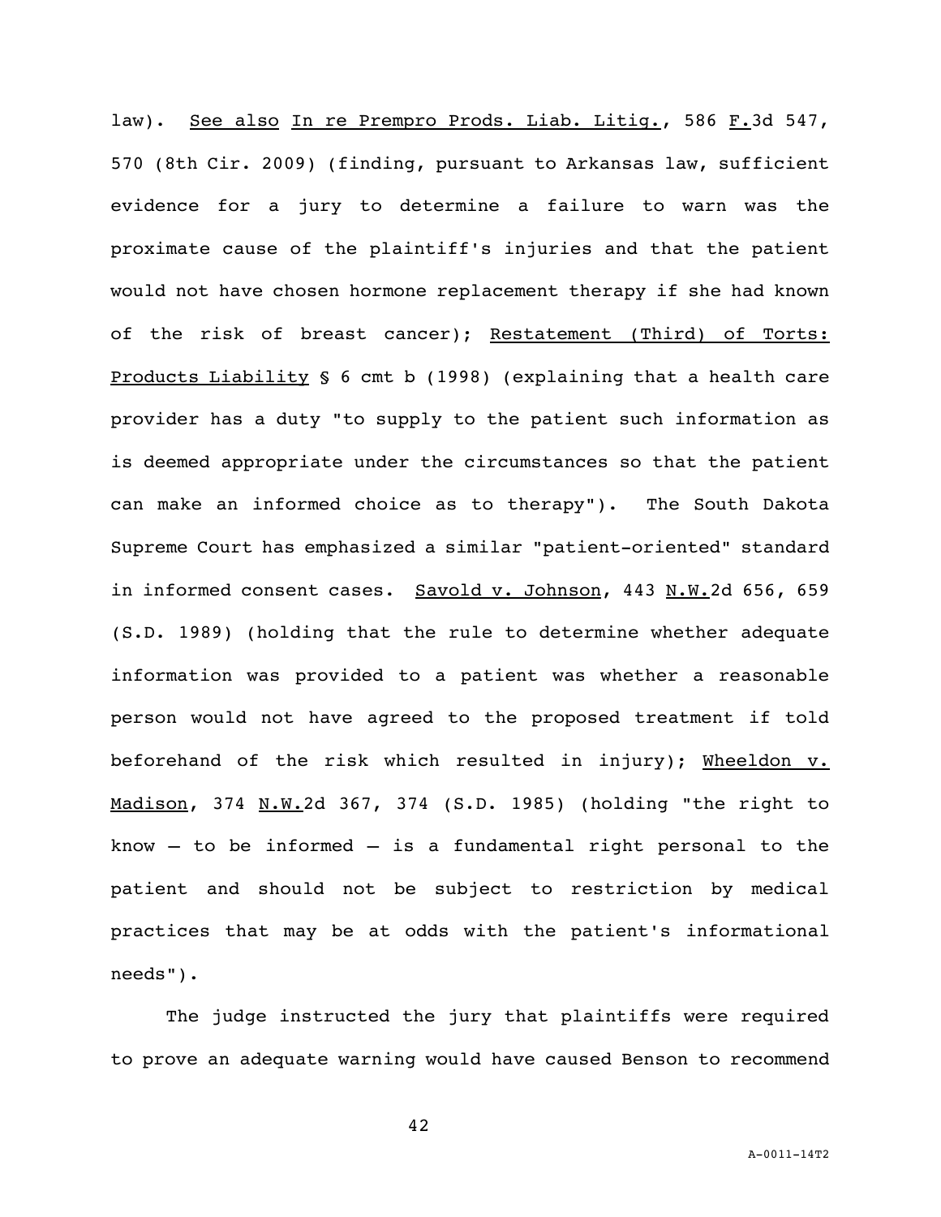law). See also In re Prempro Prods. Liab. Litig., 586 F.3d 547, 570 (8th Cir. 2009) (finding, pursuant to Arkansas law, sufficient evidence for a jury to determine a failure to warn was the proximate cause of the plaintiff's injuries and that the patient would not have chosen hormone replacement therapy if she had known of the risk of breast cancer); Restatement (Third) of Torts: Products Liability § 6 cmt b (1998) (explaining that a health care provider has a duty "to supply to the patient such information as is deemed appropriate under the circumstances so that the patient can make an informed choice as to therapy"). The South Dakota Supreme Court has emphasized a similar "patient-oriented" standard in informed consent cases. Savold v. Johnson, 443 N.W.2d 656, 659 (S.D. 1989) (holding that the rule to determine whether adequate information was provided to a patient was whether a reasonable person would not have agreed to the proposed treatment if told beforehand of the risk which resulted in injury); Wheeldon v. Madison, 374 N.W.2d 367, 374 (S.D. 1985) (holding "the right to know – to be informed – is a fundamental right personal to the patient and should not be subject to restriction by medical practices that may be at odds with the patient's informational needs").

The judge instructed the jury that plaintiffs were required to prove an adequate warning would have caused Benson to recommend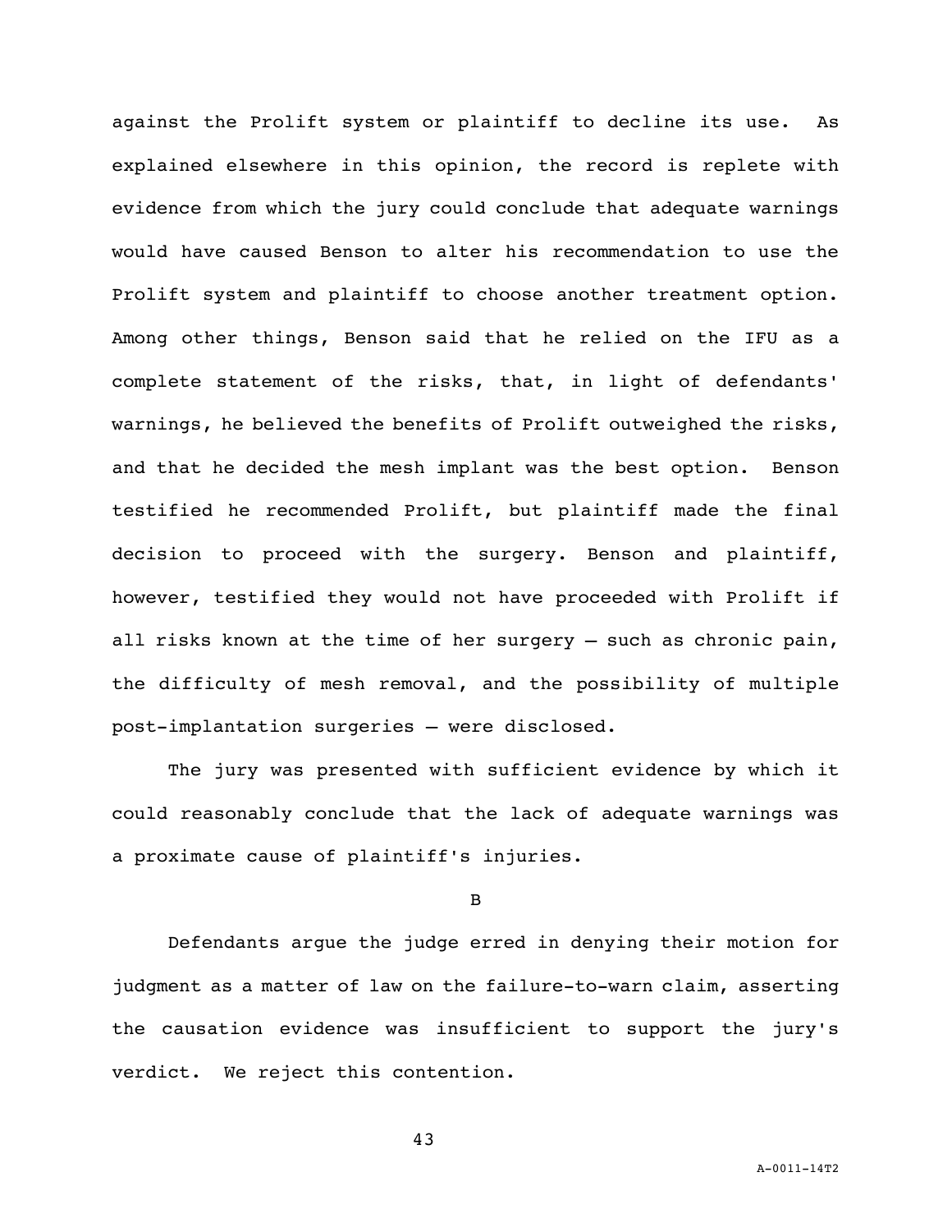against the Prolift system or plaintiff to decline its use. As explained elsewhere in this opinion, the record is replete with evidence from which the jury could conclude that adequate warnings would have caused Benson to alter his recommendation to use the Prolift system and plaintiff to choose another treatment option. Among other things, Benson said that he relied on the IFU as a complete statement of the risks, that, in light of defendants' warnings, he believed the benefits of Prolift outweighed the risks, and that he decided the mesh implant was the best option. Benson testified he recommended Prolift, but plaintiff made the final decision to proceed with the surgery. Benson and plaintiff, however, testified they would not have proceeded with Prolift if all risks known at the time of her surgery – such as chronic pain, the difficulty of mesh removal, and the possibility of multiple post-implantation surgeries – were disclosed.

The jury was presented with sufficient evidence by which it could reasonably conclude that the lack of adequate warnings was a proximate cause of plaintiff's injuries.

B

Defendants argue the judge erred in denying their motion for judgment as a matter of law on the failure-to-warn claim, asserting the causation evidence was insufficient to support the jury's verdict. We reject this contention.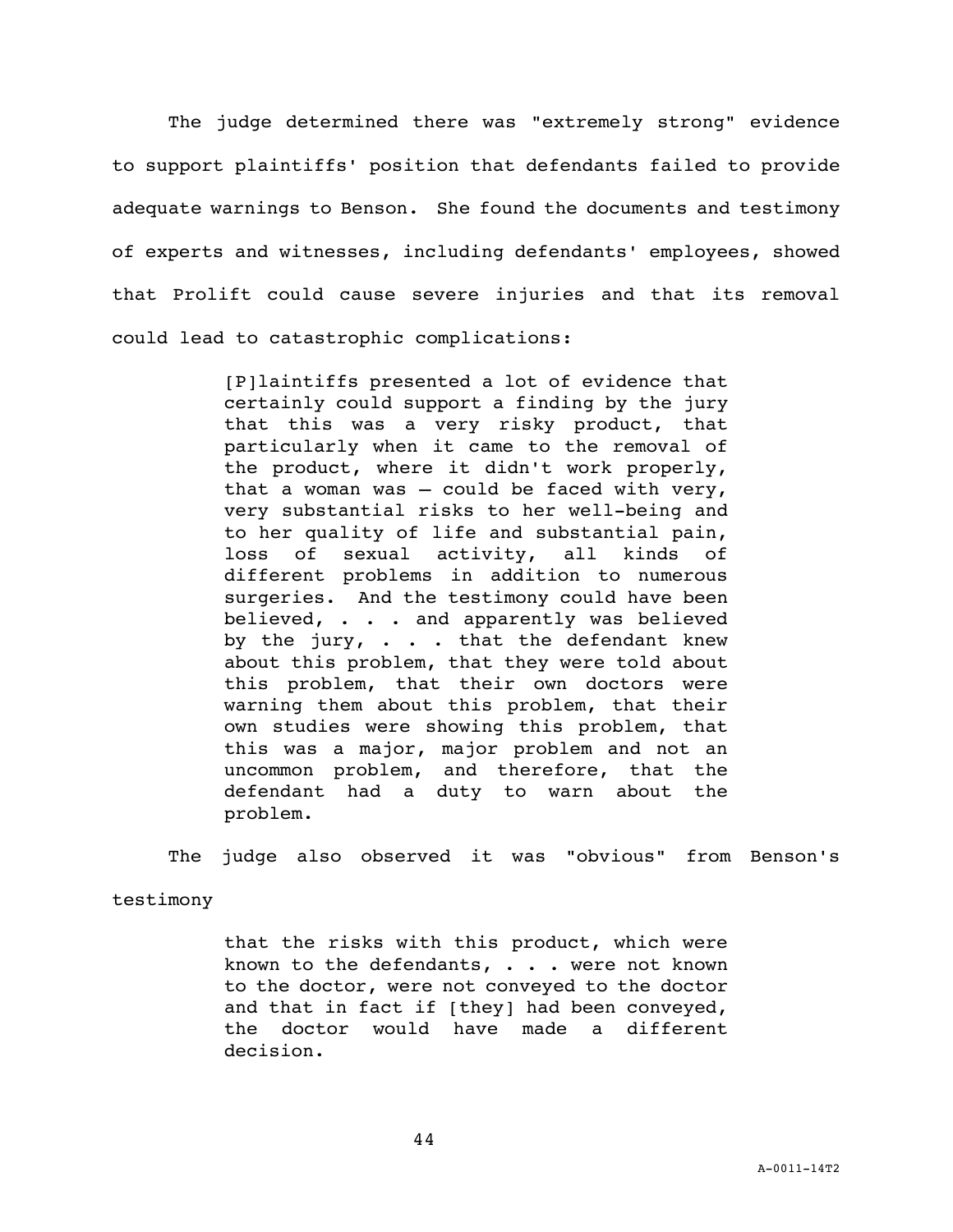The judge determined there was "extremely strong" evidence to support plaintiffs' position that defendants failed to provide adequate warnings to Benson. She found the documents and testimony of experts and witnesses, including defendants' employees, showed that Prolift could cause severe injuries and that its removal could lead to catastrophic complications:

> [P]laintiffs presented a lot of evidence that certainly could support a finding by the jury that this was a very risky product, that particularly when it came to the removal of the product, where it didn't work properly, that a woman was – could be faced with very, very substantial risks to her well-being and to her quality of life and substantial pain, loss of sexual activity, all kinds of different problems in addition to numerous surgeries. And the testimony could have been believed, . . . and apparently was believed by the jury, . . . that the defendant knew about this problem, that they were told about this problem, that their own doctors were warning them about this problem, that their own studies were showing this problem, that this was a major, major problem and not an uncommon problem, and therefore, that the defendant had a duty to warn about the problem.

The judge also observed it was "obvious" from Benson's testimony

> that the risks with this product, which were known to the defendants, . . . were not known to the doctor, were not conveyed to the doctor and that in fact if [they] had been conveyed, the doctor would have made a different decision.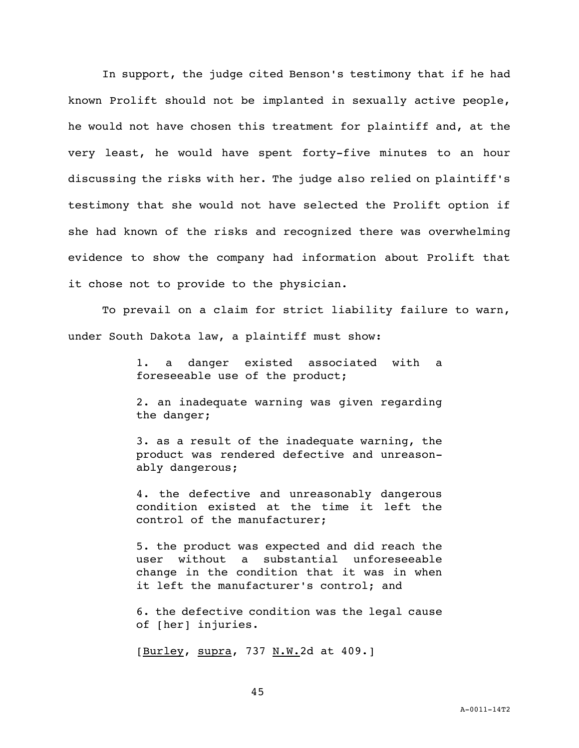In support, the judge cited Benson's testimony that if he had known Prolift should not be implanted in sexually active people, he would not have chosen this treatment for plaintiff and, at the very least, he would have spent forty-five minutes to an hour discussing the risks with her. The judge also relied on plaintiff's testimony that she would not have selected the Prolift option if she had known of the risks and recognized there was overwhelming evidence to show the company had information about Prolift that it chose not to provide to the physician.

To prevail on a claim for strict liability failure to warn, under South Dakota law, a plaintiff must show:

> 1. a danger existed associated with a foreseeable use of the product;
>
> 2. an inadequate warning was given regarding the danger;
>
> 3. as a result of the inadequate warning, the product was rendered defective and unreasonably dangerous;
>
> 4. the defective and unreasonably dangerous condition existed at the time it left the control of the manufacturer;
>
> 5. the product was expected and did reach the user without a substantial unforeseeable change in the condition that it was in when it left the manufacturer's control; and
>
> 6. the defective condition was the legal cause of [her] injuries.
>
> [Burley, supra, 737 N.W.2d at 409.]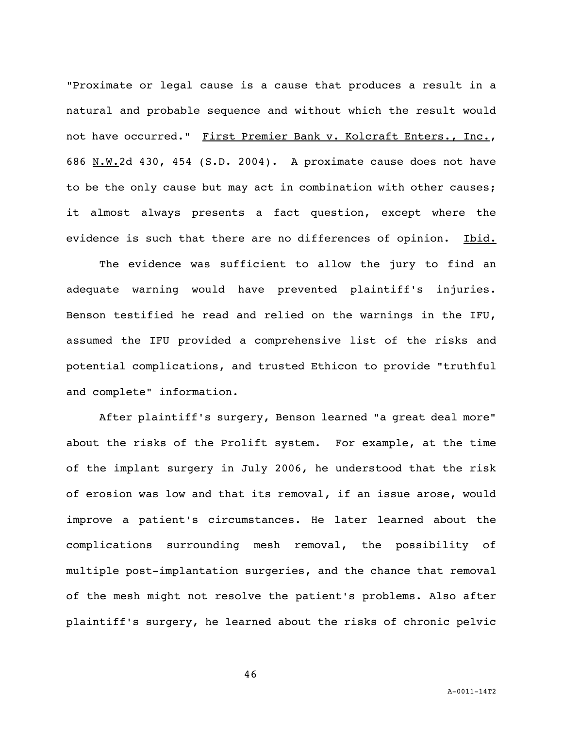"Proximate or legal cause is a cause that produces a result in a natural and probable sequence and without which the result would not have occurred." First Premier Bank v. Kolcraft Enters., Inc., 686 N.W.2d 430, 454 (S.D. 2004). A proximate cause does not have to be the only cause but may act in combination with other causes; it almost always presents a fact question, except where the evidence is such that there are no differences of opinion. Ibid.

The evidence was sufficient to allow the jury to find an adequate warning would have prevented plaintiff's injuries. Benson testified he read and relied on the warnings in the IFU, assumed the IFU provided a comprehensive list of the risks and potential complications, and trusted Ethicon to provide "truthful and complete" information.

After plaintiff's surgery, Benson learned "a great deal more" about the risks of the Prolift system. For example, at the time of the implant surgery in July 2006, he understood that the risk of erosion was low and that its removal, if an issue arose, would improve a patient's circumstances. He later learned about the complications surrounding mesh removal, the possibility of multiple post-implantation surgeries, and the chance that removal of the mesh might not resolve the patient's problems. Also after plaintiff's surgery, he learned about the risks of chronic pelvic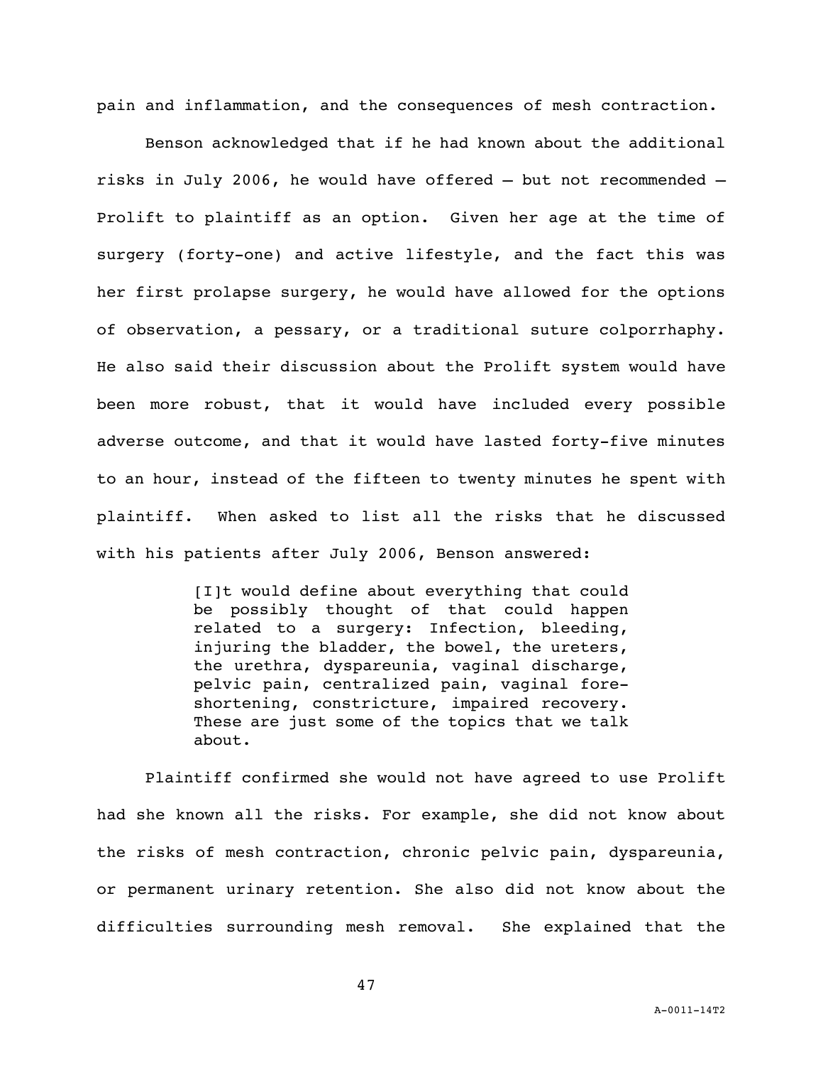pain and inflammation, and the consequences of mesh contraction.

Benson acknowledged that if he had known about the additional risks in July 2006, he would have offered – but not recommended – Prolift to plaintiff as an option. Given her age at the time of surgery (forty-one) and active lifestyle, and the fact this was her first prolapse surgery, he would have allowed for the options of observation, a pessary, or a traditional suture colporrhaphy. He also said their discussion about the Prolift system would have been more robust, that it would have included every possible adverse outcome, and that it would have lasted forty-five minutes to an hour, instead of the fifteen to twenty minutes he spent with plaintiff. When asked to list all the risks that he discussed with his patients after July 2006, Benson answered:

> [I]t would define about everything that could be possibly thought of that could happen related to a surgery: Infection, bleeding, injuring the bladder, the bowel, the ureters, the urethra, dyspareunia, vaginal discharge, pelvic pain, centralized pain, vaginal foreshortening, constricture, impaired recovery. These are just some of the topics that we talk about.

Plaintiff confirmed she would not have agreed to use Prolift had she known all the risks. For example, she did not know about the risks of mesh contraction, chronic pelvic pain, dyspareunia, or permanent urinary retention. She also did not know about the difficulties surrounding mesh removal. She explained that the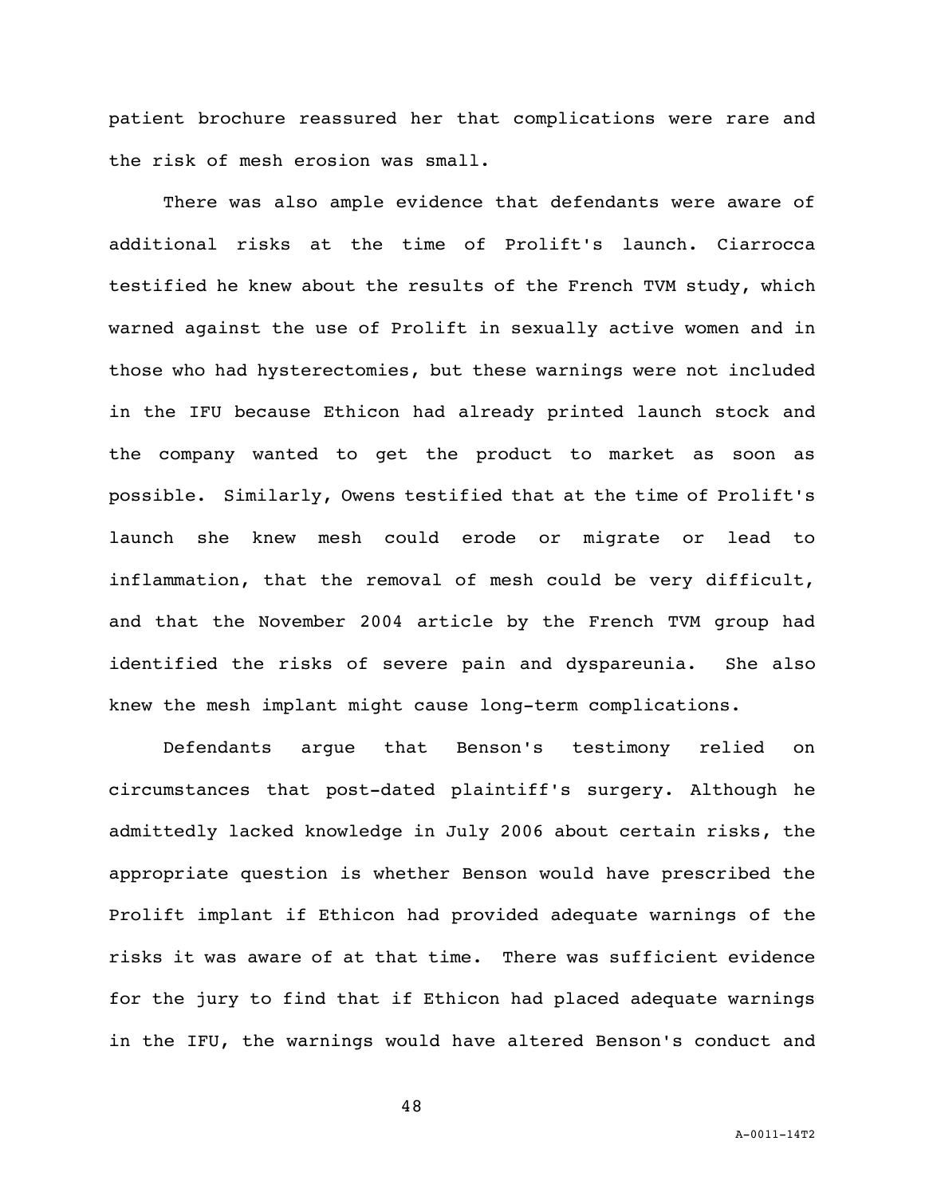patient brochure reassured her that complications were rare and the risk of mesh erosion was small.

There was also ample evidence that defendants were aware of additional risks at the time of Prolift's launch. Ciarrocca testified he knew about the results of the French TVM study, which warned against the use of Prolift in sexually active women and in those who had hysterectomies, but these warnings were not included in the IFU because Ethicon had already printed launch stock and the company wanted to get the product to market as soon as possible. Similarly, Owens testified that at the time of Prolift's launch she knew mesh could erode or migrate or lead to inflammation, that the removal of mesh could be very difficult, and that the November 2004 article by the French TVM group had identified the risks of severe pain and dyspareunia. She also knew the mesh implant might cause long-term complications.

Defendants argue that Benson's testimony relied on circumstances that post-dated plaintiff's surgery. Although he admittedly lacked knowledge in July 2006 about certain risks, the appropriate question is whether Benson would have prescribed the Prolift implant if Ethicon had provided adequate warnings of the risks it was aware of at that time. There was sufficient evidence for the jury to find that if Ethicon had placed adequate warnings in the IFU, the warnings would have altered Benson's conduct and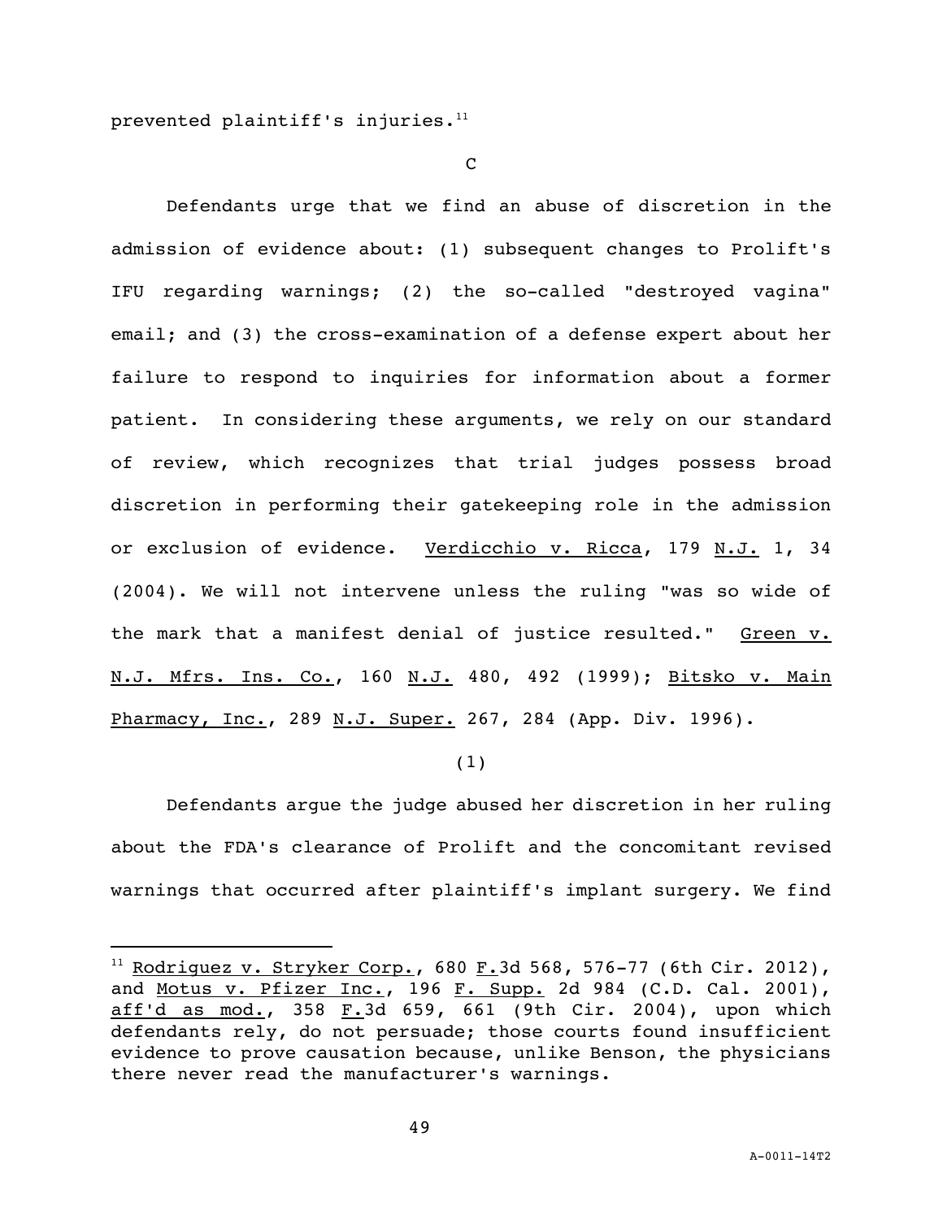prevented plaintiff's injuries.[11]

C

Defendants urge that we find an abuse of discretion in the admission of evidence about: (1) subsequent changes to Prolift's IFU regarding warnings; (2) the so-called "destroyed vagina" email; and (3) the cross-examination of a defense expert about her failure to respond to inquiries for information about a former patient. In considering these arguments, we rely on our standard of review, which recognizes that trial judges possess broad discretion in performing their gatekeeping role in the admission or exclusion of evidence. Verdicchio v. Ricca, 179 N.J. 1, 34 (2004). We will not intervene unless the ruling "was so wide of the mark that a manifest denial of justice resulted." Green v. N.J. Mfrs. Ins. Co., 160 N.J. 480, 492 (1999); Bitsko v. Main Pharmacy, Inc., 289 N.J. Super. 267, 284 (App. Div. 1996).

(1)

Defendants argue the judge abused her discretion in her ruling about the FDA's clearance of Prolift and the concomitant revised warnings that occurred after plaintiff's implant surgery. We find

[11] Rodriguez v. Stryker Corp., 680 F.3d 568, 576-77 (6th Cir. 2012), and Motus v. Pfizer Inc., 196 F. Supp. 2d 984 (C.D. Cal. 2001), aff'd as mod., 358 F.3d 659, 661 (9th Cir. 2004), upon which defendants rely, do not persuade; those courts found insufficient evidence to prove causation because, unlike Benson, the physicians there never read the manufacturer's warnings.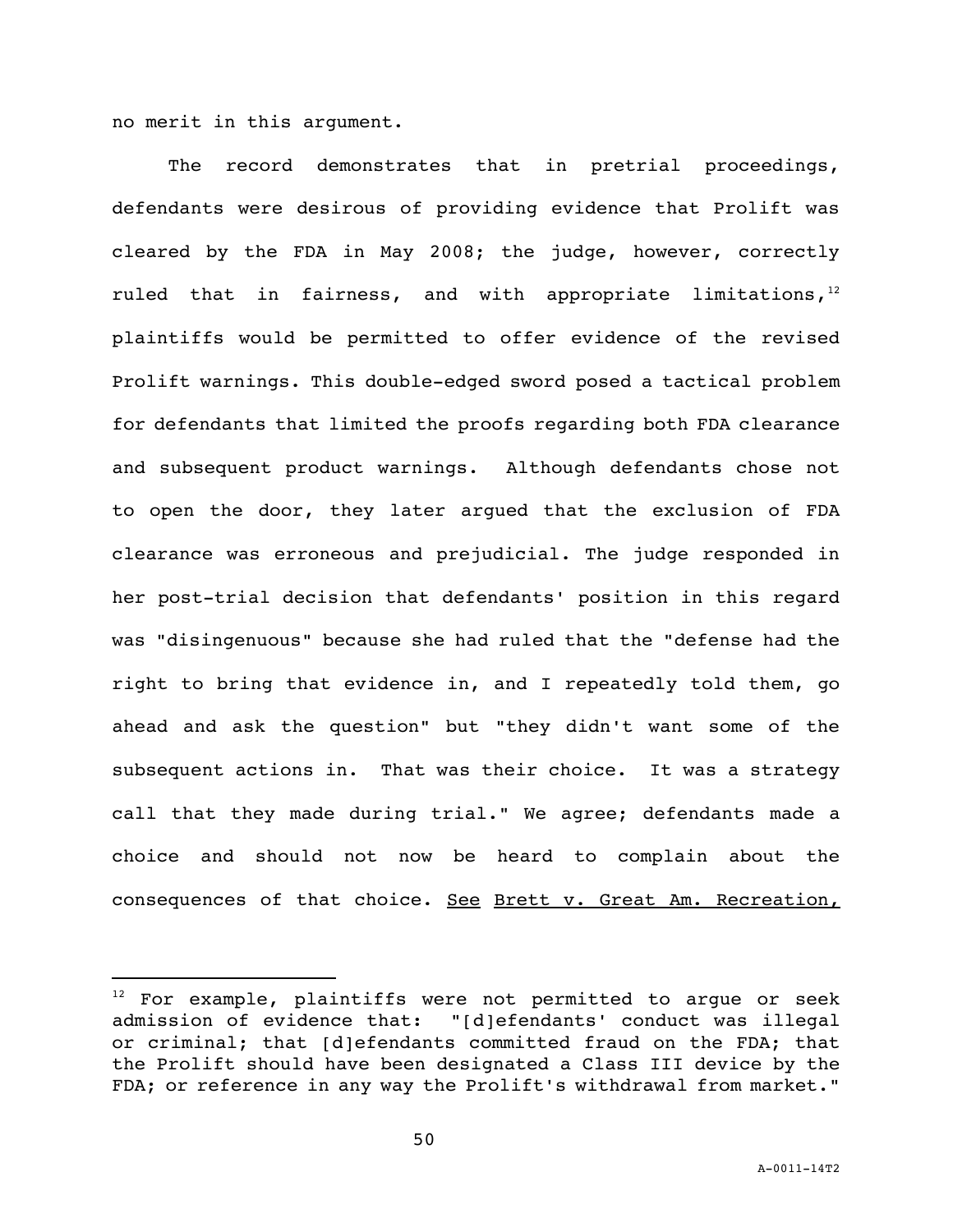no merit in this argument.

The record demonstrates that in pretrial proceedings, defendants were desirous of providing evidence that Prolift was cleared by the FDA in May 2008; the judge, however, correctly ruled that in fairness, and with appropriate limitations,[12] plaintiffs would be permitted to offer evidence of the revised Prolift warnings. This double-edged sword posed a tactical problem for defendants that limited the proofs regarding both FDA clearance and subsequent product warnings. Although defendants chose not to open the door, they later argued that the exclusion of FDA clearance was erroneous and prejudicial. The judge responded in her post-trial decision that defendants' position in this regard was "disingenuous" because she had ruled that the "defense had the right to bring that evidence in, and I repeatedly told them, go ahead and ask the question" but "they didn't want some of the subsequent actions in. That was their choice. It was a strategy call that they made during trial." We agree; defendants made a choice and should not now be heard to complain about the consequences of that choice. <u>See</u> <u>Brett v. Great Am. Recreation,</u>

---

[12] For example, plaintiffs were not permitted to argue or seek admission of evidence that: "[d]efendants' conduct was illegal or criminal; that [d]efendants committed fraud on the FDA; that the Prolift should have been designated a Class III device by the FDA; or reference in any way the Prolift's withdrawal from market."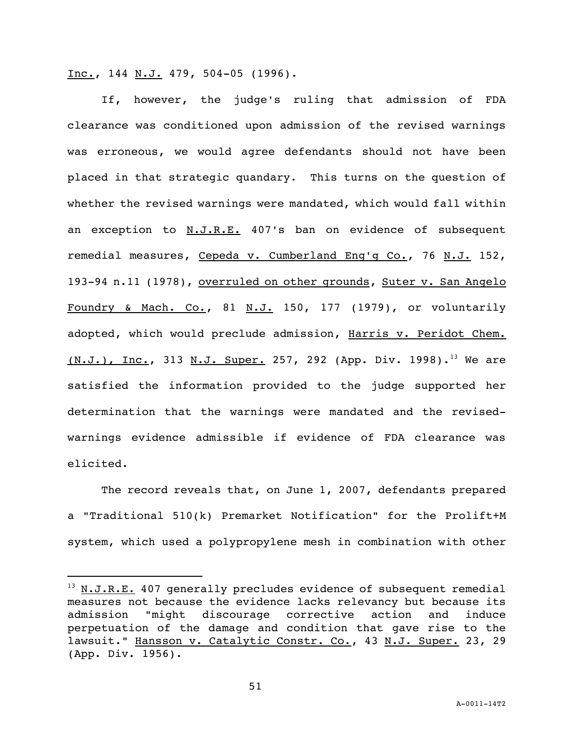Inc., 144 N.J. 479, 504-05 (1996).

If, however, the judge's ruling that admission of FDA clearance was conditioned upon admission of the revised warnings was erroneous, we would agree defendants should not have been placed in that strategic quandary. This turns on the question of whether the revised warnings were mandated, which would fall within an exception to N.J.R.E. 407's ban on evidence of subsequent remedial measures, Cepeda v. Cumberland Eng'g Co., 76 N.J. 152, 193-94 n.11 (1978), overruled on other grounds, Suter v. San Angelo Foundry & Mach. Co., 81 N.J. 150, 177 (1979), or voluntarily adopted, which would preclude admission, Harris v. Peridot Chem. (N.J.), Inc., 313 N.J. Super. 257, 292 (App. Div. 1998).[13] We are satisfied the information provided to the judge supported her determination that the warnings were mandated and the revised-warnings evidence admissible if evidence of FDA clearance was elicited.

The record reveals that, on June 1, 2007, defendants prepared a "Traditional 510(k) Premarket Notification" for the Prolift+M system, which used a polypropylene mesh in combination with other

---

[13] N.J.R.E. 407 generally precludes evidence of subsequent remedial measures not because the evidence lacks relevancy but because its admission "might discourage corrective action and induce perpetuation of the damage and condition that gave rise to the lawsuit." Hansson v. Catalytic Constr. Co., 43 N.J. Super. 23, 29 (App. Div. 1956).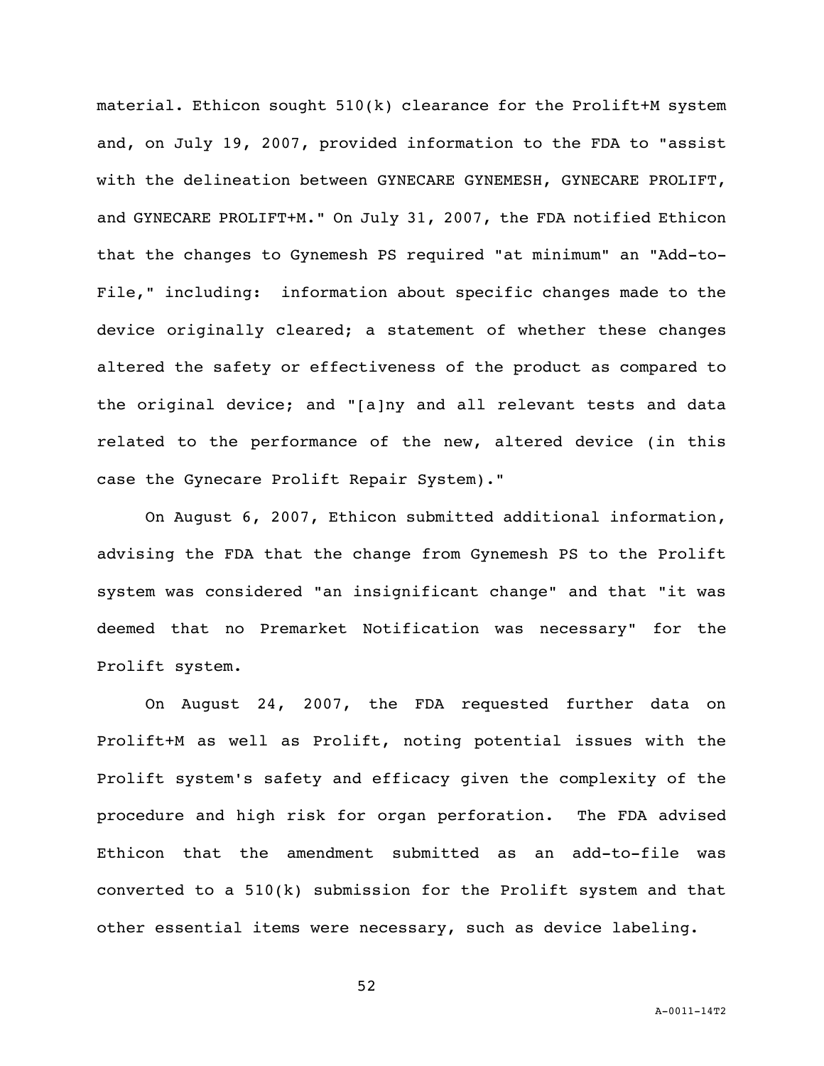material. Ethicon sought 510(k) clearance for the Prolift+M system and, on July 19, 2007, provided information to the FDA to "assist with the delineation between GYNECARE GYNEMESH, GYNECARE PROLIFT, and GYNECARE PROLIFT+M." On July 31, 2007, the FDA notified Ethicon that the changes to Gynemesh PS required "at minimum" an "Add-to-File," including: information about specific changes made to the device originally cleared; a statement of whether these changes altered the safety or effectiveness of the product as compared to the original device; and "[a]ny and all relevant tests and data related to the performance of the new, altered device (in this case the Gynecare Prolift Repair System)."

On August 6, 2007, Ethicon submitted additional information, advising the FDA that the change from Gynemesh PS to the Prolift system was considered "an insignificant change" and that "it was deemed that no Premarket Notification was necessary" for the Prolift system.

On August 24, 2007, the FDA requested further data on Prolift+M as well as Prolift, noting potential issues with the Prolift system's safety and efficacy given the complexity of the procedure and high risk for organ perforation. The FDA advised Ethicon that the amendment submitted as an add-to-file was converted to a 510(k) submission for the Prolift system and that other essential items were necessary, such as device labeling.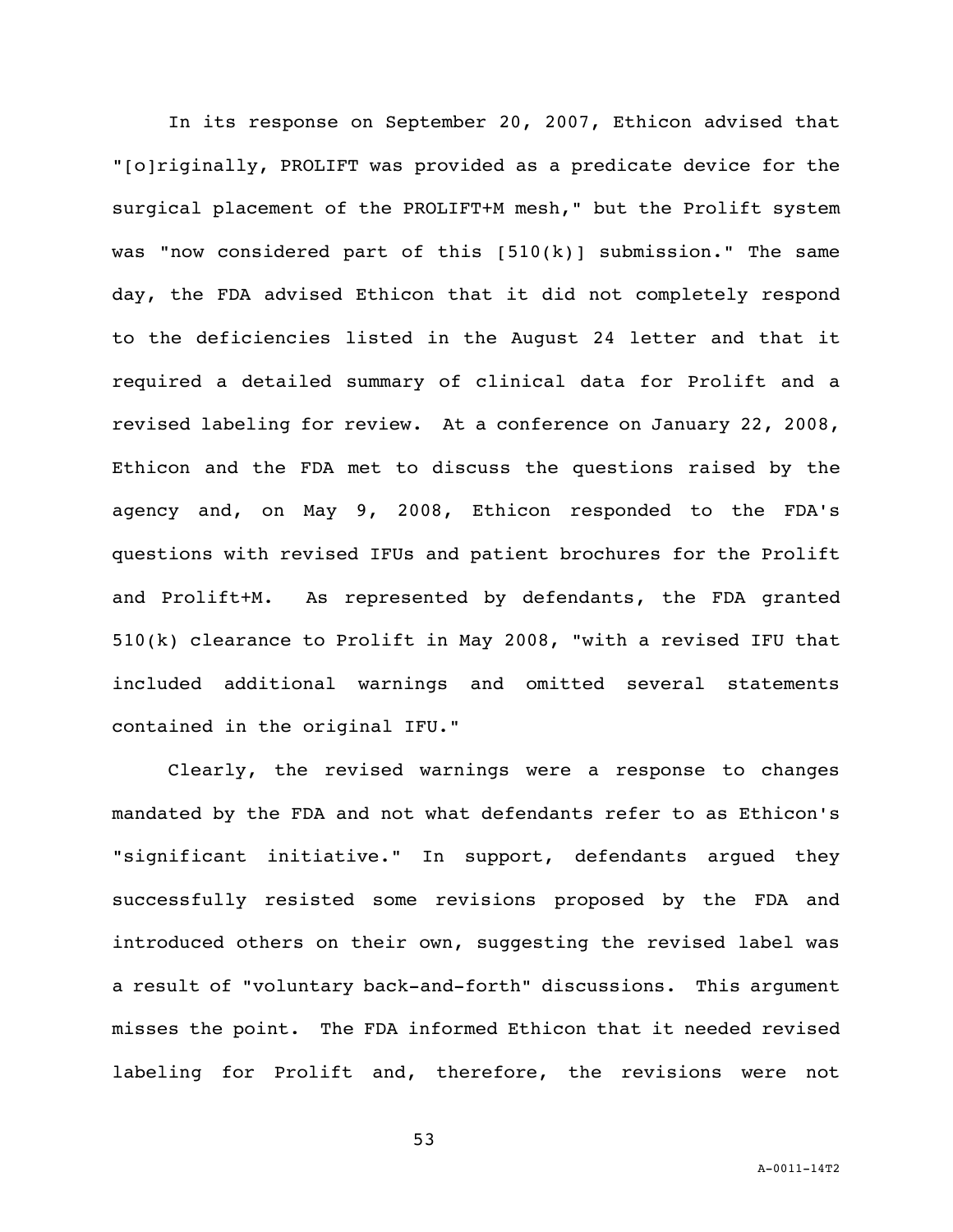In its response on September 20, 2007, Ethicon advised that "[o]riginally, PROLIFT was provided as a predicate device for the surgical placement of the PROLIFT+M mesh," but the Prolift system was "now considered part of this [510(k)] submission." The same day, the FDA advised Ethicon that it did not completely respond to the deficiencies listed in the August 24 letter and that it required a detailed summary of clinical data for Prolift and a revised labeling for review. At a conference on January 22, 2008, Ethicon and the FDA met to discuss the questions raised by the agency and, on May 9, 2008, Ethicon responded to the FDA's questions with revised IFUs and patient brochures for the Prolift and Prolift+M. As represented by defendants, the FDA granted 510(k) clearance to Prolift in May 2008, "with a revised IFU that included additional warnings and omitted several statements contained in the original IFU."

Clearly, the revised warnings were a response to changes mandated by the FDA and not what defendants refer to as Ethicon's "significant initiative." In support, defendants argued they successfully resisted some revisions proposed by the FDA and introduced others on their own, suggesting the revised label was a result of "voluntary back-and-forth" discussions. This argument misses the point. The FDA informed Ethicon that it needed revised labeling for Prolift and, therefore, the revisions were not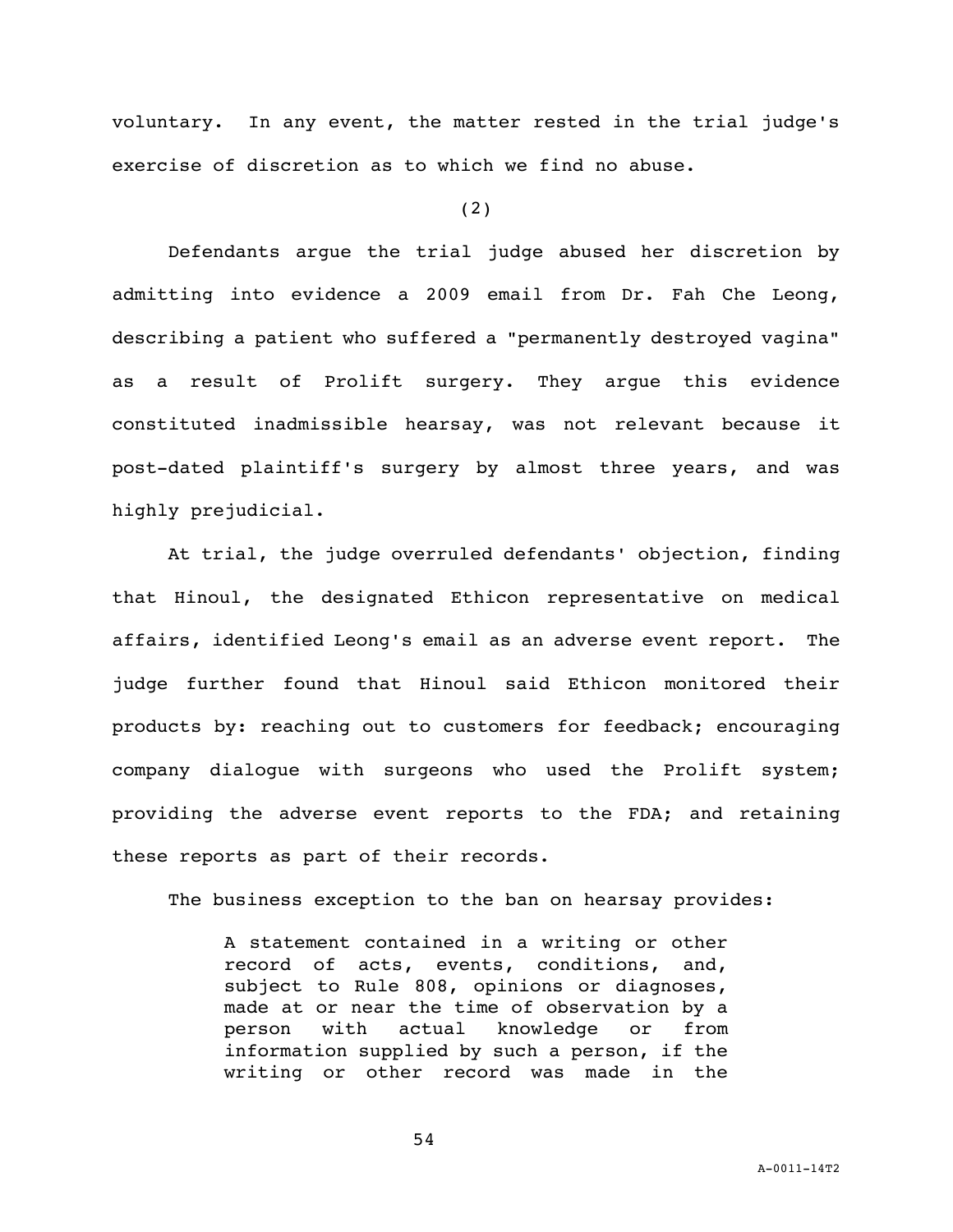voluntary. In any event, the matter rested in the trial judge's exercise of discretion as to which we find no abuse.

(2)

Defendants argue the trial judge abused her discretion by admitting into evidence a 2009 email from Dr. Fah Che Leong, describing a patient who suffered a "permanently destroyed vagina" as a result of Prolift surgery. They argue this evidence constituted inadmissible hearsay, was not relevant because it post-dated plaintiff's surgery by almost three years, and was highly prejudicial.

At trial, the judge overruled defendants' objection, finding that Hinoul, the designated Ethicon representative on medical affairs, identified Leong's email as an adverse event report. The judge further found that Hinoul said Ethicon monitored their products by: reaching out to customers for feedback; encouraging company dialogue with surgeons who used the Prolift system; providing the adverse event reports to the FDA; and retaining these reports as part of their records.

The business exception to the ban on hearsay provides:

> A statement contained in a writing or other record of acts, events, conditions, and, subject to Rule 808, opinions or diagnoses, made at or near the time of observation by a person with actual knowledge or from information supplied by such a person, if the writing or other record was made in the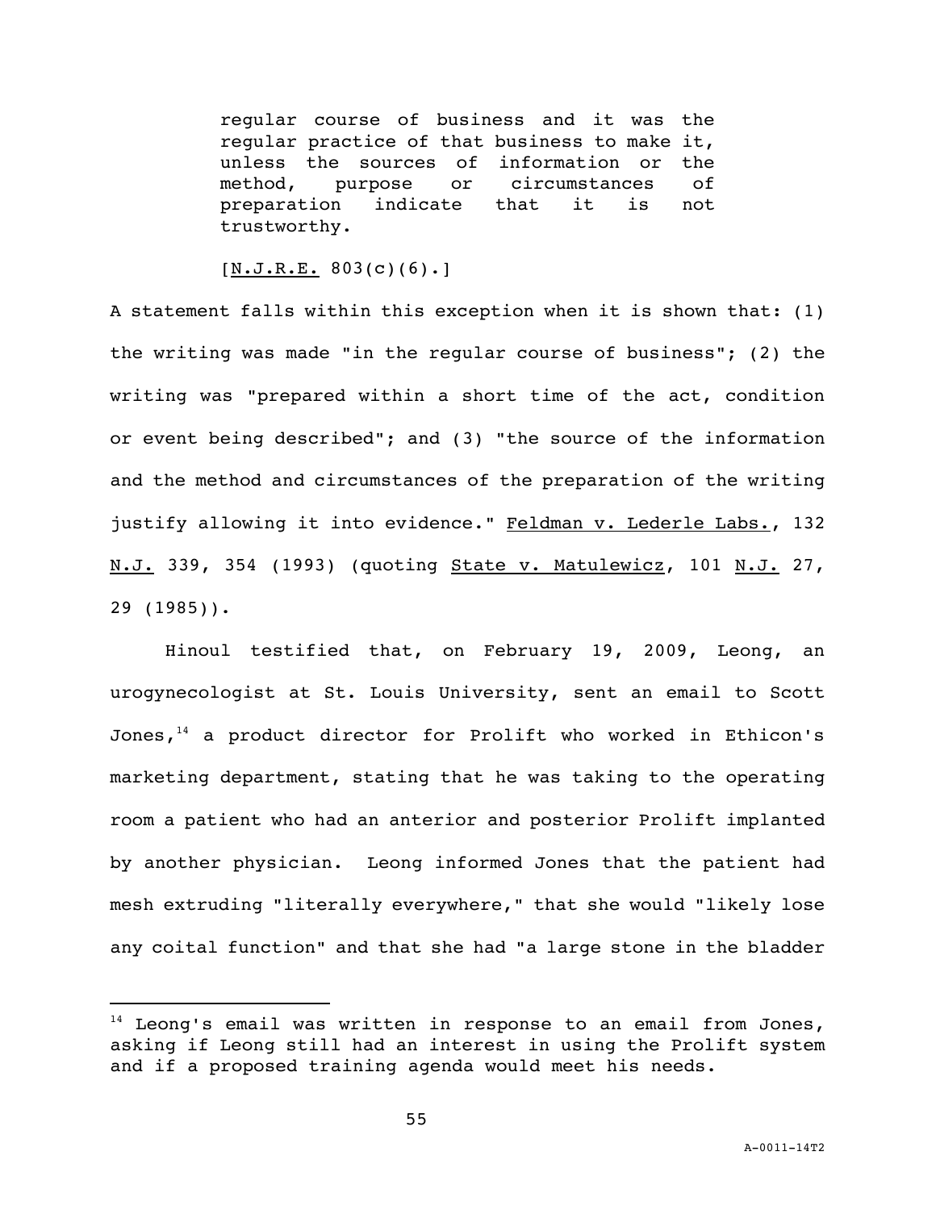> regular course of business and it was the regular practice of that business to make it, unless the sources of information or the method, purpose or circumstances of preparation indicate that it is not trustworthy.
>
> [N.J.R.E. 803(c)(6).]

A statement falls within this exception when it is shown that: (1) the writing was made "in the regular course of business"; (2) the writing was "prepared within a short time of the act, condition or event being described"; and (3) "the source of the information and the method and circumstances of the preparation of the writing justify allowing it into evidence." Feldman v. Lederle Labs., 132 N.J. 339, 354 (1993) (quoting State v. Matulewicz, 101 N.J. 27, 29 (1985)).

Hinoul testified that, on February 19, 2009, Leong, an urogynecologist at St. Louis University, sent an email to Scott Jones,[14] a product director for Prolift who worked in Ethicon's marketing department, stating that he was taking to the operating room a patient who had an anterior and posterior Prolift implanted by another physician. Leong informed Jones that the patient had mesh extruding "literally everywhere," that she would "likely lose any coital function" and that she had "a large stone in the bladder

---

[14] Leong's email was written in response to an email from Jones, asking if Leong still had an interest in using the Prolift system and if a proposed training agenda would meet his needs.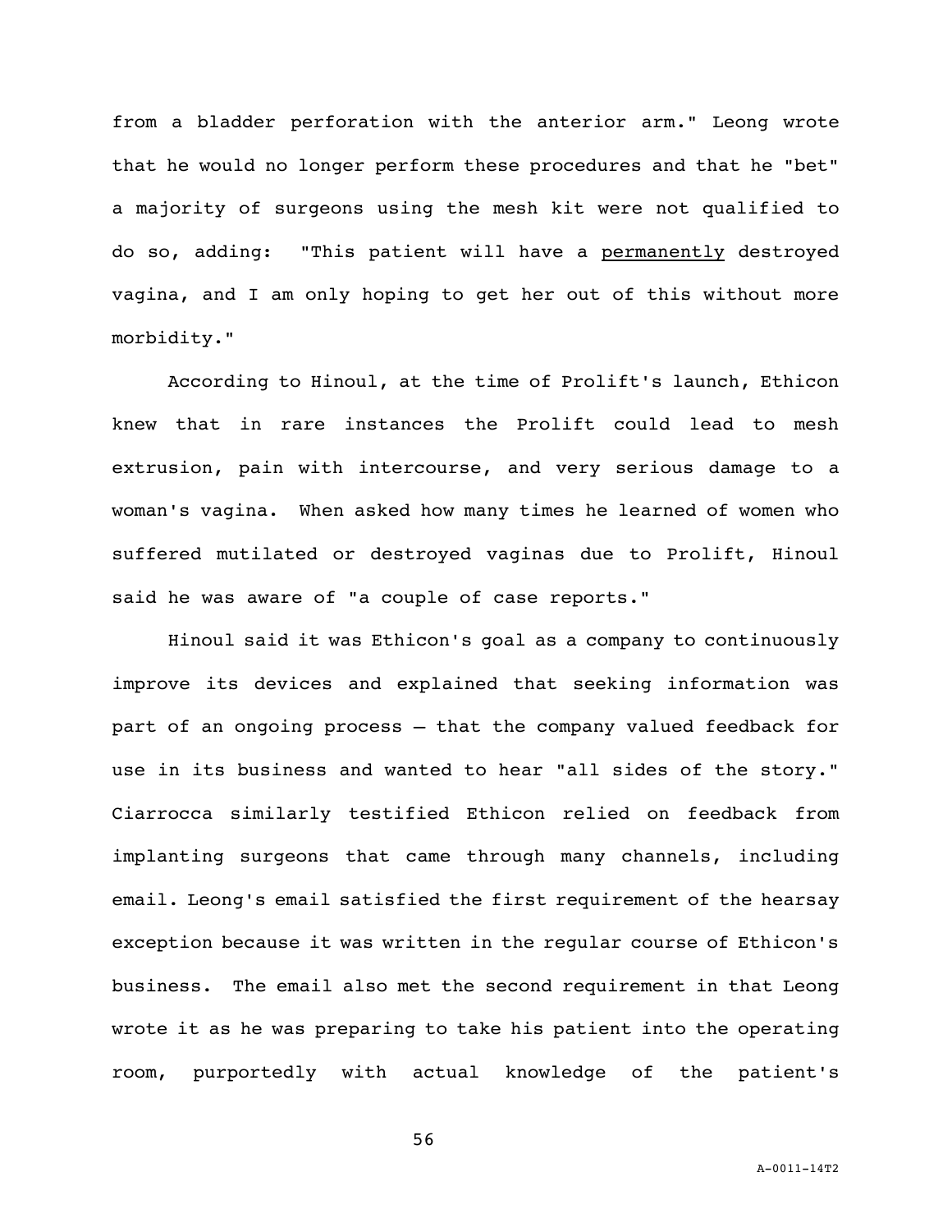from a bladder perforation with the anterior arm." Leong wrote that he would no longer perform these procedures and that he "bet" a majority of surgeons using the mesh kit were not qualified to do so, adding: "This patient will have a <u>permanently</u> destroyed vagina, and I am only hoping to get her out of this without more morbidity."

According to Hinoul, at the time of Prolift's launch, Ethicon knew that in rare instances the Prolift could lead to mesh extrusion, pain with intercourse, and very serious damage to a woman's vagina. When asked how many times he learned of women who suffered mutilated or destroyed vaginas due to Prolift, Hinoul said he was aware of "a couple of case reports."

Hinoul said it was Ethicon's goal as a company to continuously improve its devices and explained that seeking information was part of an ongoing process — that the company valued feedback for use in its business and wanted to hear "all sides of the story." Ciarrocca similarly testified Ethicon relied on feedback from implanting surgeons that came through many channels, including email. Leong's email satisfied the first requirement of the hearsay exception because it was written in the regular course of Ethicon's business. The email also met the second requirement in that Leong wrote it as he was preparing to take his patient into the operating room, purportedly with actual knowledge of the patient's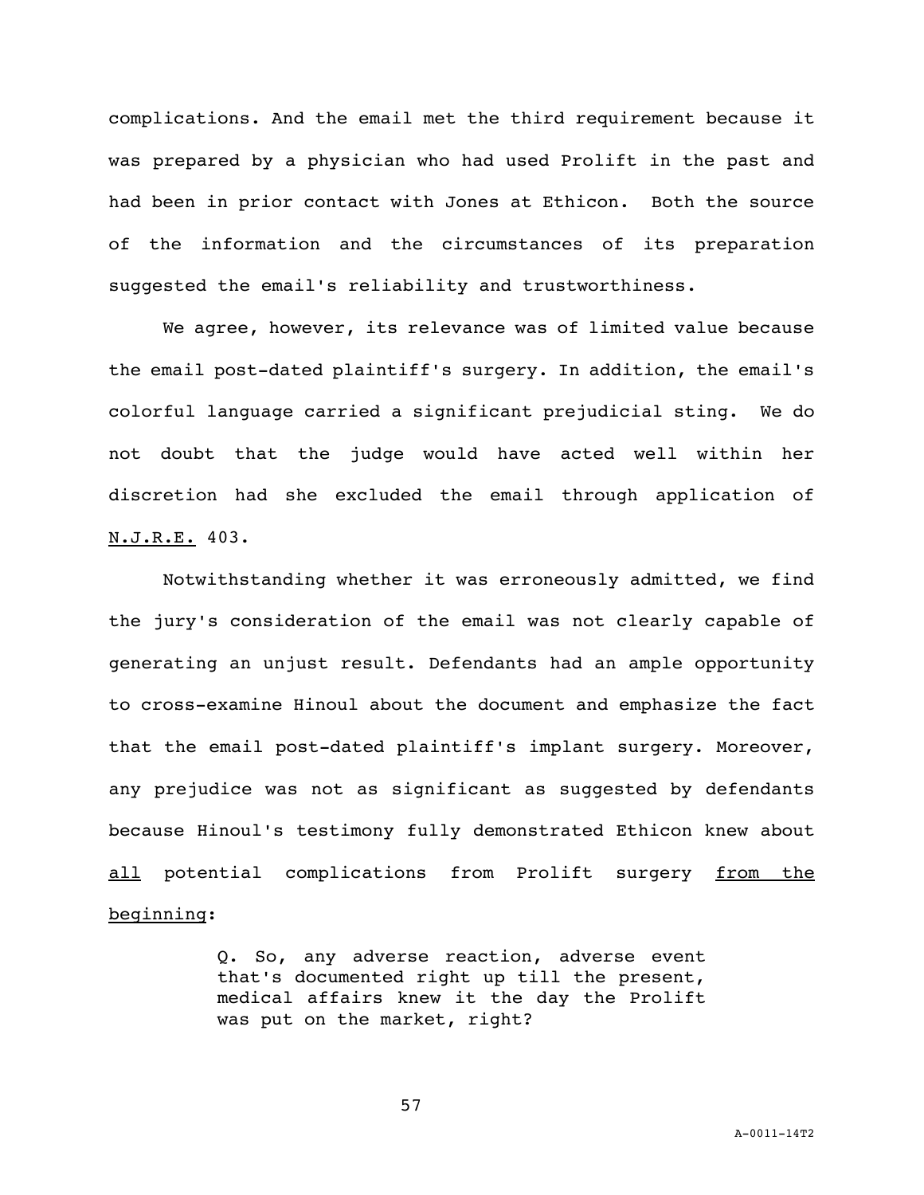complications. And the email met the third requirement because it was prepared by a physician who had used Prolift in the past and had been in prior contact with Jones at Ethicon. Both the source of the information and the circumstances of its preparation suggested the email's reliability and trustworthiness.

We agree, however, its relevance was of limited value because the email post-dated plaintiff's surgery. In addition, the email's colorful language carried a significant prejudicial sting. We do not doubt that the judge would have acted well within her discretion had she excluded the email through application of <u>N.J.R.E.</u> 403.

Notwithstanding whether it was erroneously admitted, we find the jury's consideration of the email was not clearly capable of generating an unjust result. Defendants had an ample opportunity to cross-examine Hinoul about the document and emphasize the fact that the email post-dated plaintiff's implant surgery. Moreover, any prejudice was not as significant as suggested by defendants because Hinoul's testimony fully demonstrated Ethicon knew about <u>all</u> potential complications from Prolift surgery <u>from the beginning</u>:

> Q. So, any adverse reaction, adverse event that's documented right up till the present, medical affairs knew it the day the Prolift was put on the market, right?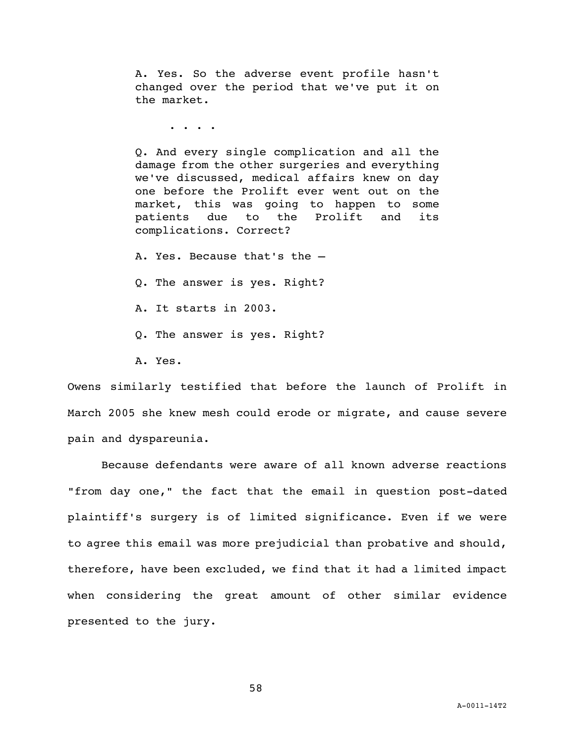> A. Yes. So the adverse event profile hasn't changed over the period that we've put it on the market.
>
> . . . .
>
> Q. And every single complication and all the damage from the other surgeries and everything we've discussed, medical affairs knew on day one before the Prolift ever went out on the market, this was going to happen to some patients due to the Prolift and its complications. Correct?
>
> A. Yes. Because that's the –
>
> Q. The answer is yes. Right?
>
> A. It starts in 2003.
>
> Q. The answer is yes. Right?
>
> A. Yes.

Owens similarly testified that before the launch of Prolift in March 2005 she knew mesh could erode or migrate, and cause severe pain and dyspareunia.

Because defendants were aware of all known adverse reactions "from day one," the fact that the email in question post-dated plaintiff's surgery is of limited significance. Even if we were to agree this email was more prejudicial than probative and should, therefore, have been excluded, we find that it had a limited impact when considering the great amount of other similar evidence presented to the jury.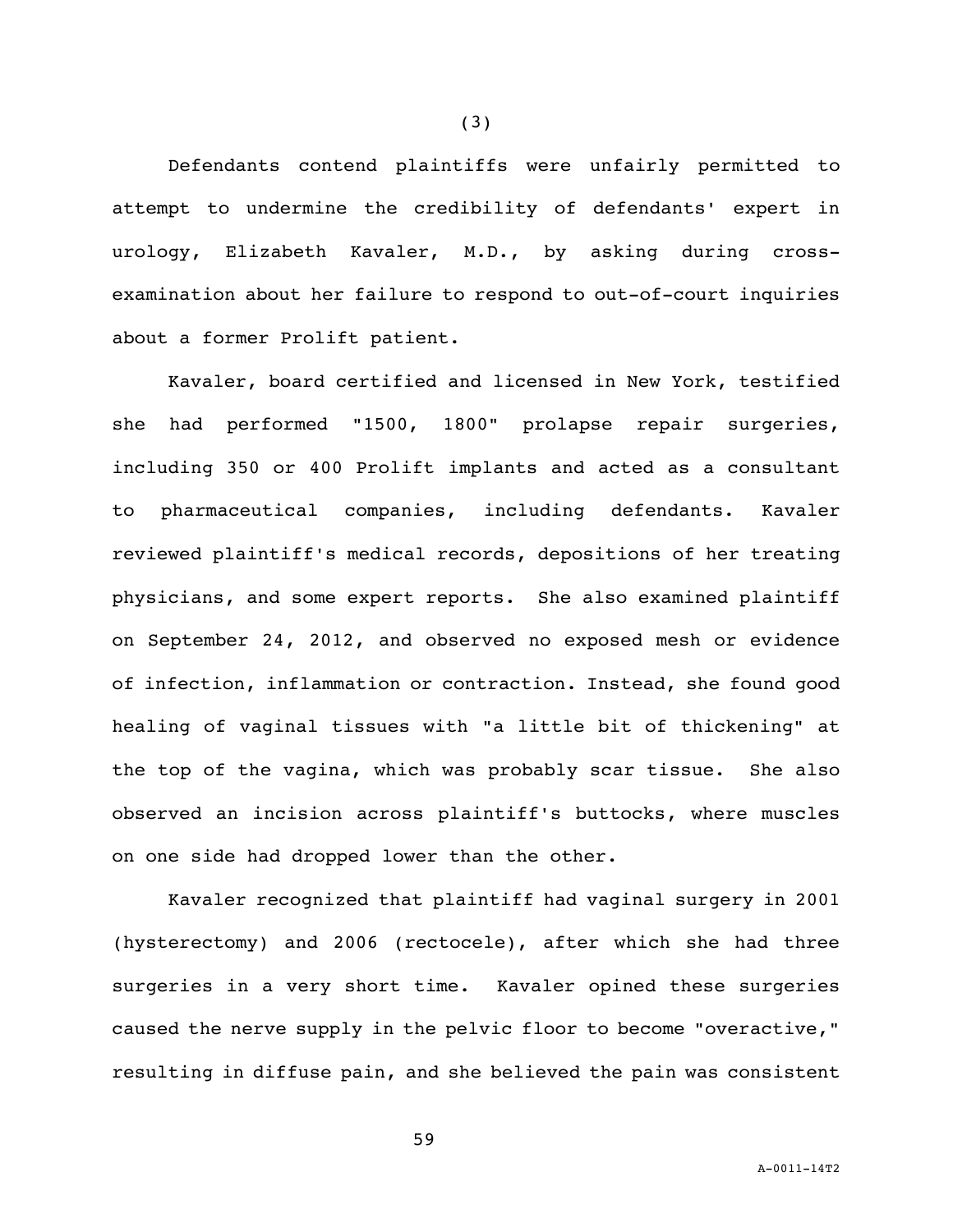(3)

Defendants contend plaintiffs were unfairly permitted to attempt to undermine the credibility of defendants' expert in urology, Elizabeth Kavaler, M.D., by asking during cross-examination about her failure to respond to out-of-court inquiries about a former Prolift patient.

Kavaler, board certified and licensed in New York, testified she had performed "1500, 1800" prolapse repair surgeries, including 350 or 400 Prolift implants and acted as a consultant to pharmaceutical companies, including defendants. Kavaler reviewed plaintiff's medical records, depositions of her treating physicians, and some expert reports. She also examined plaintiff on September 24, 2012, and observed no exposed mesh or evidence of infection, inflammation or contraction. Instead, she found good healing of vaginal tissues with "a little bit of thickening" at the top of the vagina, which was probably scar tissue. She also observed an incision across plaintiff's buttocks, where muscles on one side had dropped lower than the other.

Kavaler recognized that plaintiff had vaginal surgery in 2001 (hysterectomy) and 2006 (rectocele), after which she had three surgeries in a very short time. Kavaler opined these surgeries caused the nerve supply in the pelvic floor to become "overactive," resulting in diffuse pain, and she believed the pain was consistent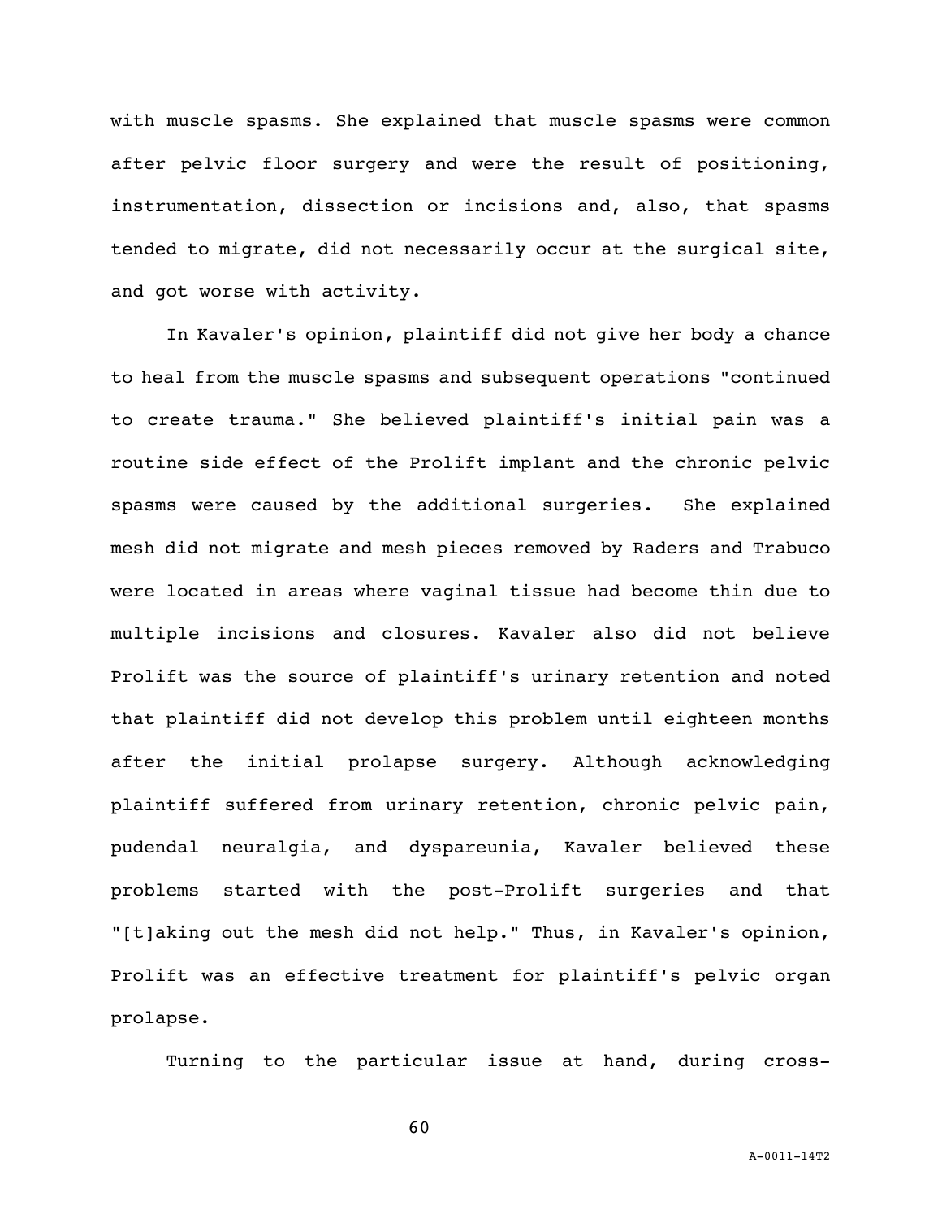with muscle spasms. She explained that muscle spasms were common after pelvic floor surgery and were the result of positioning, instrumentation, dissection or incisions and, also, that spasms tended to migrate, did not necessarily occur at the surgical site, and got worse with activity.

In Kavaler's opinion, plaintiff did not give her body a chance to heal from the muscle spasms and subsequent operations "continued to create trauma." She believed plaintiff's initial pain was a routine side effect of the Prolift implant and the chronic pelvic spasms were caused by the additional surgeries. She explained mesh did not migrate and mesh pieces removed by Raders and Trabuco were located in areas where vaginal tissue had become thin due to multiple incisions and closures. Kavaler also did not believe Prolift was the source of plaintiff's urinary retention and noted that plaintiff did not develop this problem until eighteen months after the initial prolapse surgery. Although acknowledging plaintiff suffered from urinary retention, chronic pelvic pain, pudendal neuralgia, and dyspareunia, Kavaler believed these problems started with the post-Prolift surgeries and that "[t]aking out the mesh did not help." Thus, in Kavaler's opinion, Prolift was an effective treatment for plaintiff's pelvic organ prolapse.

Turning to the particular issue at hand, during cross-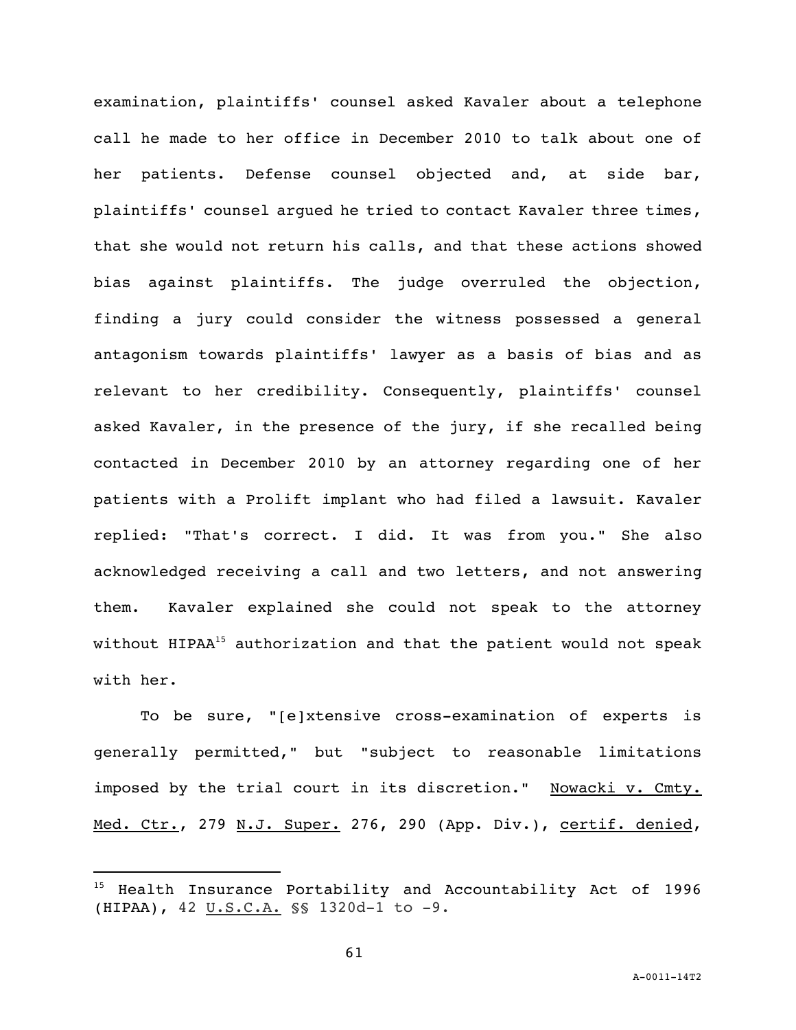examination, plaintiffs' counsel asked Kavaler about a telephone call he made to her office in December 2010 to talk about one of her patients. Defense counsel objected and, at side bar, plaintiffs' counsel argued he tried to contact Kavaler three times, that she would not return his calls, and that these actions showed bias against plaintiffs. The judge overruled the objection, finding a jury could consider the witness possessed a general antagonism towards plaintiffs' lawyer as a basis of bias and as relevant to her credibility. Consequently, plaintiffs' counsel asked Kavaler, in the presence of the jury, if she recalled being contacted in December 2010 by an attorney regarding one of her patients with a Prolift implant who had filed a lawsuit. Kavaler replied: "That's correct. I did. It was from you." She also acknowledged receiving a call and two letters, and not answering them. Kavaler explained she could not speak to the attorney without HIPAA[15] authorization and that the patient would not speak with her.

To be sure, "[e]xtensive cross-examination of experts is generally permitted," but "subject to reasonable limitations imposed by the trial court in its discretion." Nowacki v. Cmty. Med. Ctr., 279 N.J. Super. 276, 290 (App. Div.), certif. denied,

---

[15] Health Insurance Portability and Accountability Act of 1996 (HIPAA), 42 U.S.C.A. §§ 1320d-1 to -9.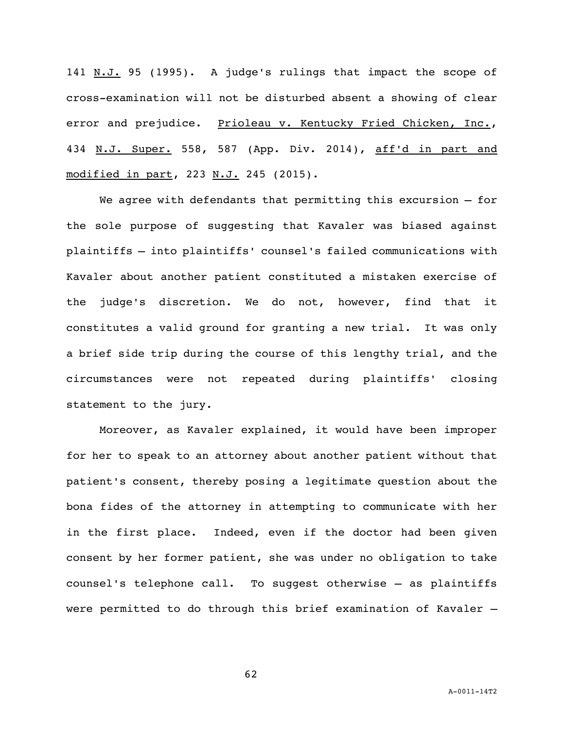141 N.J. 95 (1995). A judge's rulings that impact the scope of cross-examination will not be disturbed absent a showing of clear error and prejudice. Prioleau v. Kentucky Fried Chicken, Inc., 434 N.J. Super. 558, 587 (App. Div. 2014), aff'd in part and modified in part, 223 N.J. 245 (2015).

We agree with defendants that permitting this excursion – for the sole purpose of suggesting that Kavaler was biased against plaintiffs – into plaintiffs' counsel's failed communications with Kavaler about another patient constituted a mistaken exercise of the judge's discretion. We do not, however, find that it constitutes a valid ground for granting a new trial. It was only a brief side trip during the course of this lengthy trial, and the circumstances were not repeated during plaintiffs' closing statement to the jury.

Moreover, as Kavaler explained, it would have been improper for her to speak to an attorney about another patient without that patient's consent, thereby posing a legitimate question about the bona fides of the attorney in attempting to communicate with her in the first place. Indeed, even if the doctor had been given consent by her former patient, she was under no obligation to take counsel's telephone call. To suggest otherwise – as plaintiffs were permitted to do through this brief examination of Kavaler –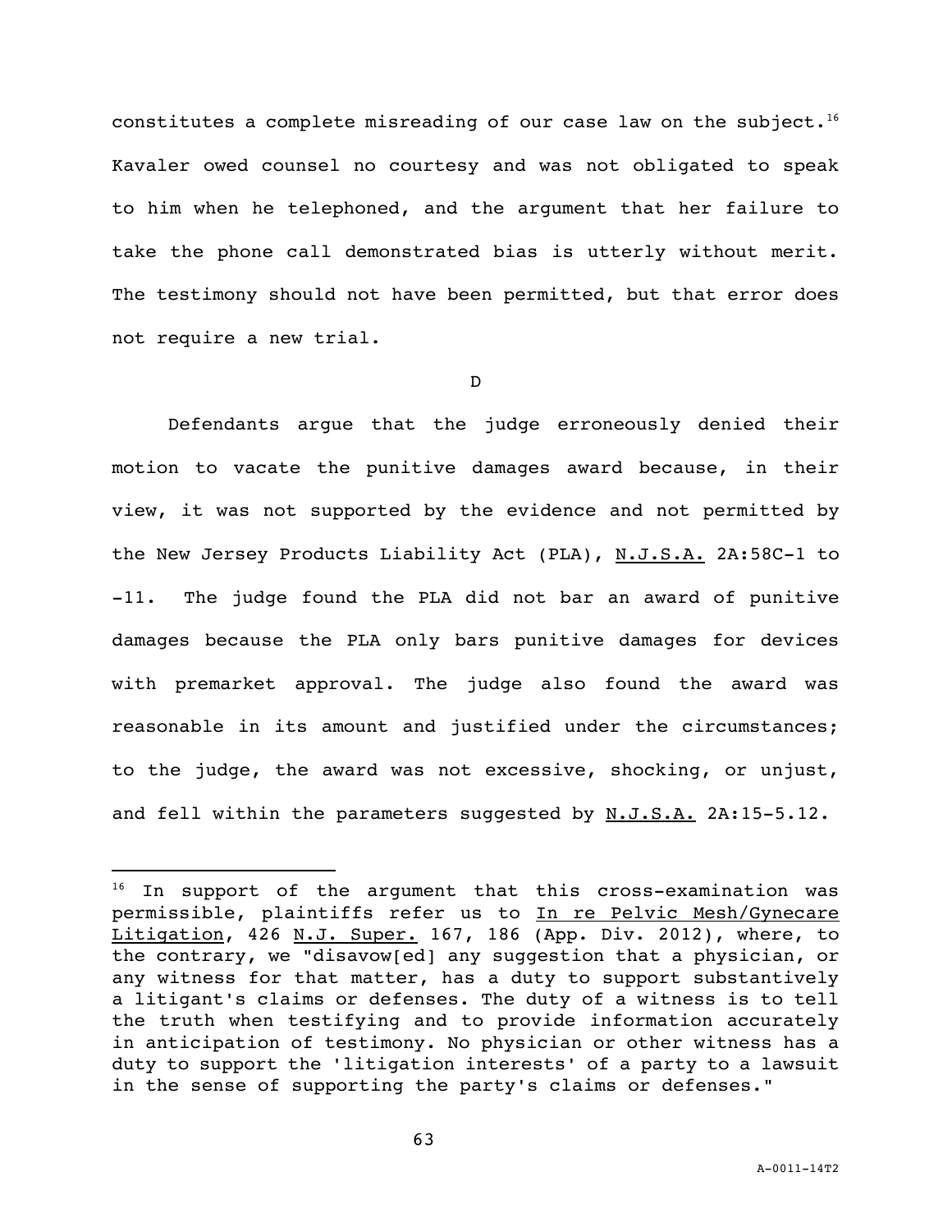constitutes a complete misreading of our case law on the subject.[16] Kavaler owed counsel no courtesy and was not obligated to speak to him when he telephoned, and the argument that her failure to take the phone call demonstrated bias is utterly without merit. The testimony should not have been permitted, but that error does not require a new trial.

D

Defendants argue that the judge erroneously denied their motion to vacate the punitive damages award because, in their view, it was not supported by the evidence and not permitted by the New Jersey Products Liability Act (PLA), N.J.S.A. 2A:58C-1 to -11. The judge found the PLA did not bar an award of punitive damages because the PLA only bars punitive damages for devices with premarket approval. The judge also found the award was reasonable in its amount and justified under the circumstances; to the judge, the award was not excessive, shocking, or unjust, and fell within the parameters suggested by N.J.S.A. 2A:15-5.12.

---

[16] In support of the argument that this cross-examination was permissible, plaintiffs refer us to In re Pelvic Mesh/Gynecare Litigation, 426 N.J. Super. 167, 186 (App. Div. 2012), where, to the contrary, we "disavow[ed] any suggestion that a physician, or any witness for that matter, has a duty to support substantively a litigant's claims or defenses. The duty of a witness is to tell the truth when testifying and to provide information accurately in anticipation of testimony. No physician or other witness has a duty to support the 'litigation interests' of a party to a lawsuit in the sense of supporting the party's claims or defenses."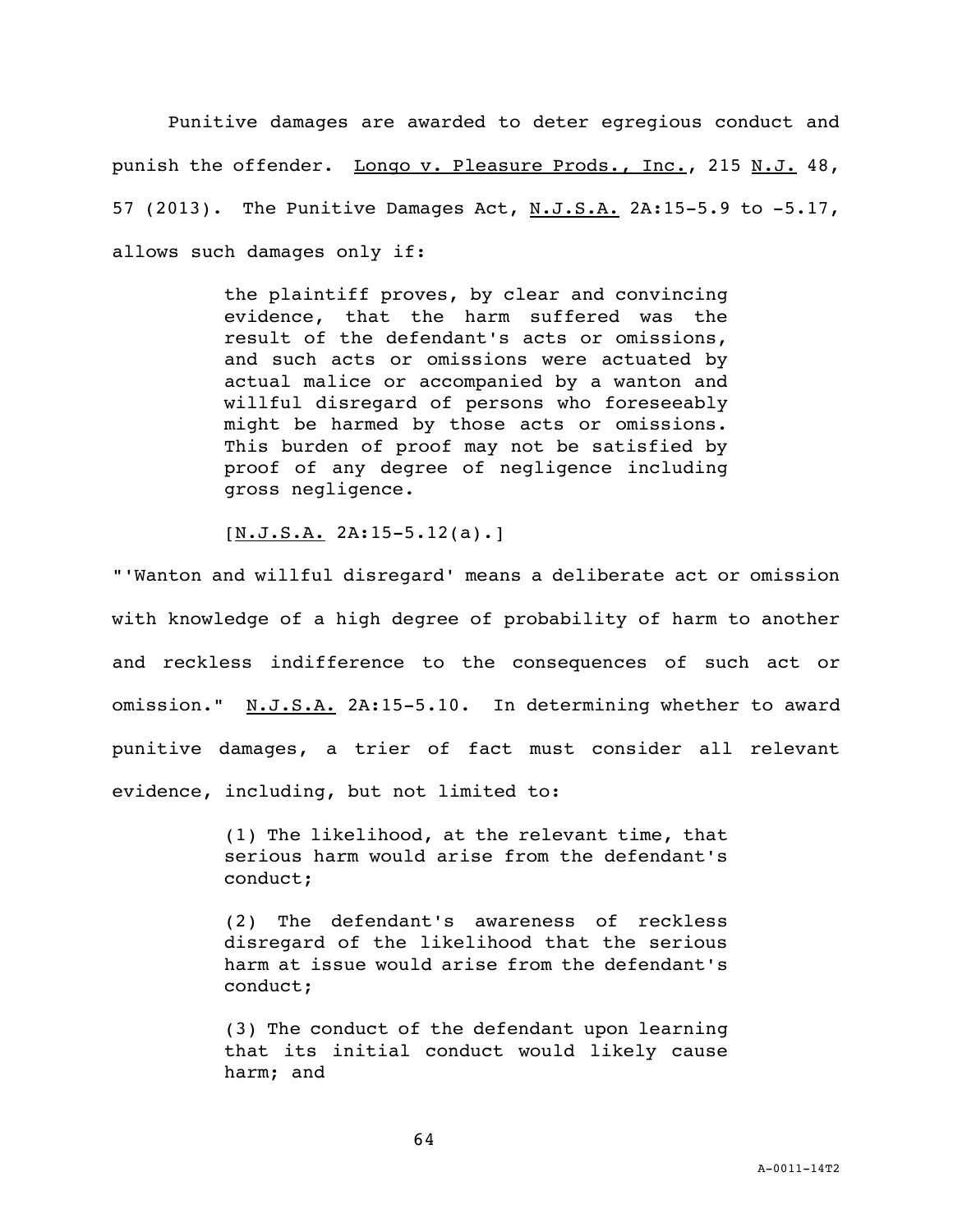Punitive damages are awarded to deter egregious conduct and punish the offender. Longo v. Pleasure Prods., Inc., 215 N.J. 48, 57 (2013). The Punitive Damages Act, N.J.S.A. 2A:15-5.9 to -5.17, allows such damages only if:

> the plaintiff proves, by clear and convincing evidence, that the harm suffered was the result of the defendant's acts or omissions, and such acts or omissions were actuated by actual malice or accompanied by a wanton and willful disregard of persons who foreseeably might be harmed by those acts or omissions. This burden of proof may not be satisfied by proof of any degree of negligence including gross negligence.
>
> [N.J.S.A. 2A:15-5.12(a).]

"'Wanton and willful disregard' means a deliberate act or omission with knowledge of a high degree of probability of harm to another and reckless indifference to the consequences of such act or omission." N.J.S.A. 2A:15-5.10. In determining whether to award punitive damages, a trier of fact must consider all relevant evidence, including, but not limited to:

> (1) The likelihood, at the relevant time, that serious harm would arise from the defendant's conduct;
>
> (2) The defendant's awareness of reckless disregard of the likelihood that the serious harm at issue would arise from the defendant's conduct;
>
> (3) The conduct of the defendant upon learning that its initial conduct would likely cause harm; and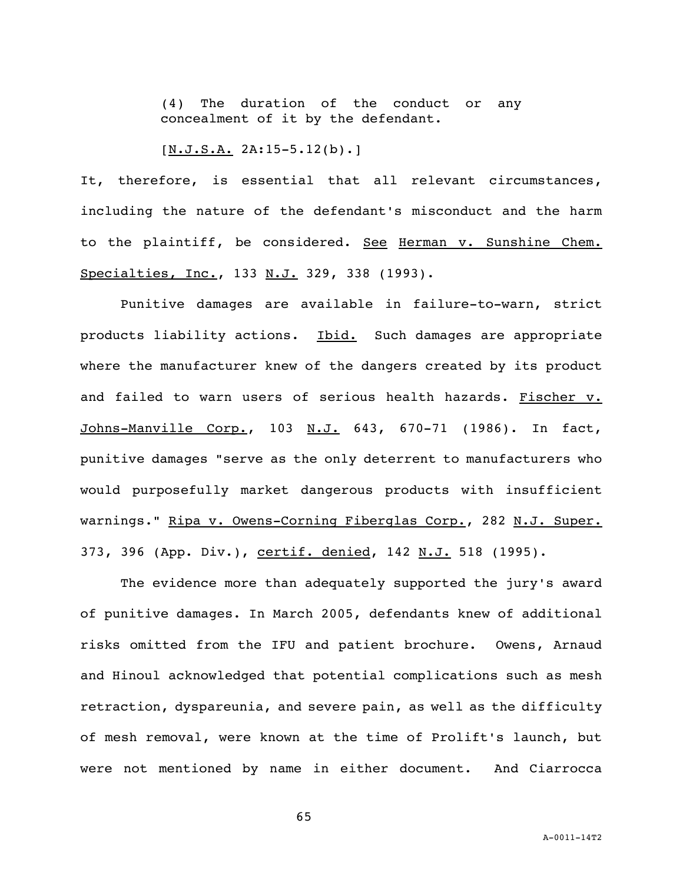> (4) The duration of the conduct or any concealment of it by the defendant.
>
> [N.J.S.A. 2A:15-5.12(b).]

It, therefore, is essential that all relevant circumstances, including the nature of the defendant's misconduct and the harm to the plaintiff, be considered. See Herman v. Sunshine Chem. Specialties, Inc., 133 N.J. 329, 338 (1993).

Punitive damages are available in failure-to-warn, strict products liability actions. Ibid. Such damages are appropriate where the manufacturer knew of the dangers created by its product and failed to warn users of serious health hazards. Fischer v. Johns-Manville Corp., 103 N.J. 643, 670-71 (1986). In fact, punitive damages "serve as the only deterrent to manufacturers who would purposefully market dangerous products with insufficient warnings." Ripa v. Owens-Corning Fiberglas Corp., 282 N.J. Super. 373, 396 (App. Div.), certif. denied, 142 N.J. 518 (1995).

The evidence more than adequately supported the jury's award of punitive damages. In March 2005, defendants knew of additional risks omitted from the IFU and patient brochure. Owens, Arnaud and Hinoul acknowledged that potential complications such as mesh retraction, dyspareunia, and severe pain, as well as the difficulty of mesh removal, were known at the time of Prolift's launch, but were not mentioned by name in either document. And Ciarrocca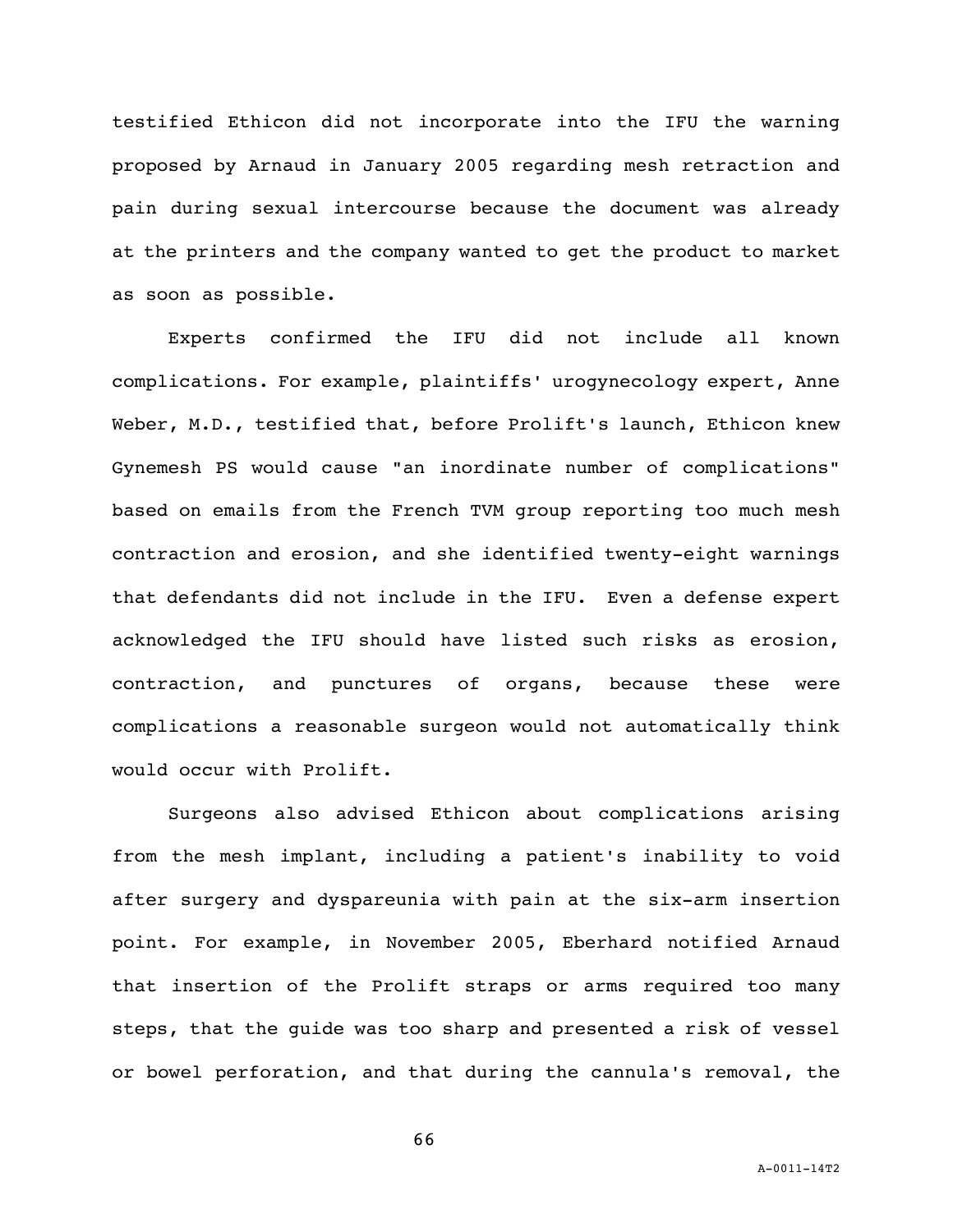testified Ethicon did not incorporate into the IFU the warning proposed by Arnaud in January 2005 regarding mesh retraction and pain during sexual intercourse because the document was already at the printers and the company wanted to get the product to market as soon as possible.

Experts confirmed the IFU did not include all known complications. For example, plaintiffs' urogynecology expert, Anne Weber, M.D., testified that, before Prolift's launch, Ethicon knew Gynemesh PS would cause "an inordinate number of complications" based on emails from the French TVM group reporting too much mesh contraction and erosion, and she identified twenty-eight warnings that defendants did not include in the IFU. Even a defense expert acknowledged the IFU should have listed such risks as erosion, contraction, and punctures of organs, because these were complications a reasonable surgeon would not automatically think would occur with Prolift.

Surgeons also advised Ethicon about complications arising from the mesh implant, including a patient's inability to void after surgery and dyspareunia with pain at the six-arm insertion point. For example, in November 2005, Eberhard notified Arnaud that insertion of the Prolift straps or arms required too many steps, that the guide was too sharp and presented a risk of vessel or bowel perforation, and that during the cannula's removal, the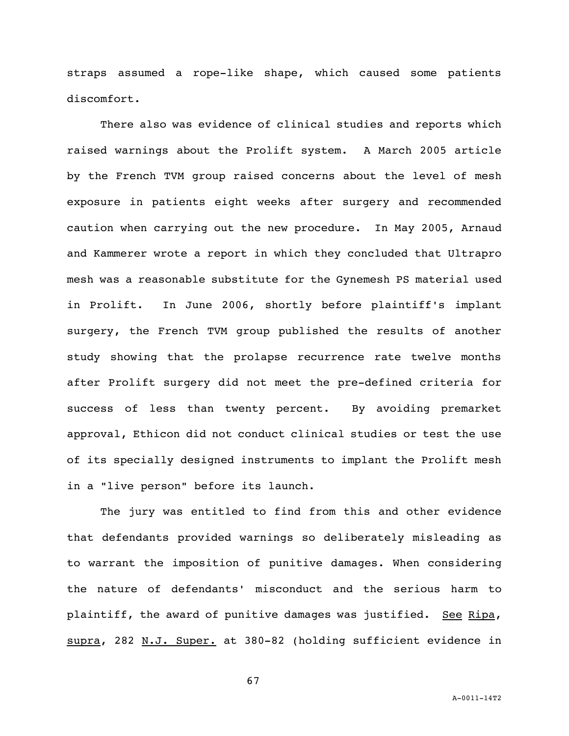straps assumed a rope-like shape, which caused some patients discomfort.

There also was evidence of clinical studies and reports which raised warnings about the Prolift system. A March 2005 article by the French TVM group raised concerns about the level of mesh exposure in patients eight weeks after surgery and recommended caution when carrying out the new procedure. In May 2005, Arnaud and Kammerer wrote a report in which they concluded that Ultrapro mesh was a reasonable substitute for the Gynemesh PS material used in Prolift. In June 2006, shortly before plaintiff's implant surgery, the French TVM group published the results of another study showing that the prolapse recurrence rate twelve months after Prolift surgery did not meet the pre-defined criteria for success of less than twenty percent. By avoiding premarket approval, Ethicon did not conduct clinical studies or test the use of its specially designed instruments to implant the Prolift mesh in a "live person" before its launch.

The jury was entitled to find from this and other evidence that defendants provided warnings so deliberately misleading as to warrant the imposition of punitive damages. When considering the nature of defendants' misconduct and the serious harm to plaintiff, the award of punitive damages was justified. See Ripa, supra, 282 N.J. Super. at 380-82 (holding sufficient evidence in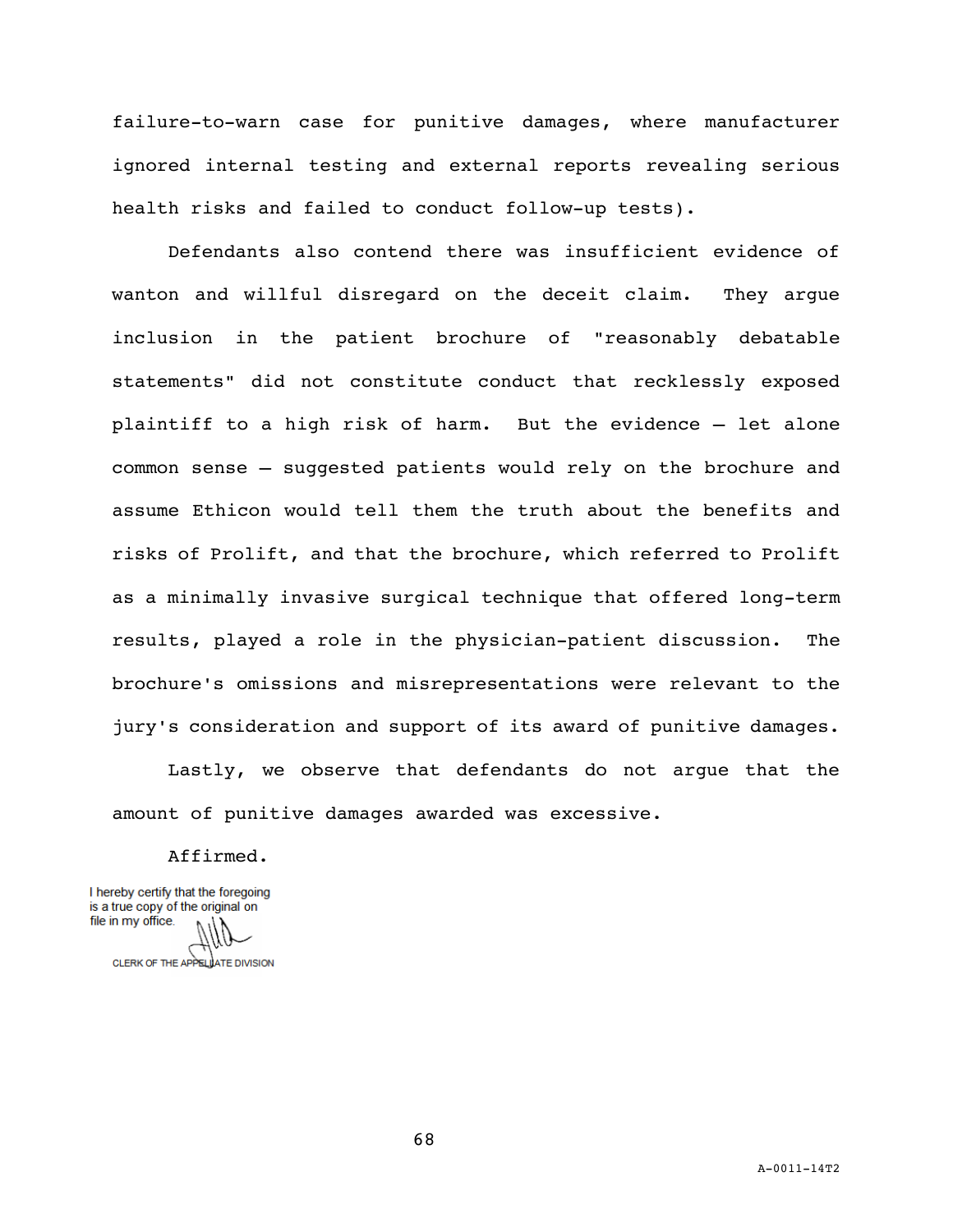failure-to-warn case for punitive damages, where manufacturer ignored internal testing and external reports revealing serious health risks and failed to conduct follow-up tests).

Defendants also contend there was insufficient evidence of wanton and willful disregard on the deceit claim. They argue inclusion in the patient brochure of "reasonably debatable statements" did not constitute conduct that recklessly exposed plaintiff to a high risk of harm. But the evidence – let alone common sense – suggested patients would rely on the brochure and assume Ethicon would tell them the truth about the benefits and risks of Prolift, and that the brochure, which referred to Prolift as a minimally invasive surgical technique that offered long-term results, played a role in the physician-patient discussion. The brochure's omissions and misrepresentations were relevant to the jury's consideration and support of its award of punitive damages.

Lastly, we observe that defendants do not argue that the amount of punitive damages awarded was excessive.

Affirmed.

I hereby certify that the foregoing is a true copy of the original on file in my office.

CLERK OF THE APPELLATE DIVISION

A-0011-14T2